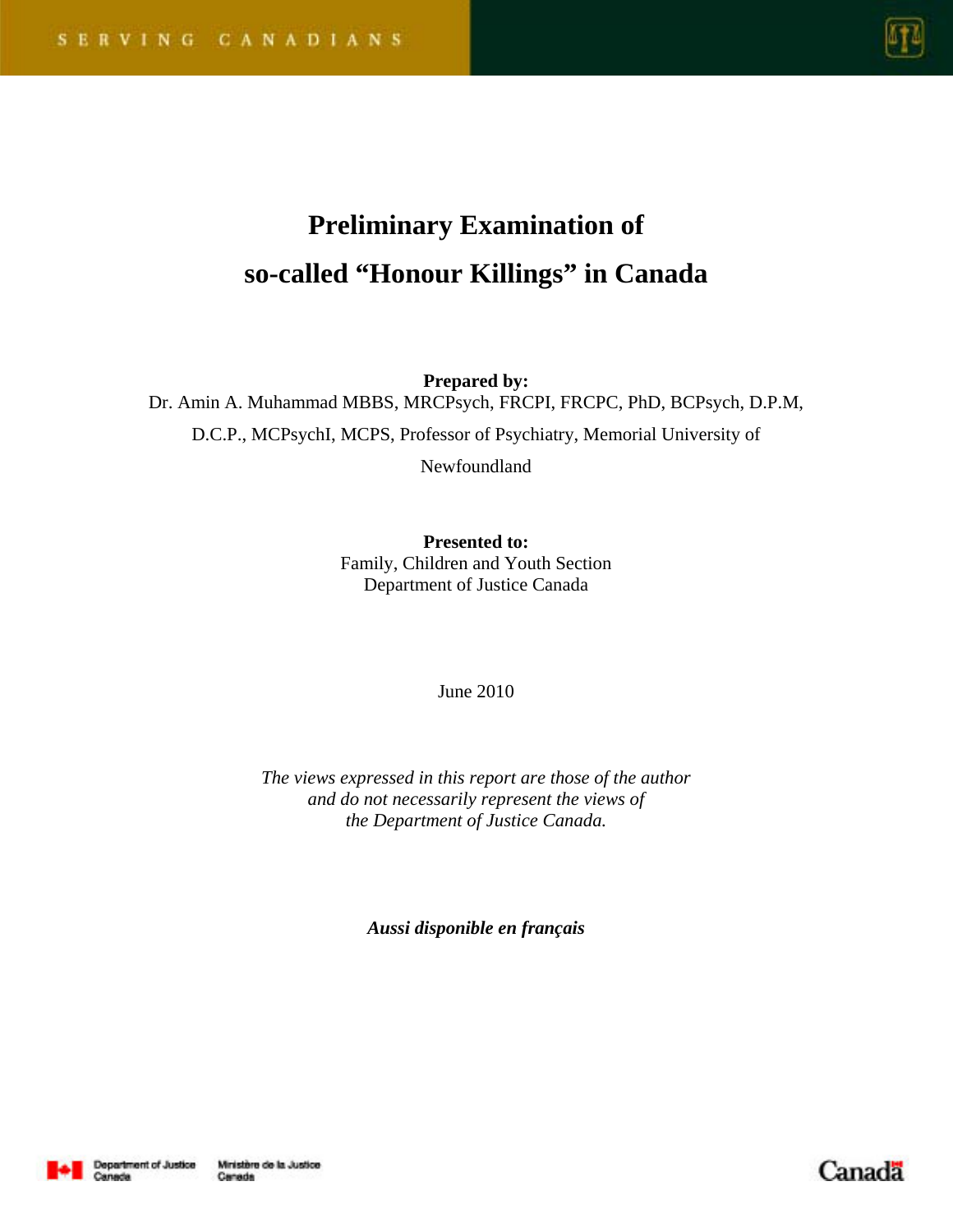SERVING CANADIANS

# Preliminary Examination of so-called "Honour Killings" in Canada

**Prepared by:**
Dr. Amin A. Muhammad MBBS, MRCPsych, FRCPI, FRCPC, PhD, BCPsych, D.P.M, D.C.P., MCPsychI, MCPS, Professor of Psychiatry, Memorial University of Newfoundland

**Presented to:**
Family, Children and Youth Section
Department of Justice Canada

June 2010

*The views expressed in this report are those of the author and do not necessarily represent the views of the Department of Justice Canada.*

***Aussi disponible en français***

Department of Justice Canada | Ministère de la Justice Canada

Canada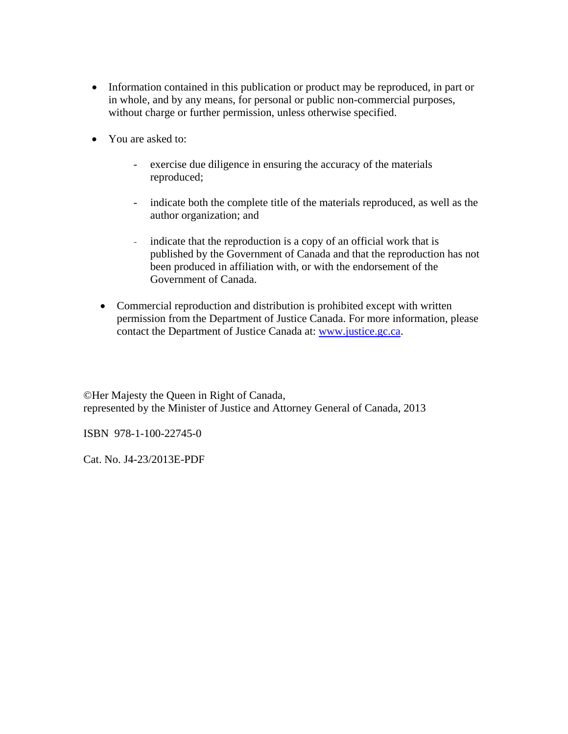- Information contained in this publication or product may be reproduced, in part or in whole, and by any means, for personal or public non-commercial purposes, without charge or further permission, unless otherwise specified.

- You are asked to:

    - exercise due diligence in ensuring the accuracy of the materials reproduced;

    - indicate both the complete title of the materials reproduced, as well as the author organization; and

    - indicate that the reproduction is a copy of an official work that is published by the Government of Canada and that the reproduction has not been produced in affiliation with, or with the endorsement of the Government of Canada.

- Commercial reproduction and distribution is prohibited except with written permission from the Department of Justice Canada. For more information, please contact the Department of Justice Canada at: [www.justice.gc.ca](http://www.justice.gc.ca).

©Her Majesty the Queen in Right of Canada,
represented by the Minister of Justice and Attorney General of Canada, 2013

ISBN 978-1-100-22745-0

Cat. No. J4-23/2013E-PDF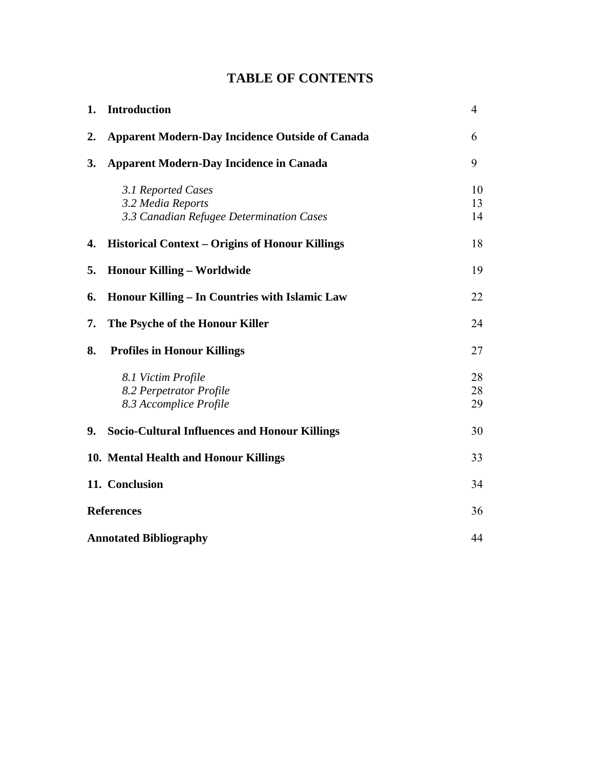# TABLE OF CONTENTS

| | | |
|---|---|---|
| **1.** | **Introduction** | 4 |
| **2.** | **Apparent Modern-Day Incidence Outside of Canada** | 6 |
| **3.** | **Apparent Modern-Day Incidence in Canada** | 9 |
| | *3.1 Reported Cases* | 10 |
| | *3.2 Media Reports* | 13 |
| | *3.3 Canadian Refugee Determination Cases* | 14 |
| **4.** | **Historical Context – Origins of Honour Killings** | 18 |
| **5.** | **Honour Killing – Worldwide** | 19 |
| **6.** | **Honour Killing – In Countries with Islamic Law** | 22 |
| **7.** | **The Psyche of the Honour Killer** | 24 |
| **8.** | **Profiles in Honour Killings** | 27 |
| | *8.1 Victim Profile* | 28 |
| | *8.2 Perpetrator Profile* | 28 |
| | *8.3 Accomplice Profile* | 29 |
| **9.** | **Socio-Cultural Influences and Honour Killings** | 30 |
| **10.** | **Mental Health and Honour Killings** | 33 |
| **11.** | **Conclusion** | 34 |
| | **References** | 36 |
| | **Annotated Bibliography** | 44 |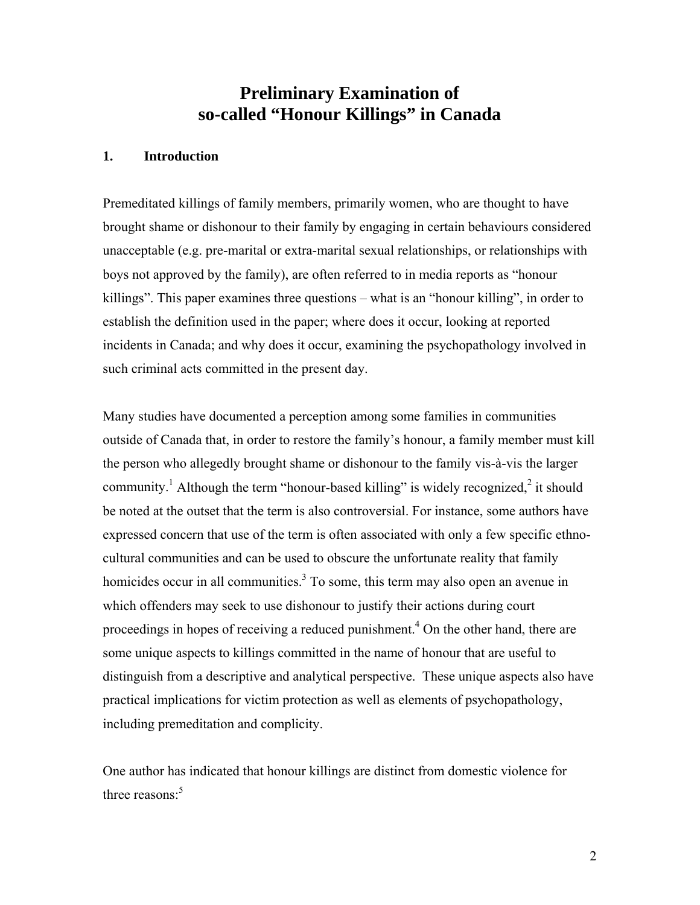# Preliminary Examination of so-called "Honour Killings" in Canada

## 1. Introduction

Premeditated killings of family members, primarily women, who are thought to have brought shame or dishonour to their family by engaging in certain behaviours considered unacceptable (e.g. pre-marital or extra-marital sexual relationships, or relationships with boys not approved by the family), are often referred to in media reports as "honour killings". This paper examines three questions – what is an "honour killing", in order to establish the definition used in the paper; where does it occur, looking at reported incidents in Canada; and why does it occur, examining the psychopathology involved in such criminal acts committed in the present day.

Many studies have documented a perception among some families in communities outside of Canada that, in order to restore the family's honour, a family member must kill the person who allegedly brought shame or dishonour to the family vis-à-vis the larger community.[1] Although the term "honour-based killing" is widely recognized,[2] it should be noted at the outset that the term is also controversial. For instance, some authors have expressed concern that use of the term is often associated with only a few specific ethno-cultural communities and can be used to obscure the unfortunate reality that family homicides occur in all communities.[3] To some, this term may also open an avenue in which offenders may seek to use dishonour to justify their actions during court proceedings in hopes of receiving a reduced punishment.[4] On the other hand, there are some unique aspects to killings committed in the name of honour that are useful to distinguish from a descriptive and analytical perspective. These unique aspects also have practical implications for victim protection as well as elements of psychopathology, including premeditation and complicity.

One author has indicated that honour killings are distinct from domestic violence for three reasons:[5]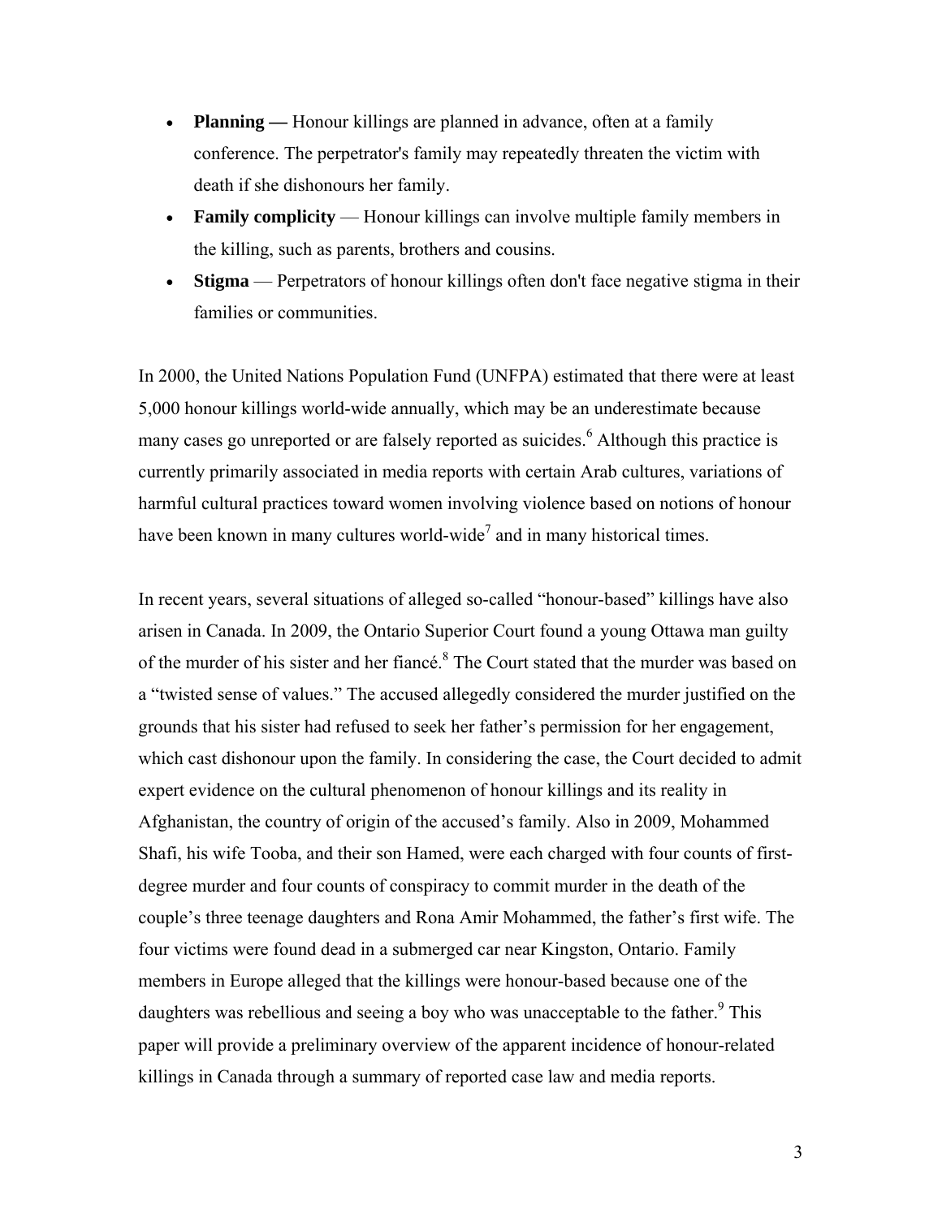- **Planning —** Honour killings are planned in advance, often at a family conference. The perpetrator's family may repeatedly threaten the victim with death if she dishonours her family.
- **Family complicity** — Honour killings can involve multiple family members in the killing, such as parents, brothers and cousins.
- **Stigma** — Perpetrators of honour killings often don't face negative stigma in their families or communities.

In 2000, the United Nations Population Fund (UNFPA) estimated that there were at least 5,000 honour killings world-wide annually, which may be an underestimate because many cases go unreported or are falsely reported as suicides.[6] Although this practice is currently primarily associated in media reports with certain Arab cultures, variations of harmful cultural practices toward women involving violence based on notions of honour have been known in many cultures world-wide[7] and in many historical times.

In recent years, several situations of alleged so-called "honour-based" killings have also arisen in Canada. In 2009, the Ontario Superior Court found a young Ottawa man guilty of the murder of his sister and her fiancé.[8] The Court stated that the murder was based on a "twisted sense of values." The accused allegedly considered the murder justified on the grounds that his sister had refused to seek her father's permission for her engagement, which cast dishonour upon the family. In considering the case, the Court decided to admit expert evidence on the cultural phenomenon of honour killings and its reality in Afghanistan, the country of origin of the accused's family. Also in 2009, Mohammed Shafi, his wife Tooba, and their son Hamed, were each charged with four counts of first-degree murder and four counts of conspiracy to commit murder in the death of the couple's three teenage daughters and Rona Amir Mohammed, the father's first wife. The four victims were found dead in a submerged car near Kingston, Ontario. Family members in Europe alleged that the killings were honour-based because one of the daughters was rebellious and seeing a boy who was unacceptable to the father.[9] This paper will provide a preliminary overview of the apparent incidence of honour-related killings in Canada through a summary of reported case law and media reports.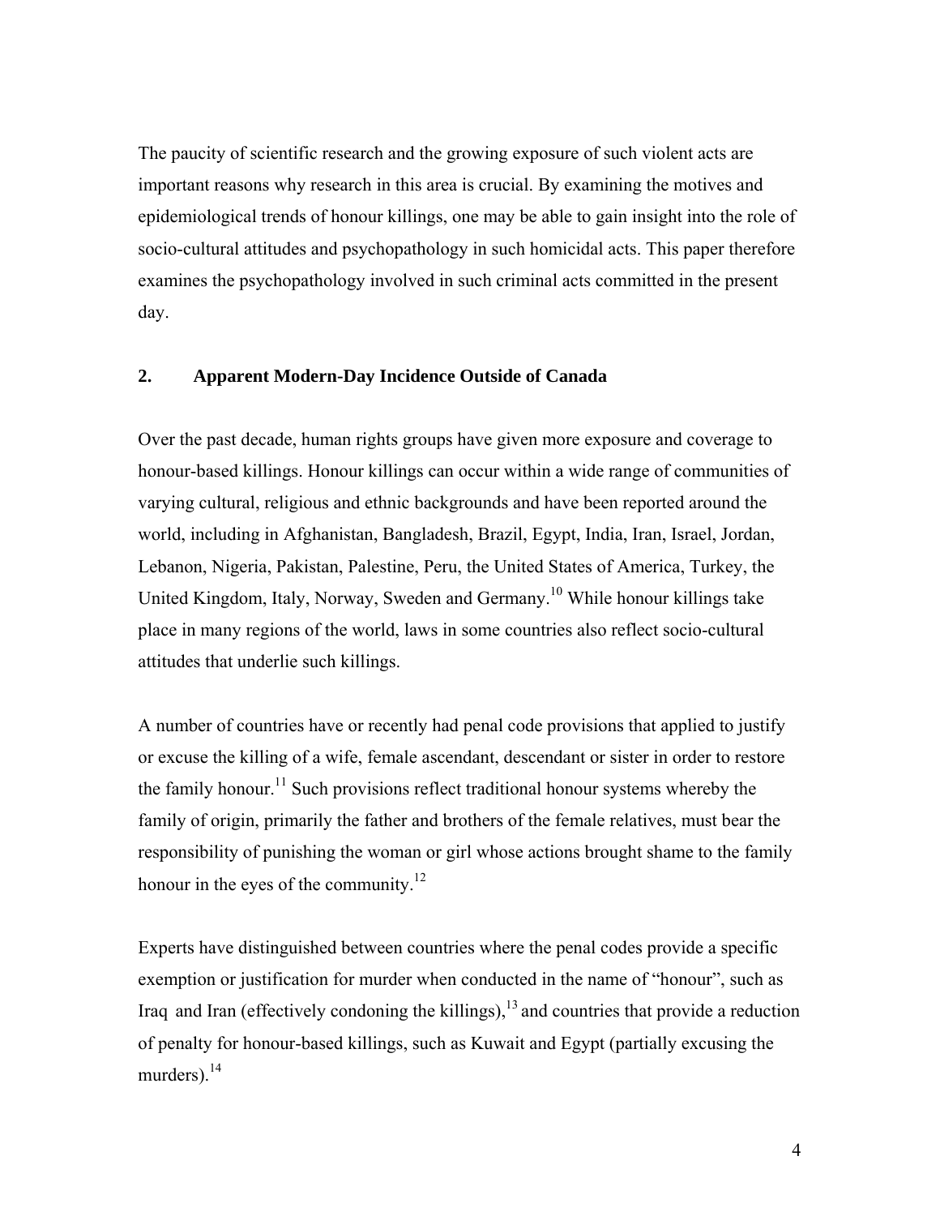The paucity of scientific research and the growing exposure of such violent acts are important reasons why research in this area is crucial. By examining the motives and epidemiological trends of honour killings, one may be able to gain insight into the role of socio-cultural attitudes and psychopathology in such homicidal acts. This paper therefore examines the psychopathology involved in such criminal acts committed in the present day.

## 2. Apparent Modern-Day Incidence Outside of Canada

Over the past decade, human rights groups have given more exposure and coverage to honour-based killings. Honour killings can occur within a wide range of communities of varying cultural, religious and ethnic backgrounds and have been reported around the world, including in Afghanistan, Bangladesh, Brazil, Egypt, India, Iran, Israel, Jordan, Lebanon, Nigeria, Pakistan, Palestine, Peru, the United States of America, Turkey, the United Kingdom, Italy, Norway, Sweden and Germany.[10] While honour killings take place in many regions of the world, laws in some countries also reflect socio-cultural attitudes that underlie such killings.

A number of countries have or recently had penal code provisions that applied to justify or excuse the killing of a wife, female ascendant, descendant or sister in order to restore the family honour.[11] Such provisions reflect traditional honour systems whereby the family of origin, primarily the father and brothers of the female relatives, must bear the responsibility of punishing the woman or girl whose actions brought shame to the family honour in the eyes of the community.[12]

Experts have distinguished between countries where the penal codes provide a specific exemption or justification for murder when conducted in the name of "honour", such as Iraq and Iran (effectively condoning the killings),[13] and countries that provide a reduction of penalty for honour-based killings, such as Kuwait and Egypt (partially excusing the murders).[14]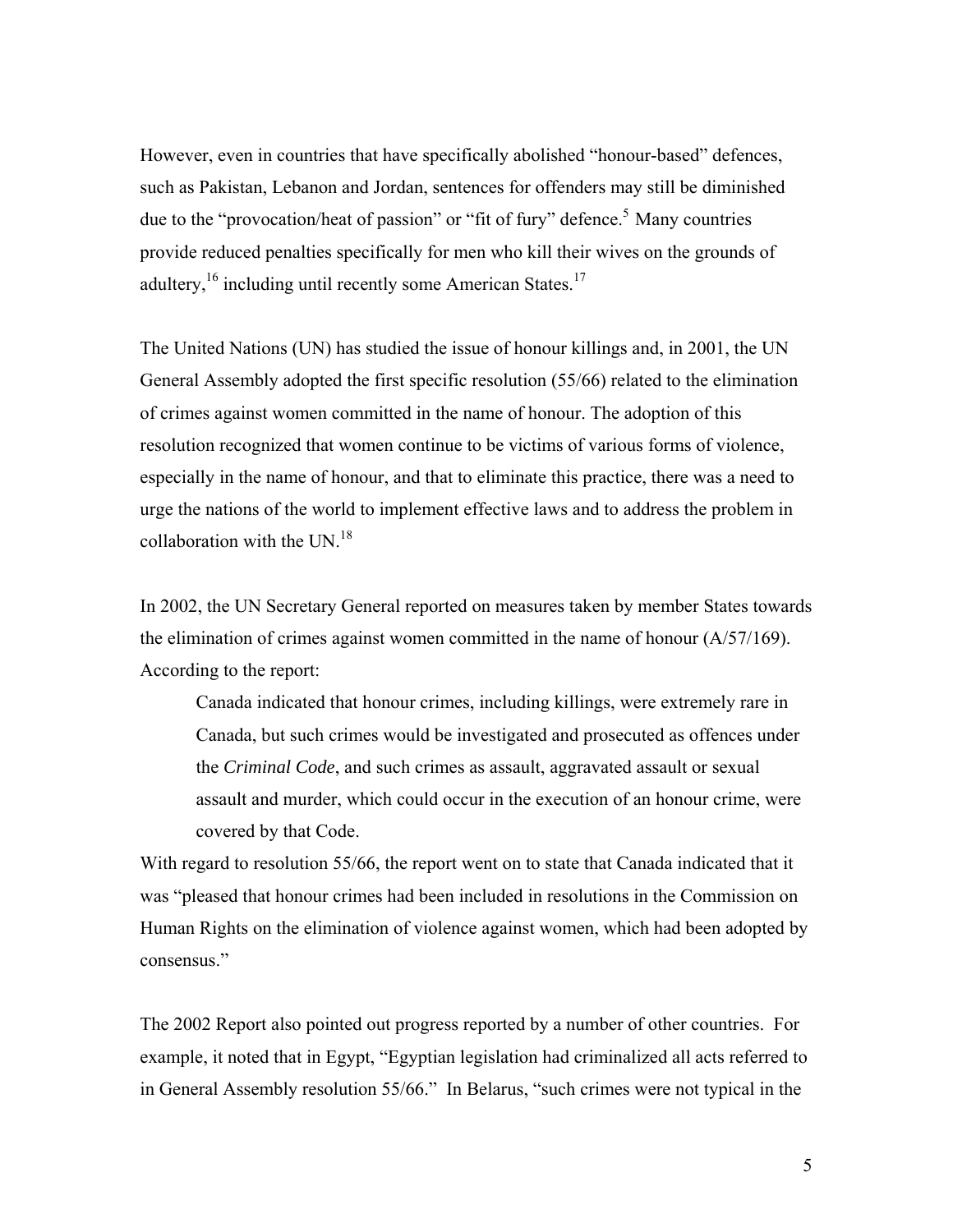However, even in countries that have specifically abolished "honour-based" defences, such as Pakistan, Lebanon and Jordan, sentences for offenders may still be diminished due to the "provocation/heat of passion" or "fit of fury" defence.[5] Many countries provide reduced penalties specifically for men who kill their wives on the grounds of adultery,[16] including until recently some American States.[17]

The United Nations (UN) has studied the issue of honour killings and, in 2001, the UN General Assembly adopted the first specific resolution (55/66) related to the elimination of crimes against women committed in the name of honour. The adoption of this resolution recognized that women continue to be victims of various forms of violence, especially in the name of honour, and that to eliminate this practice, there was a need to urge the nations of the world to implement effective laws and to address the problem in collaboration with the UN.[18]

In 2002, the UN Secretary General reported on measures taken by member States towards the elimination of crimes against women committed in the name of honour (A/57/169). According to the report:

> Canada indicated that honour crimes, including killings, were extremely rare in Canada, but such crimes would be investigated and prosecuted as offences under the *Criminal Code*, and such crimes as assault, aggravated assault or sexual assault and murder, which could occur in the execution of an honour crime, were covered by that Code.

With regard to resolution 55/66, the report went on to state that Canada indicated that it was "pleased that honour crimes had been included in resolutions in the Commission on Human Rights on the elimination of violence against women, which had been adopted by consensus."

The 2002 Report also pointed out progress reported by a number of other countries. For example, it noted that in Egypt, "Egyptian legislation had criminalized all acts referred to in General Assembly resolution 55/66." In Belarus, "such crimes were not typical in the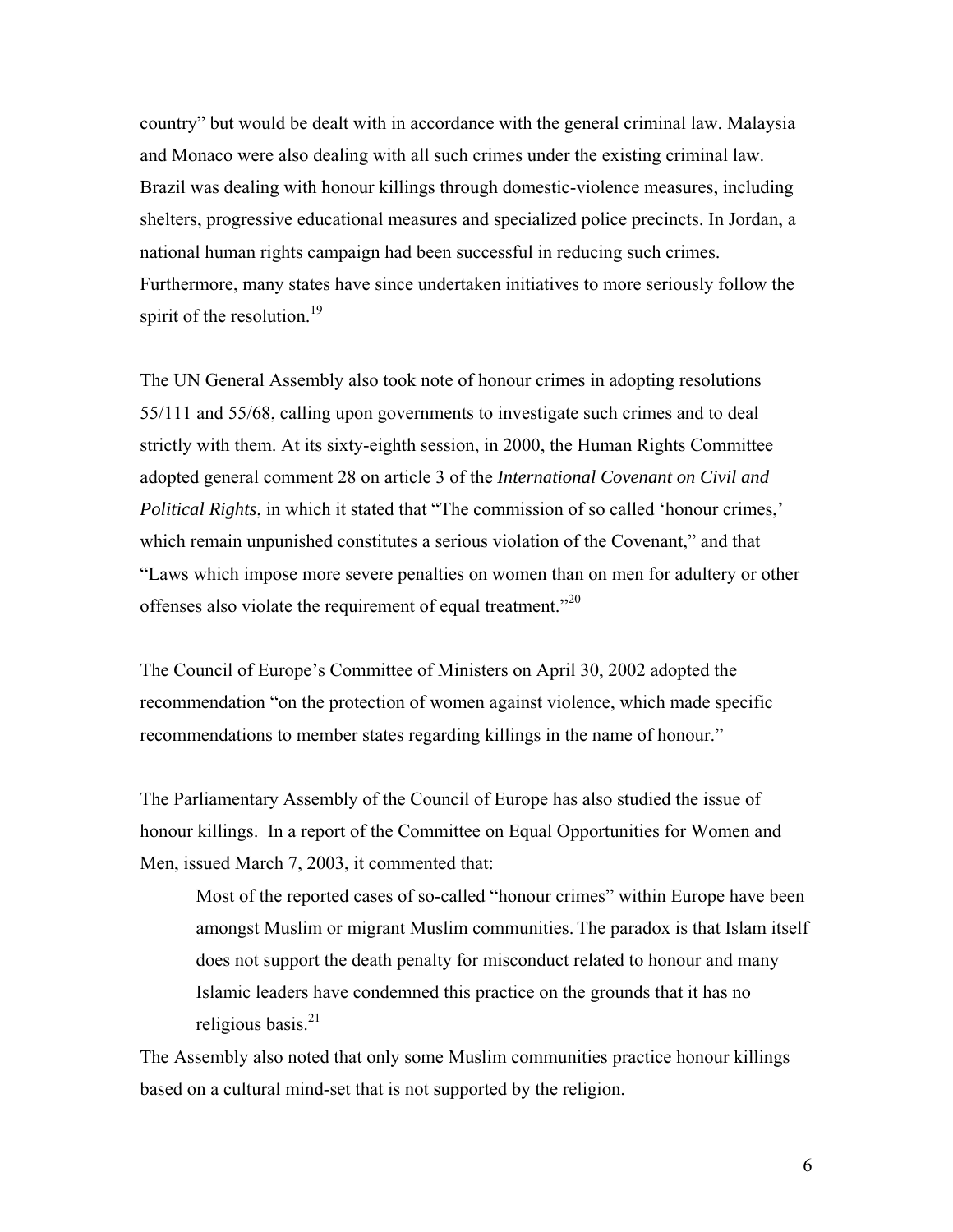country" but would be dealt with in accordance with the general criminal law. Malaysia and Monaco were also dealing with all such crimes under the existing criminal law. Brazil was dealing with honour killings through domestic-violence measures, including shelters, progressive educational measures and specialized police precincts. In Jordan, a national human rights campaign had been successful in reducing such crimes. Furthermore, many states have since undertaken initiatives to more seriously follow the spirit of the resolution.[19]

The UN General Assembly also took note of honour crimes in adopting resolutions 55/111 and 55/68, calling upon governments to investigate such crimes and to deal strictly with them. At its sixty-eighth session, in 2000, the Human Rights Committee adopted general comment 28 on article 3 of the *International Covenant on Civil and Political Rights*, in which it stated that "The commission of so called 'honour crimes,' which remain unpunished constitutes a serious violation of the Covenant," and that "Laws which impose more severe penalties on women than on men for adultery or other offenses also violate the requirement of equal treatment."[20]

The Council of Europe's Committee of Ministers on April 30, 2002 adopted the recommendation "on the protection of women against violence, which made specific recommendations to member states regarding killings in the name of honour."

The Parliamentary Assembly of the Council of Europe has also studied the issue of honour killings. In a report of the Committee on Equal Opportunities for Women and Men, issued March 7, 2003, it commented that:

> Most of the reported cases of so-called "honour crimes" within Europe have been amongst Muslim or migrant Muslim communities. The paradox is that Islam itself does not support the death penalty for misconduct related to honour and many Islamic leaders have condemned this practice on the grounds that it has no religious basis.[21]

The Assembly also noted that only some Muslim communities practice honour killings based on a cultural mind-set that is not supported by the religion.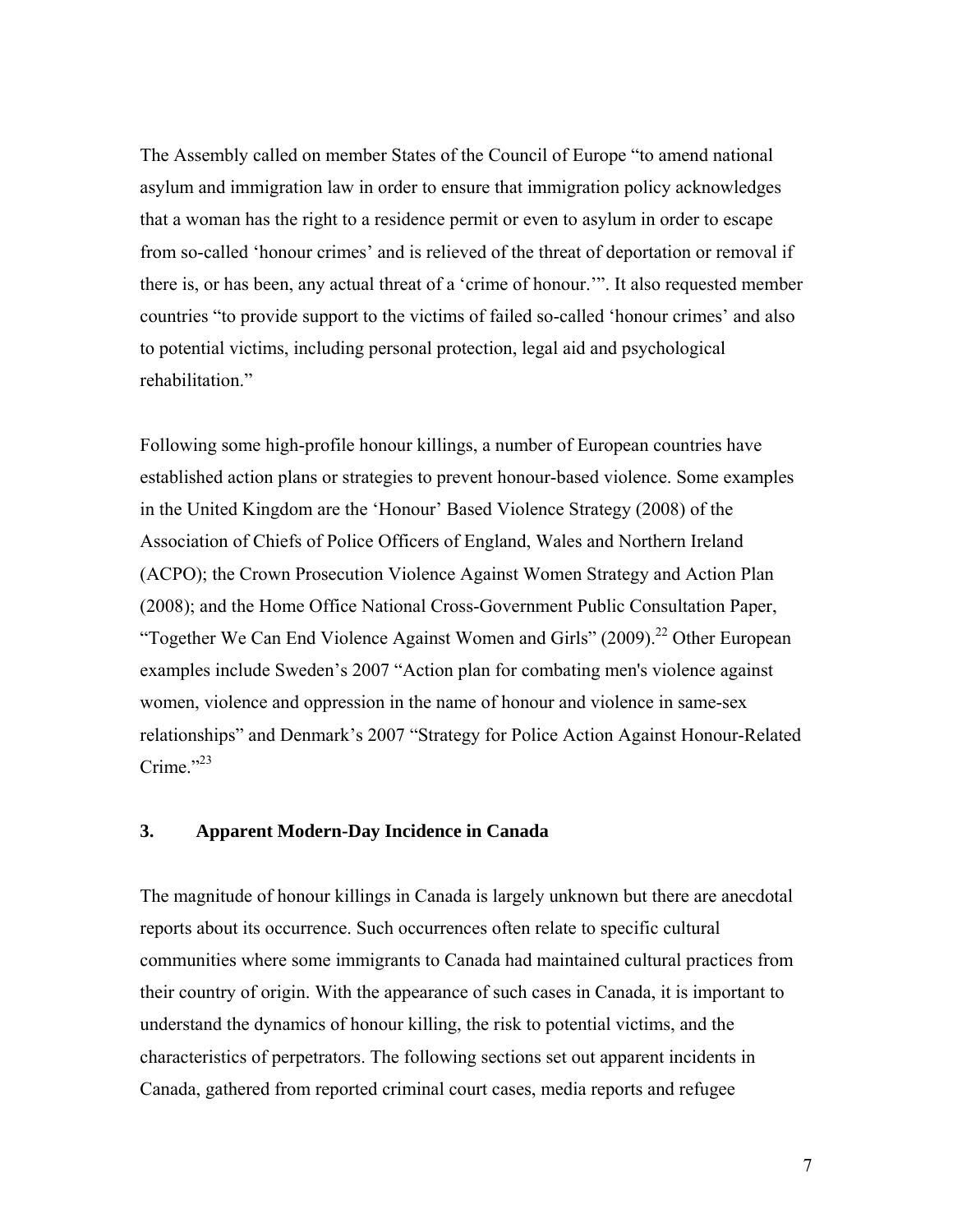The Assembly called on member States of the Council of Europe “to amend national asylum and immigration law in order to ensure that immigration policy acknowledges that a woman has the right to a residence permit or even to asylum in order to escape from so-called ‘honour crimes’ and is relieved of the threat of deportation or removal if there is, or has been, any actual threat of a ‘crime of honour.’”. It also requested member countries “to provide support to the victims of failed so-called ‘honour crimes’ and also to potential victims, including personal protection, legal aid and psychological rehabilitation.”

Following some high-profile honour killings, a number of European countries have established action plans or strategies to prevent honour-based violence. Some examples in the United Kingdom are the ‘Honour’ Based Violence Strategy (2008) of the Association of Chiefs of Police Officers of England, Wales and Northern Ireland (ACPO); the Crown Prosecution Violence Against Women Strategy and Action Plan (2008); and the Home Office National Cross-Government Public Consultation Paper, “Together We Can End Violence Against Women and Girls” (2009).[22] Other European examples include Sweden’s 2007 “Action plan for combating men's violence against women, violence and oppression in the name of honour and violence in same-sex relationships” and Denmark’s 2007 “Strategy for Police Action Against Honour-Related Crime.”[23]

## 3. Apparent Modern-Day Incidence in Canada

The magnitude of honour killings in Canada is largely unknown but there are anecdotal reports about its occurrence. Such occurrences often relate to specific cultural communities where some immigrants to Canada had maintained cultural practices from their country of origin. With the appearance of such cases in Canada, it is important to understand the dynamics of honour killing, the risk to potential victims, and the characteristics of perpetrators. The following sections set out apparent incidents in Canada, gathered from reported criminal court cases, media reports and refugee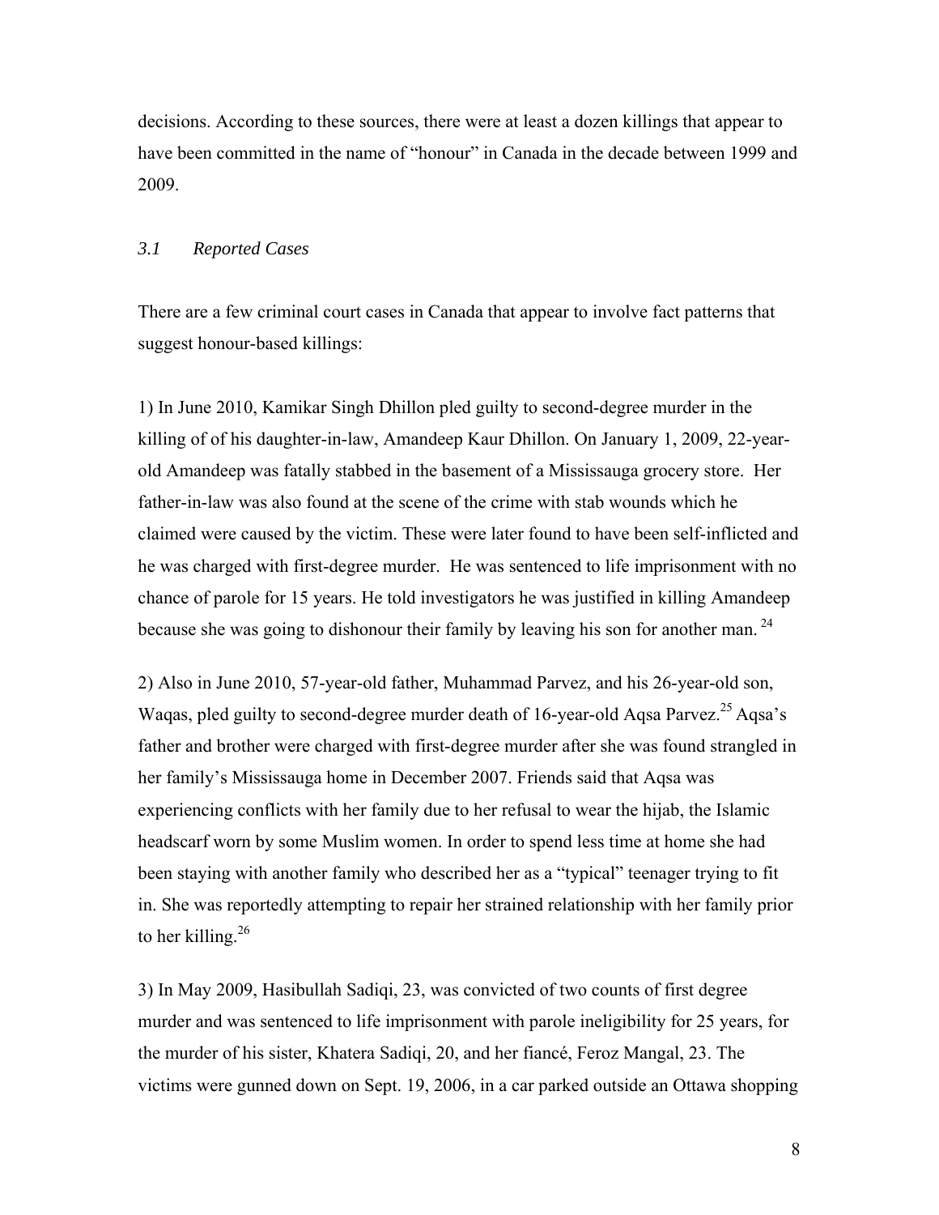decisions. According to these sources, there were at least a dozen killings that appear to have been committed in the name of "honour" in Canada in the decade between 1999 and 2009.

### *3.1 Reported Cases*

There are a few criminal court cases in Canada that appear to involve fact patterns that suggest honour-based killings:

1) In June 2010, Kamikar Singh Dhillon pled guilty to second-degree murder in the killing of of his daughter-in-law, Amandeep Kaur Dhillon. On January 1, 2009, 22-year-old Amandeep was fatally stabbed in the basement of a Mississauga grocery store. Her father-in-law was also found at the scene of the crime with stab wounds which he claimed were caused by the victim. These were later found to have been self-inflicted and he was charged with first-degree murder. He was sentenced to life imprisonment with no chance of parole for 15 years. He told investigators he was justified in killing Amandeep because she was going to dishonour their family by leaving his son for another man.[24]

2) Also in June 2010, 57-year-old father, Muhammad Parvez, and his 26-year-old son, Waqas, pled guilty to second-degree murder death of 16-year-old Aqsa Parvez.[25] Aqsa's father and brother were charged with first-degree murder after she was found strangled in her family's Mississauga home in December 2007. Friends said that Aqsa was experiencing conflicts with her family due to her refusal to wear the hijab, the Islamic headscarf worn by some Muslim women. In order to spend less time at home she had been staying with another family who described her as a "typical" teenager trying to fit in. She was reportedly attempting to repair her strained relationship with her family prior to her killing.[26]

3) In May 2009, Hasibullah Sadiqi, 23, was convicted of two counts of first degree murder and was sentenced to life imprisonment with parole ineligibility for 25 years, for the murder of his sister, Khatera Sadiqi, 20, and her fiancé, Feroz Mangal, 23. The victims were gunned down on Sept. 19, 2006, in a car parked outside an Ottawa shopping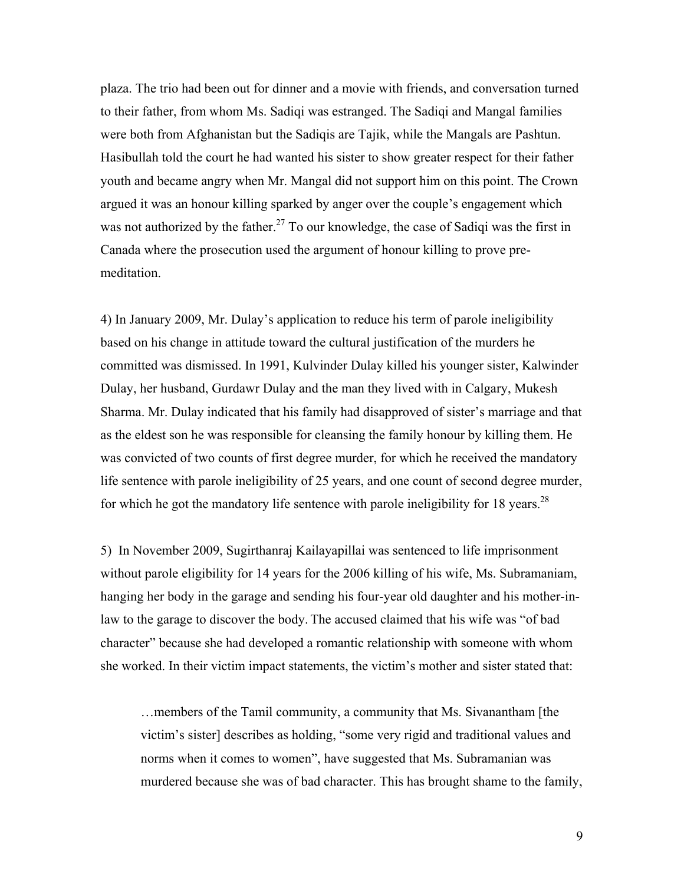plaza. The trio had been out for dinner and a movie with friends, and conversation turned to their father, from whom Ms. Sadiqi was estranged. The Sadiqi and Mangal families were both from Afghanistan but the Sadiqis are Tajik, while the Mangals are Pashtun. Hasibullah told the court he had wanted his sister to show greater respect for their father youth and became angry when Mr. Mangal did not support him on this point. The Crown argued it was an honour killing sparked by anger over the couple's engagement which was not authorized by the father.[27] To our knowledge, the case of Sadiqi was the first in Canada where the prosecution used the argument of honour killing to prove pre-meditation.

4) In January 2009, Mr. Dulay's application to reduce his term of parole ineligibility based on his change in attitude toward the cultural justification of the murders he committed was dismissed. In 1991, Kulvinder Dulay killed his younger sister, Kalwinder Dulay, her husband, Gurdawr Dulay and the man they lived with in Calgary, Mukesh Sharma. Mr. Dulay indicated that his family had disapproved of sister's marriage and that as the eldest son he was responsible for cleansing the family honour by killing them. He was convicted of two counts of first degree murder, for which he received the mandatory life sentence with parole ineligibility of 25 years, and one count of second degree murder, for which he got the mandatory life sentence with parole ineligibility for 18 years.[28]

5) In November 2009, Sugirthanraj Kailayapillai was sentenced to life imprisonment without parole eligibility for 14 years for the 2006 killing of his wife, Ms. Subramaniam, hanging her body in the garage and sending his four-year old daughter and his mother-in-law to the garage to discover the body. The accused claimed that his wife was "of bad character" because she had developed a romantic relationship with someone with whom she worked. In their victim impact statements, the victim's mother and sister stated that:

> …members of the Tamil community, a community that Ms. Sivanantham [the victim's sister] describes as holding, "some very rigid and traditional values and norms when it comes to women", have suggested that Ms. Subramanian was murdered because she was of bad character. This has brought shame to the family,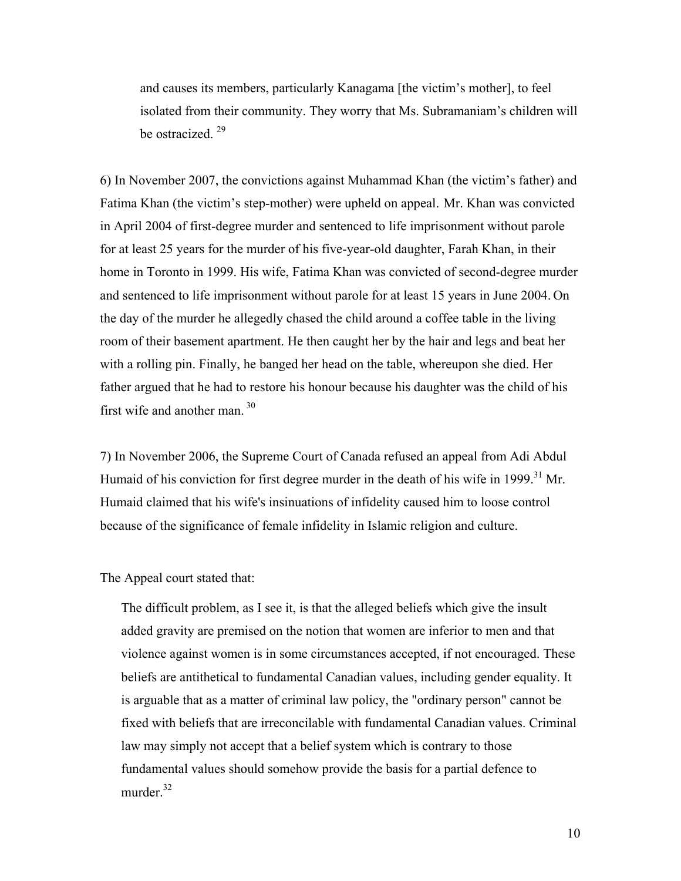> and causes its members, particularly Kanagama [the victim's mother], to feel isolated from their community. They worry that Ms. Subramaniam's children will be ostracized. [29]

6) In November 2007, the convictions against Muhammad Khan (the victim's father) and Fatima Khan (the victim's step-mother) were upheld on appeal. Mr. Khan was convicted in April 2004 of first-degree murder and sentenced to life imprisonment without parole for at least 25 years for the murder of his five-year-old daughter, Farah Khan, in their home in Toronto in 1999. His wife, Fatima Khan was convicted of second-degree murder and sentenced to life imprisonment without parole for at least 15 years in June 2004. On the day of the murder he allegedly chased the child around a coffee table in the living room of their basement apartment. He then caught her by the hair and legs and beat her with a rolling pin. Finally, he banged her head on the table, whereupon she died. Her father argued that he had to restore his honour because his daughter was the child of his first wife and another man. [30]

7) In November 2006, the Supreme Court of Canada refused an appeal from Adi Abdul Humaid of his conviction for first degree murder in the death of his wife in 1999.[31] Mr. Humaid claimed that his wife's insinuations of infidelity caused him to loose control because of the significance of female infidelity in Islamic religion and culture.

The Appeal court stated that:

> The difficult problem, as I see it, is that the alleged beliefs which give the insult added gravity are premised on the notion that women are inferior to men and that violence against women is in some circumstances accepted, if not encouraged. These beliefs are antithetical to fundamental Canadian values, including gender equality. It is arguable that as a matter of criminal law policy, the "ordinary person" cannot be fixed with beliefs that are irreconcilable with fundamental Canadian values. Criminal law may simply not accept that a belief system which is contrary to those fundamental values should somehow provide the basis for a partial defence to murder.[32]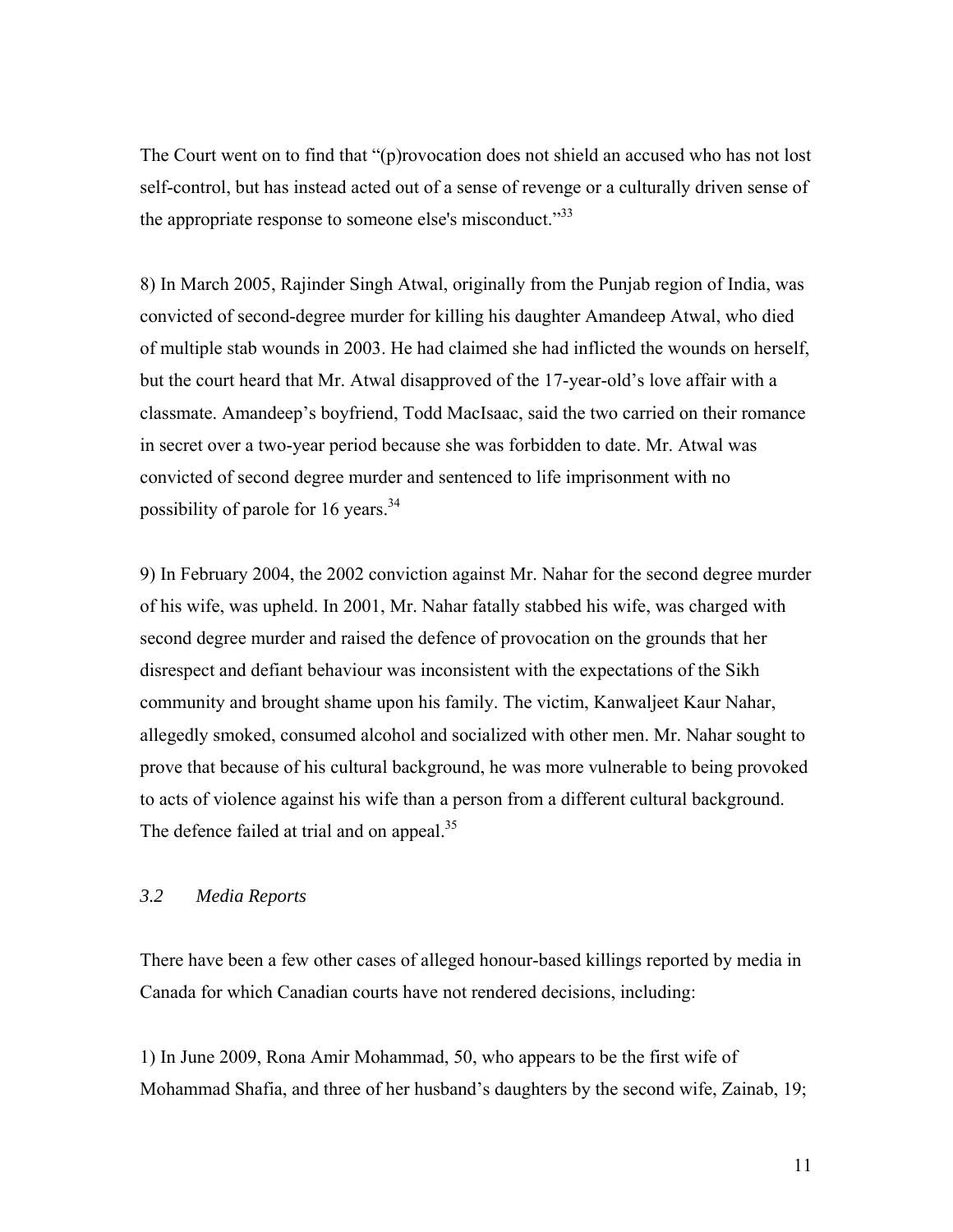The Court went on to find that "(p)rovocation does not shield an accused who has not lost self-control, but has instead acted out of a sense of revenge or a culturally driven sense of the appropriate response to someone else's misconduct."[33]

8) In March 2005, Rajinder Singh Atwal, originally from the Punjab region of India, was convicted of second-degree murder for killing his daughter Amandeep Atwal, who died of multiple stab wounds in 2003. He had claimed she had inflicted the wounds on herself, but the court heard that Mr. Atwal disapproved of the 17-year-old's love affair with a classmate. Amandeep's boyfriend, Todd MacIsaac, said the two carried on their romance in secret over a two-year period because she was forbidden to date. Mr. Atwal was convicted of second degree murder and sentenced to life imprisonment with no possibility of parole for 16 years.[34]

9) In February 2004, the 2002 conviction against Mr. Nahar for the second degree murder of his wife, was upheld. In 2001, Mr. Nahar fatally stabbed his wife, was charged with second degree murder and raised the defence of provocation on the grounds that her disrespect and defiant behaviour was inconsistent with the expectations of the Sikh community and brought shame upon his family. The victim, Kanwaljeet Kaur Nahar, allegedly smoked, consumed alcohol and socialized with other men. Mr. Nahar sought to prove that because of his cultural background, he was more vulnerable to being provoked to acts of violence against his wife than a person from a different cultural background. The defence failed at trial and on appeal.[35]

### *3.2 Media Reports*

There have been a few other cases of alleged honour-based killings reported by media in Canada for which Canadian courts have not rendered decisions, including:

1) In June 2009, Rona Amir Mohammad, 50, who appears to be the first wife of Mohammad Shafia, and three of her husband's daughters by the second wife, Zainab, 19;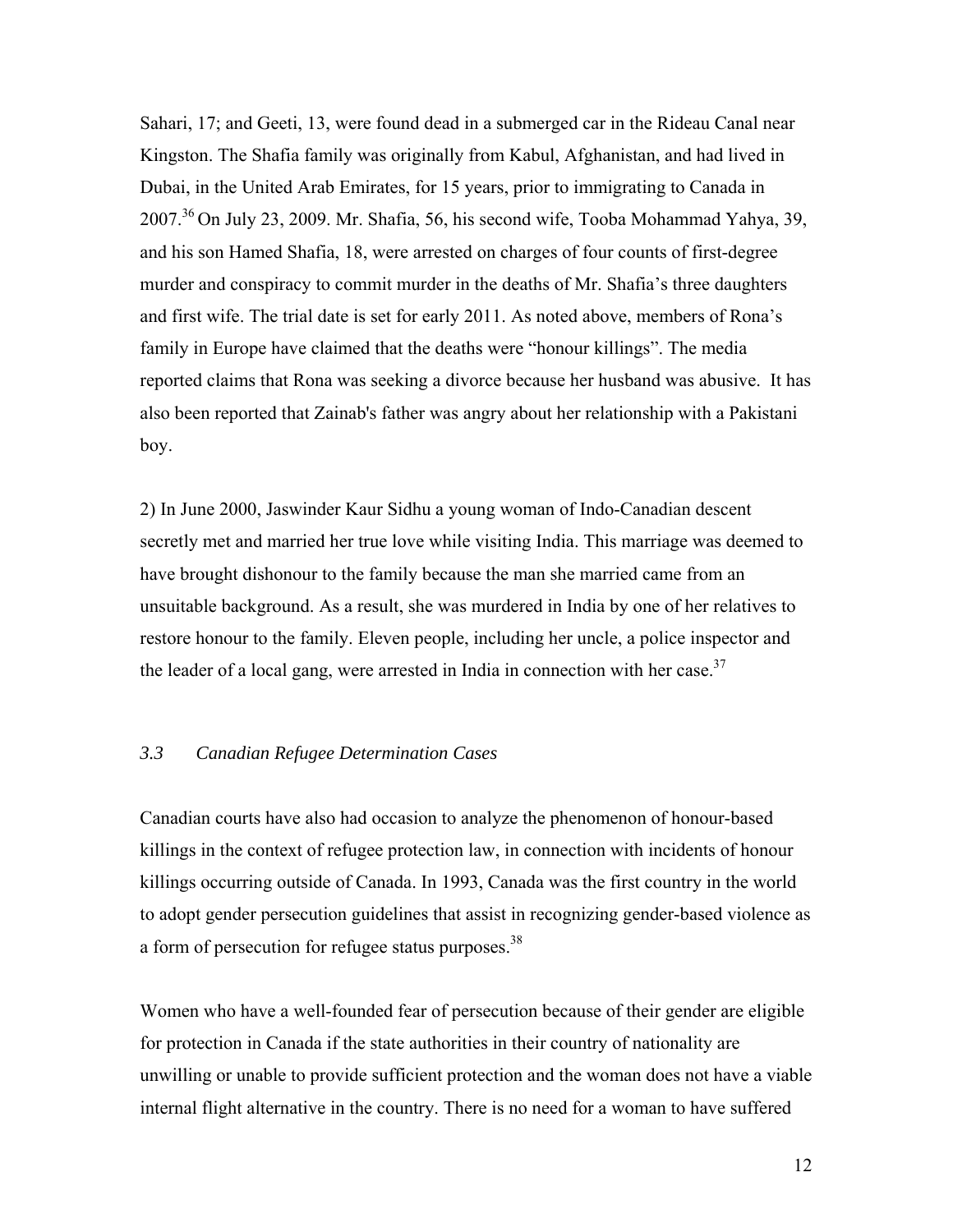Sahari, 17; and Geeti, 13, were found dead in a submerged car in the Rideau Canal near Kingston. The Shafia family was originally from Kabul, Afghanistan, and had lived in Dubai, in the United Arab Emirates, for 15 years, prior to immigrating to Canada in 2007.[36] On July 23, 2009. Mr. Shafia, 56, his second wife, Tooba Mohammad Yahya, 39, and his son Hamed Shafia, 18, were arrested on charges of four counts of first-degree murder and conspiracy to commit murder in the deaths of Mr. Shafia's three daughters and first wife. The trial date is set for early 2011. As noted above, members of Rona's family in Europe have claimed that the deaths were "honour killings". The media reported claims that Rona was seeking a divorce because her husband was abusive. It has also been reported that Zainab's father was angry about her relationship with a Pakistani boy.

2) In June 2000, Jaswinder Kaur Sidhu a young woman of Indo-Canadian descent secretly met and married her true love while visiting India. This marriage was deemed to have brought dishonour to the family because the man she married came from an unsuitable background. As a result, she was murdered in India by one of her relatives to restore honour to the family. Eleven people, including her uncle, a police inspector and the leader of a local gang, were arrested in India in connection with her case.[37]

### *3.3 Canadian Refugee Determination Cases*

Canadian courts have also had occasion to analyze the phenomenon of honour-based killings in the context of refugee protection law, in connection with incidents of honour killings occurring outside of Canada. In 1993, Canada was the first country in the world to adopt gender persecution guidelines that assist in recognizing gender-based violence as a form of persecution for refugee status purposes.[38]

Women who have a well-founded fear of persecution because of their gender are eligible for protection in Canada if the state authorities in their country of nationality are unwilling or unable to provide sufficient protection and the woman does not have a viable internal flight alternative in the country. There is no need for a woman to have suffered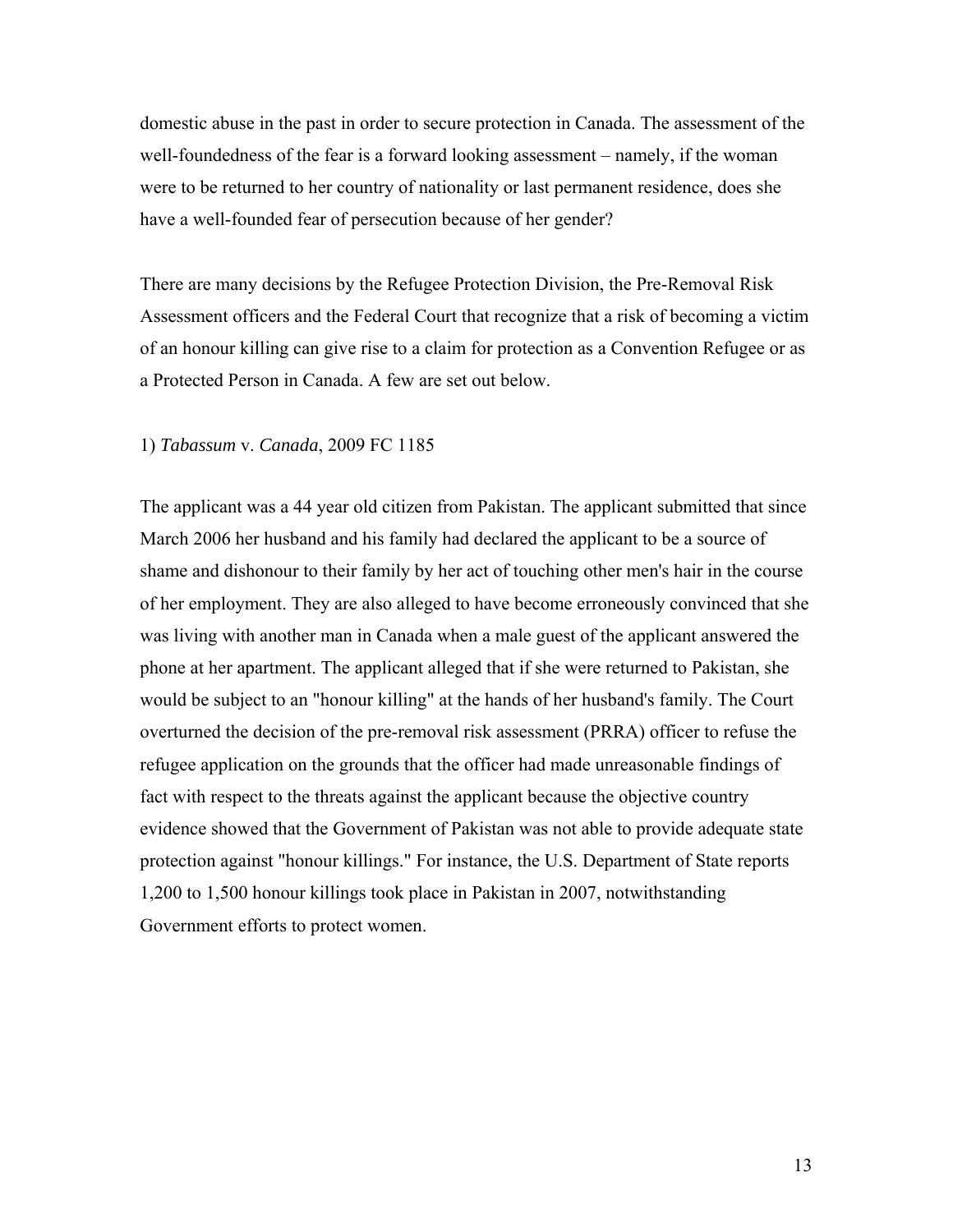domestic abuse in the past in order to secure protection in Canada. The assessment of the well-foundedness of the fear is a forward looking assessment – namely, if the woman were to be returned to her country of nationality or last permanent residence, does she have a well-founded fear of persecution because of her gender?

There are many decisions by the Refugee Protection Division, the Pre-Removal Risk Assessment officers and the Federal Court that recognize that a risk of becoming a victim of an honour killing can give rise to a claim for protection as a Convention Refugee or as a Protected Person in Canada. A few are set out below.

1) *Tabassum* v. *Canada*, 2009 FC 1185

The applicant was a 44 year old citizen from Pakistan. The applicant submitted that since March 2006 her husband and his family had declared the applicant to be a source of shame and dishonour to their family by her act of touching other men's hair in the course of her employment. They are also alleged to have become erroneously convinced that she was living with another man in Canada when a male guest of the applicant answered the phone at her apartment. The applicant alleged that if she were returned to Pakistan, she would be subject to an "honour killing" at the hands of her husband's family. The Court overturned the decision of the pre-removal risk assessment (PRRA) officer to refuse the refugee application on the grounds that the officer had made unreasonable findings of fact with respect to the threats against the applicant because the objective country evidence showed that the Government of Pakistan was not able to provide adequate state protection against "honour killings." For instance, the U.S. Department of State reports 1,200 to 1,500 honour killings took place in Pakistan in 2007, notwithstanding Government efforts to protect women.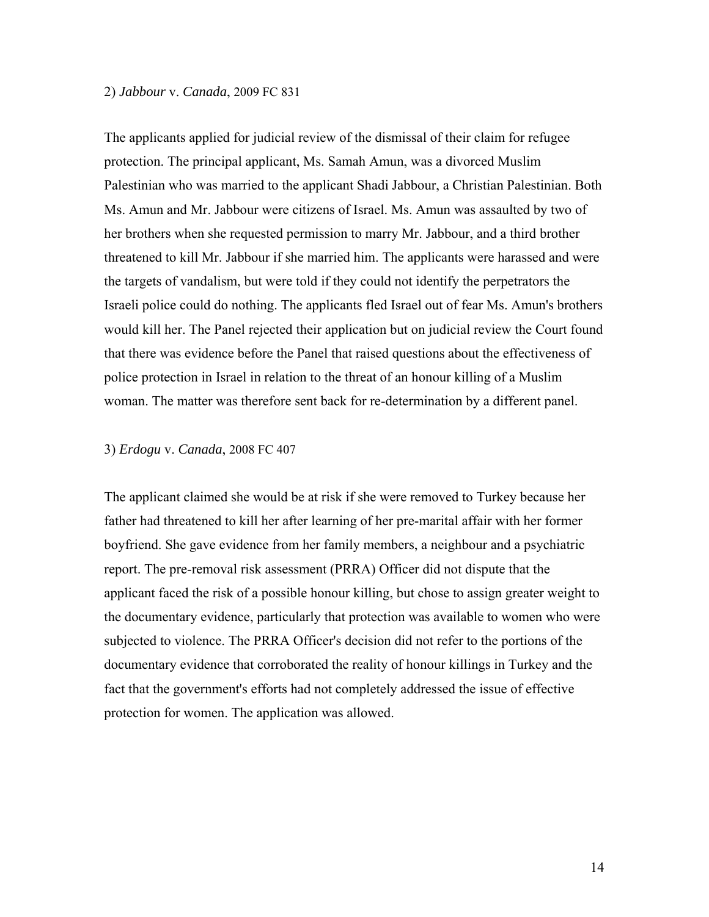2) *Jabbour* v. *Canada*, 2009 FC 831

The applicants applied for judicial review of the dismissal of their claim for refugee protection. The principal applicant, Ms. Samah Amun, was a divorced Muslim Palestinian who was married to the applicant Shadi Jabbour, a Christian Palestinian. Both Ms. Amun and Mr. Jabbour were citizens of Israel. Ms. Amun was assaulted by two of her brothers when she requested permission to marry Mr. Jabbour, and a third brother threatened to kill Mr. Jabbour if she married him. The applicants were harassed and were the targets of vandalism, but were told if they could not identify the perpetrators the Israeli police could do nothing. The applicants fled Israel out of fear Ms. Amun's brothers would kill her. The Panel rejected their application but on judicial review the Court found that there was evidence before the Panel that raised questions about the effectiveness of police protection in Israel in relation to the threat of an honour killing of a Muslim woman. The matter was therefore sent back for re-determination by a different panel.

3) *Erdogu* v. *Canada*, 2008 FC 407

The applicant claimed she would be at risk if she were removed to Turkey because her father had threatened to kill her after learning of her pre-marital affair with her former boyfriend. She gave evidence from her family members, a neighbour and a psychiatric report. The pre-removal risk assessment (PRRA) Officer did not dispute that the applicant faced the risk of a possible honour killing, but chose to assign greater weight to the documentary evidence, particularly that protection was available to women who were subjected to violence. The PRRA Officer's decision did not refer to the portions of the documentary evidence that corroborated the reality of honour killings in Turkey and the fact that the government's efforts had not completely addressed the issue of effective protection for women. The application was allowed.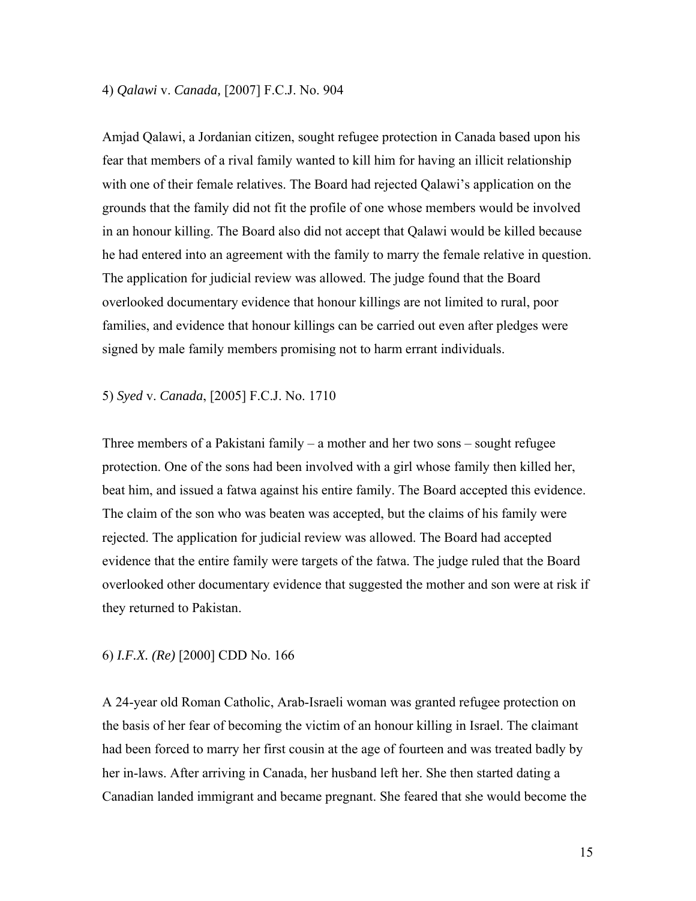4) *Qalawi* v. *Canada,* [2007] F.C.J. No. 904

Amjad Qalawi, a Jordanian citizen, sought refugee protection in Canada based upon his fear that members of a rival family wanted to kill him for having an illicit relationship with one of their female relatives. The Board had rejected Qalawi's application on the grounds that the family did not fit the profile of one whose members would be involved in an honour killing. The Board also did not accept that Qalawi would be killed because he had entered into an agreement with the family to marry the female relative in question. The application for judicial review was allowed. The judge found that the Board overlooked documentary evidence that honour killings are not limited to rural, poor families, and evidence that honour killings can be carried out even after pledges were signed by male family members promising not to harm errant individuals.

5) *Syed* v. *Canada*, [2005] F.C.J. No. 1710

Three members of a Pakistani family – a mother and her two sons – sought refugee protection. One of the sons had been involved with a girl whose family then killed her, beat him, and issued a fatwa against his entire family. The Board accepted this evidence. The claim of the son who was beaten was accepted, but the claims of his family were rejected. The application for judicial review was allowed. The Board had accepted evidence that the entire family were targets of the fatwa. The judge ruled that the Board overlooked other documentary evidence that suggested the mother and son were at risk if they returned to Pakistan.

6) *I.F.X. (Re)* [2000] CDD No. 166

A 24-year old Roman Catholic, Arab-Israeli woman was granted refugee protection on the basis of her fear of becoming the victim of an honour killing in Israel. The claimant had been forced to marry her first cousin at the age of fourteen and was treated badly by her in-laws. After arriving in Canada, her husband left her. She then started dating a Canadian landed immigrant and became pregnant. She feared that she would become the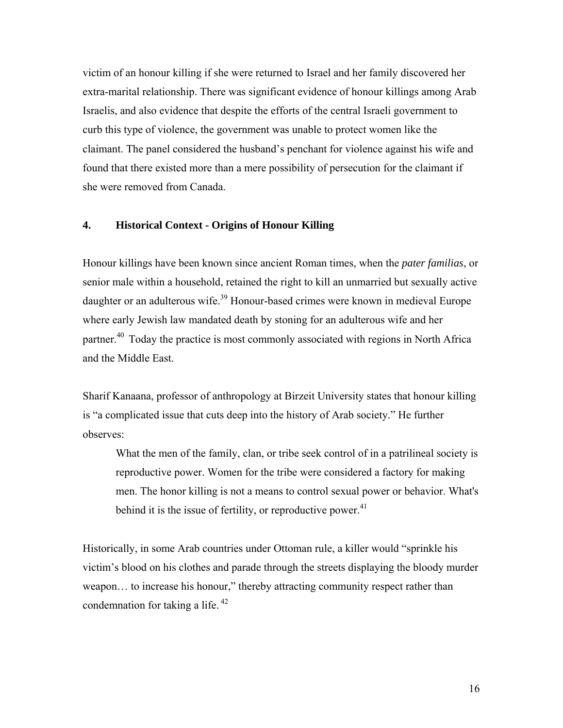victim of an honour killing if she were returned to Israel and her family discovered her extra-marital relationship. There was significant evidence of honour killings among Arab Israelis, and also evidence that despite the efforts of the central Israeli government to curb this type of violence, the government was unable to protect women like the claimant. The panel considered the husband's penchant for violence against his wife and found that there existed more than a mere possibility of persecution for the claimant if she were removed from Canada.

## 4. Historical Context - Origins of Honour Killing

Honour killings have been known since ancient Roman times, when the *pater familias*, or senior male within a household, retained the right to kill an unmarried but sexually active daughter or an adulterous wife.[39] Honour-based crimes were known in medieval Europe where early Jewish law mandated death by stoning for an adulterous wife and her partner.[40] Today the practice is most commonly associated with regions in North Africa and the Middle East.

Sharif Kanaana, professor of anthropology at Birzeit University states that honour killing is "a complicated issue that cuts deep into the history of Arab society." He further observes:

> What the men of the family, clan, or tribe seek control of in a patrilineal society is reproductive power. Women for the tribe were considered a factory for making men. The honor killing is not a means to control sexual power or behavior. What's behind it is the issue of fertility, or reproductive power.[41]

Historically, in some Arab countries under Ottoman rule, a killer would "sprinkle his victim's blood on his clothes and parade through the streets displaying the bloody murder weapon… to increase his honour," thereby attracting community respect rather than condemnation for taking a life.[42]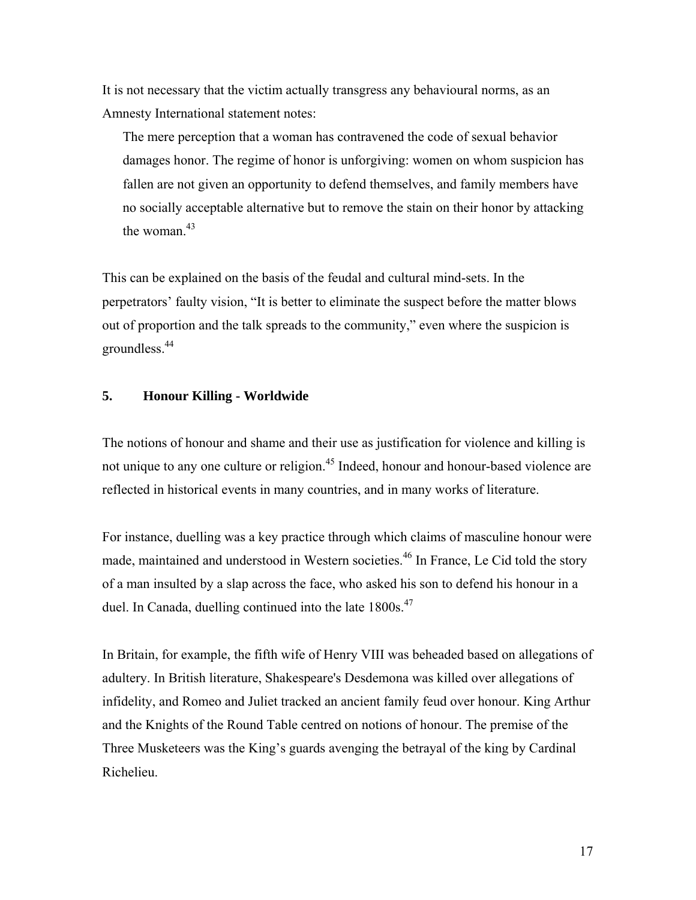It is not necessary that the victim actually transgress any behavioural norms, as an Amnesty International statement notes:

> The mere perception that a woman has contravened the code of sexual behavior damages honor. The regime of honor is unforgiving: women on whom suspicion has fallen are not given an opportunity to defend themselves, and family members have no socially acceptable alternative but to remove the stain on their honor by attacking the woman.[43]

This can be explained on the basis of the feudal and cultural mind-sets. In the perpetrators' faulty vision, "It is better to eliminate the suspect before the matter blows out of proportion and the talk spreads to the community," even where the suspicion is groundless.[44]

## 5. Honour Killing - Worldwide

The notions of honour and shame and their use as justification for violence and killing is not unique to any one culture or religion.[45] Indeed, honour and honour-based violence are reflected in historical events in many countries, and in many works of literature.

For instance, duelling was a key practice through which claims of masculine honour were made, maintained and understood in Western societies.[46] In France, Le Cid told the story of a man insulted by a slap across the face, who asked his son to defend his honour in a duel. In Canada, duelling continued into the late 1800s.[47]

In Britain, for example, the fifth wife of Henry VIII was beheaded based on allegations of adultery. In British literature, Shakespeare's Desdemona was killed over allegations of infidelity, and Romeo and Juliet tracked an ancient family feud over honour. King Arthur and the Knights of the Round Table centred on notions of honour. The premise of the Three Musketeers was the King's guards avenging the betrayal of the king by Cardinal Richelieu.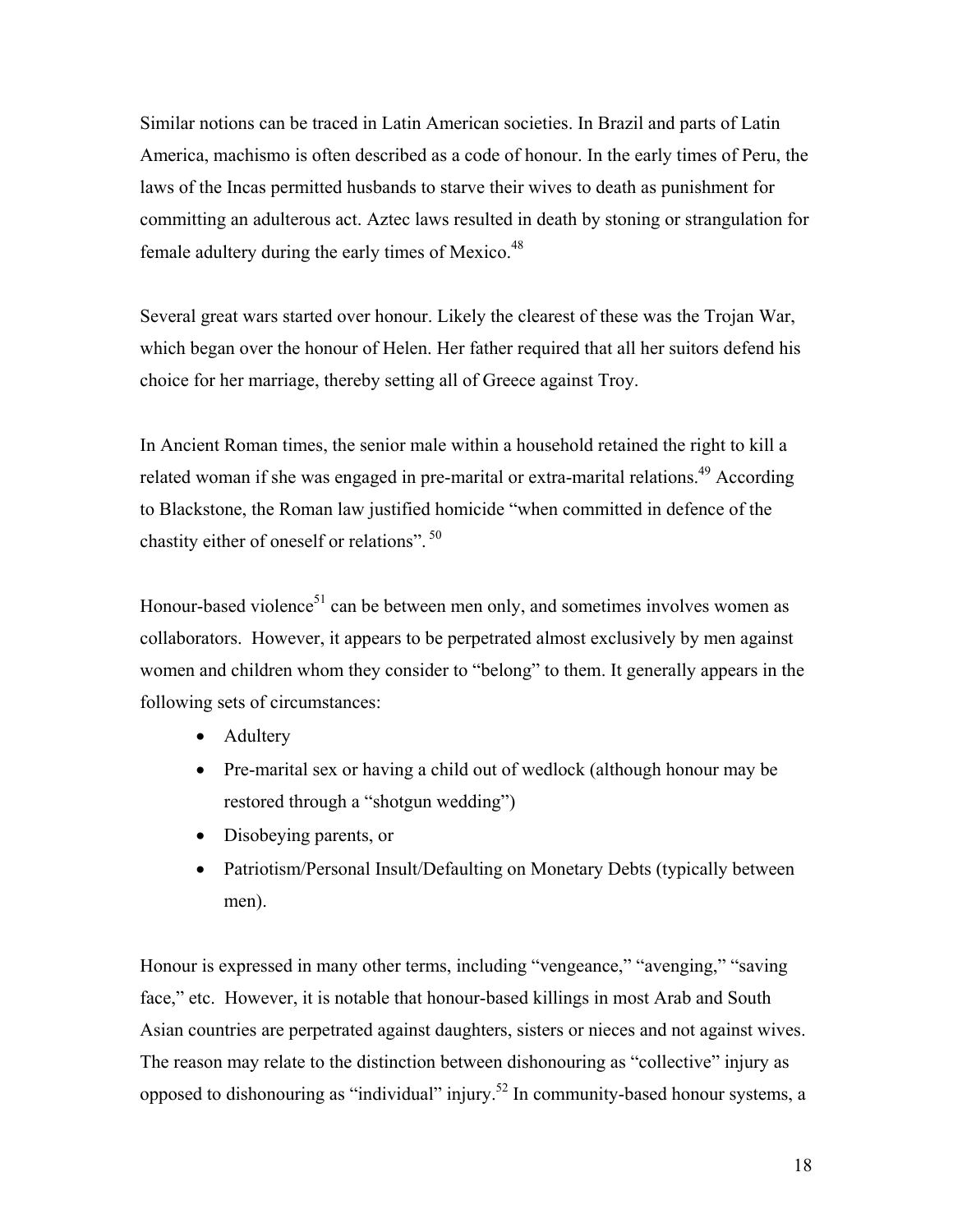Similar notions can be traced in Latin American societies. In Brazil and parts of Latin America, machismo is often described as a code of honour. In the early times of Peru, the laws of the Incas permitted husbands to starve their wives to death as punishment for committing an adulterous act. Aztec laws resulted in death by stoning or strangulation for female adultery during the early times of Mexico.[48]

Several great wars started over honour. Likely the clearest of these was the Trojan War, which began over the honour of Helen. Her father required that all her suitors defend his choice for her marriage, thereby setting all of Greece against Troy.

In Ancient Roman times, the senior male within a household retained the right to kill a related woman if she was engaged in pre-marital or extra-marital relations.[49] According to Blackstone, the Roman law justified homicide "when committed in defence of the chastity either of oneself or relations". [50]

Honour-based violence[51] can be between men only, and sometimes involves women as collaborators. However, it appears to be perpetrated almost exclusively by men against women and children whom they consider to "belong" to them. It generally appears in the following sets of circumstances:

- Adultery
- Pre-marital sex or having a child out of wedlock (although honour may be restored through a "shotgun wedding")
- Disobeying parents, or
- Patriotism/Personal Insult/Defaulting on Monetary Debts (typically between men).

Honour is expressed in many other terms, including "vengeance," "avenging," "saving face," etc. However, it is notable that honour-based killings in most Arab and South Asian countries are perpetrated against daughters, sisters or nieces and not against wives. The reason may relate to the distinction between dishonouring as "collective" injury as opposed to dishonouring as "individual" injury.[52] In community-based honour systems, a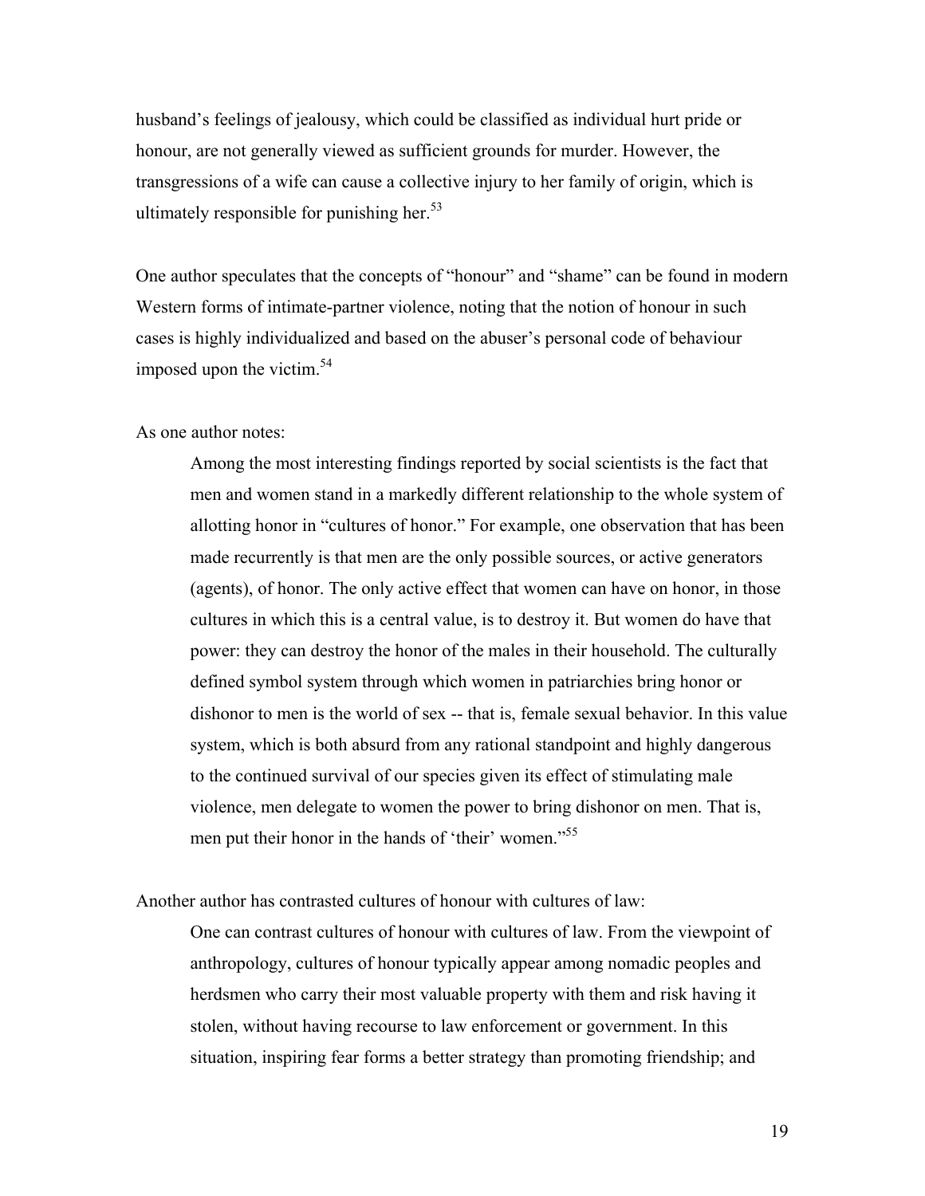husband's feelings of jealousy, which could be classified as individual hurt pride or honour, are not generally viewed as sufficient grounds for murder. However, the transgressions of a wife can cause a collective injury to her family of origin, which is ultimately responsible for punishing her.[53]

One author speculates that the concepts of "honour" and "shame" can be found in modern Western forms of intimate-partner violence, noting that the notion of honour in such cases is highly individualized and based on the abuser's personal code of behaviour imposed upon the victim.[54]

As one author notes:

> Among the most interesting findings reported by social scientists is the fact that men and women stand in a markedly different relationship to the whole system of allotting honor in "cultures of honor." For example, one observation that has been made recurrently is that men are the only possible sources, or active generators (agents), of honor. The only active effect that women can have on honor, in those cultures in which this is a central value, is to destroy it. But women do have that power: they can destroy the honor of the males in their household. The culturally defined symbol system through which women in patriarchies bring honor or dishonor to men is the world of sex -- that is, female sexual behavior. In this value system, which is both absurd from any rational standpoint and highly dangerous to the continued survival of our species given its effect of stimulating male violence, men delegate to women the power to bring dishonor on men. That is, men put their honor in the hands of 'their' women."[55]

Another author has contrasted cultures of honour with cultures of law:

> One can contrast cultures of honour with cultures of law. From the viewpoint of anthropology, cultures of honour typically appear among nomadic peoples and herdsmen who carry their most valuable property with them and risk having it stolen, without having recourse to law enforcement or government. In this situation, inspiring fear forms a better strategy than promoting friendship; and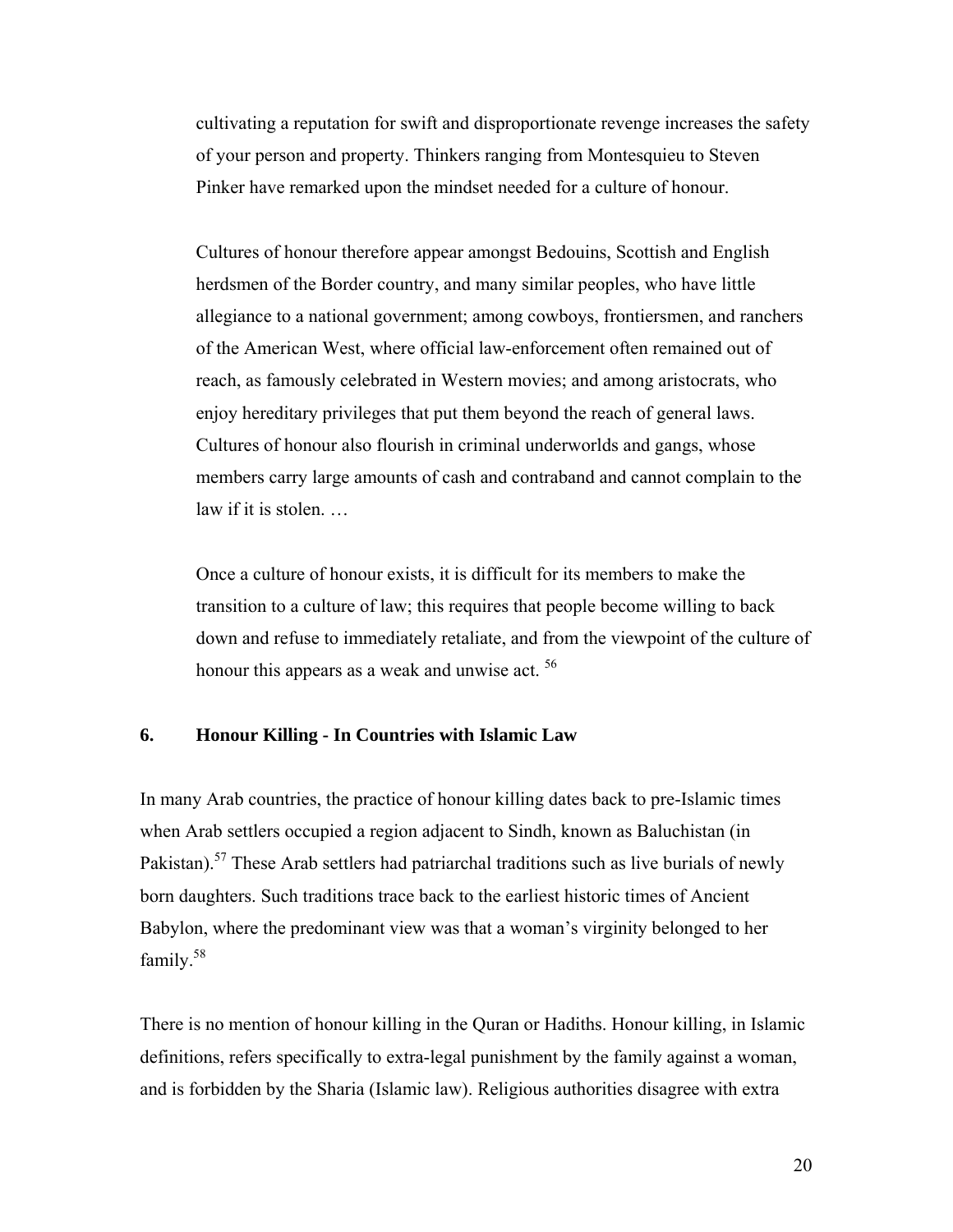cultivating a reputation for swift and disproportionate revenge increases the safety of your person and property. Thinkers ranging from Montesquieu to Steven Pinker have remarked upon the mindset needed for a culture of honour.

Cultures of honour therefore appear amongst Bedouins, Scottish and English herdsmen of the Border country, and many similar peoples, who have little allegiance to a national government; among cowboys, frontiersmen, and ranchers of the American West, where official law-enforcement often remained out of reach, as famously celebrated in Western movies; and among aristocrats, who enjoy hereditary privileges that put them beyond the reach of general laws. Cultures of honour also flourish in criminal underworlds and gangs, whose members carry large amounts of cash and contraband and cannot complain to the law if it is stolen. …

Once a culture of honour exists, it is difficult for its members to make the transition to a culture of law; this requires that people become willing to back down and refuse to immediately retaliate, and from the viewpoint of the culture of honour this appears as a weak and unwise act. [56]

## 6. Honour Killing - In Countries with Islamic Law

In many Arab countries, the practice of honour killing dates back to pre-Islamic times when Arab settlers occupied a region adjacent to Sindh, known as Baluchistan (in Pakistan).[57] These Arab settlers had patriarchal traditions such as live burials of newly born daughters. Such traditions trace back to the earliest historic times of Ancient Babylon, where the predominant view was that a woman's virginity belonged to her family.[58]

There is no mention of honour killing in the Quran or Hadiths. Honour killing, in Islamic definitions, refers specifically to extra-legal punishment by the family against a woman, and is forbidden by the Sharia (Islamic law). Religious authorities disagree with extra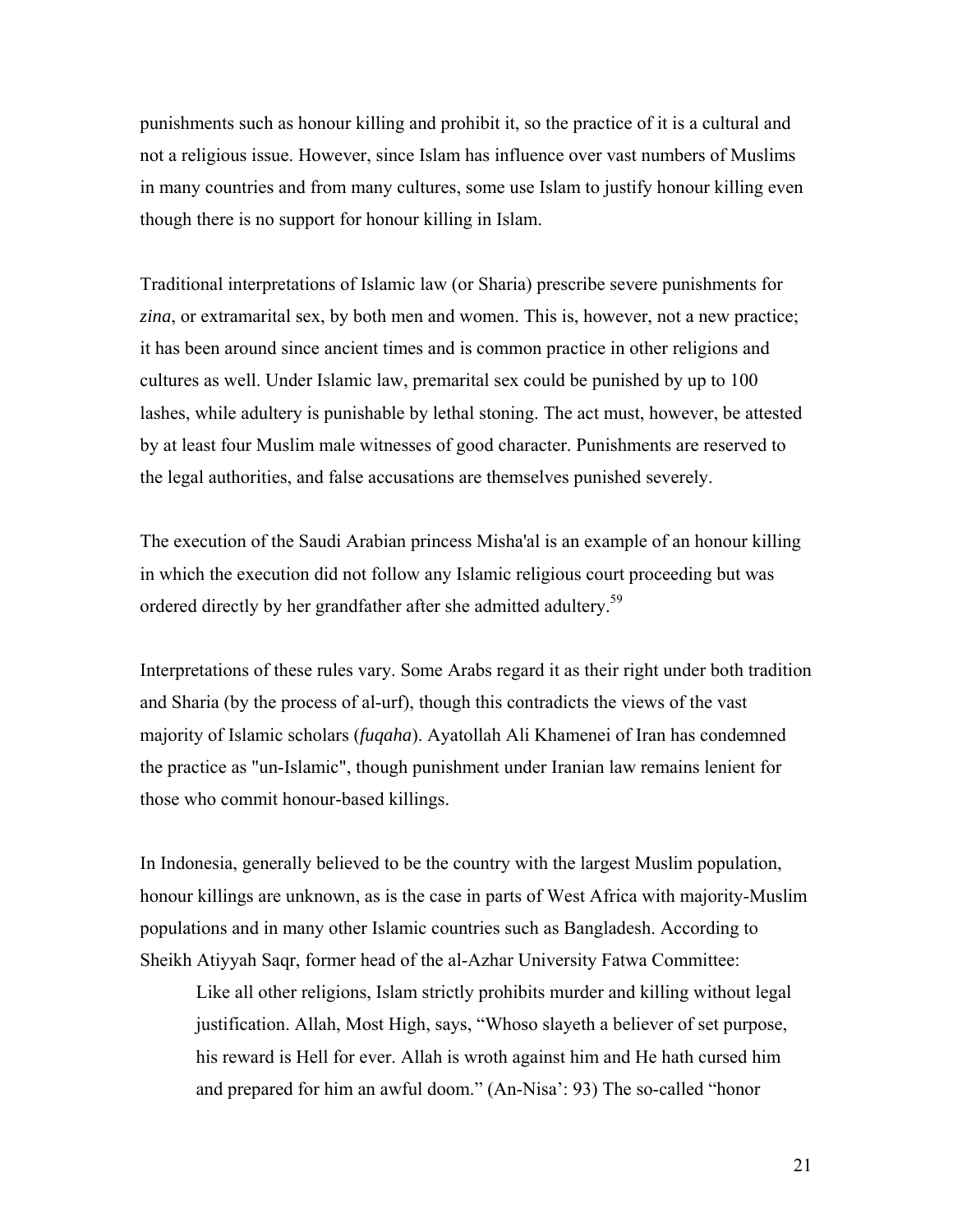punishments such as honour killing and prohibit it, so the practice of it is a cultural and not a religious issue. However, since Islam has influence over vast numbers of Muslims in many countries and from many cultures, some use Islam to justify honour killing even though there is no support for honour killing in Islam.

Traditional interpretations of Islamic law (or Sharia) prescribe severe punishments for *zina*, or extramarital sex, by both men and women. This is, however, not a new practice; it has been around since ancient times and is common practice in other religions and cultures as well. Under Islamic law, premarital sex could be punished by up to 100 lashes, while adultery is punishable by lethal stoning. The act must, however, be attested by at least four Muslim male witnesses of good character. Punishments are reserved to the legal authorities, and false accusations are themselves punished severely.

The execution of the Saudi Arabian princess Misha'al is an example of an honour killing in which the execution did not follow any Islamic religious court proceeding but was ordered directly by her grandfather after she admitted adultery.[59]

Interpretations of these rules vary. Some Arabs regard it as their right under both tradition and Sharia (by the process of al-urf), though this contradicts the views of the vast majority of Islamic scholars (*fuqaha*). Ayatollah Ali Khamenei of Iran has condemned the practice as "un-Islamic", though punishment under Iranian law remains lenient for those who commit honour-based killings.

In Indonesia, generally believed to be the country with the largest Muslim population, honour killings are unknown, as is the case in parts of West Africa with majority-Muslim populations and in many other Islamic countries such as Bangladesh. According to Sheikh Atiyyah Saqr, former head of the al-Azhar University Fatwa Committee:

> Like all other religions, Islam strictly prohibits murder and killing without legal justification. Allah, Most High, says, "Whoso slayeth a believer of set purpose, his reward is Hell for ever. Allah is wroth against him and He hath cursed him and prepared for him an awful doom." (An-Nisa': 93) The so-called "honor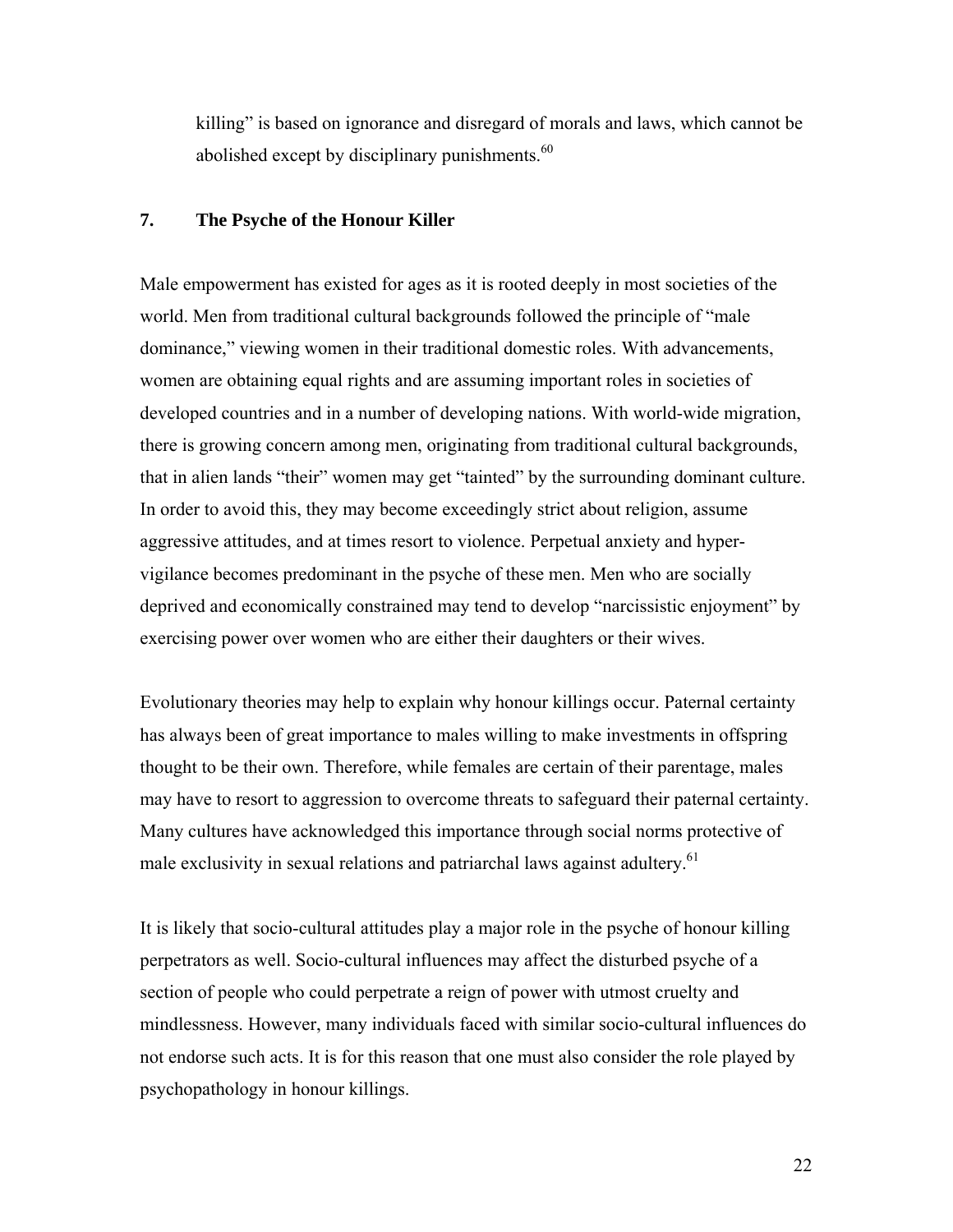killing" is based on ignorance and disregard of morals and laws, which cannot be abolished except by disciplinary punishments.[60]

## 7. The Psyche of the Honour Killer

Male empowerment has existed for ages as it is rooted deeply in most societies of the world. Men from traditional cultural backgrounds followed the principle of "male dominance," viewing women in their traditional domestic roles. With advancements, women are obtaining equal rights and are assuming important roles in societies of developed countries and in a number of developing nations. With world-wide migration, there is growing concern among men, originating from traditional cultural backgrounds, that in alien lands "their" women may get "tainted" by the surrounding dominant culture. In order to avoid this, they may become exceedingly strict about religion, assume aggressive attitudes, and at times resort to violence. Perpetual anxiety and hyper-vigilance becomes predominant in the psyche of these men. Men who are socially deprived and economically constrained may tend to develop "narcissistic enjoyment" by exercising power over women who are either their daughters or their wives.

Evolutionary theories may help to explain why honour killings occur. Paternal certainty has always been of great importance to males willing to make investments in offspring thought to be their own. Therefore, while females are certain of their parentage, males may have to resort to aggression to overcome threats to safeguard their paternal certainty. Many cultures have acknowledged this importance through social norms protective of male exclusivity in sexual relations and patriarchal laws against adultery.[61]

It is likely that socio-cultural attitudes play a major role in the psyche of honour killing perpetrators as well. Socio-cultural influences may affect the disturbed psyche of a section of people who could perpetrate a reign of power with utmost cruelty and mindlessness. However, many individuals faced with similar socio-cultural influences do not endorse such acts. It is for this reason that one must also consider the role played by psychopathology in honour killings.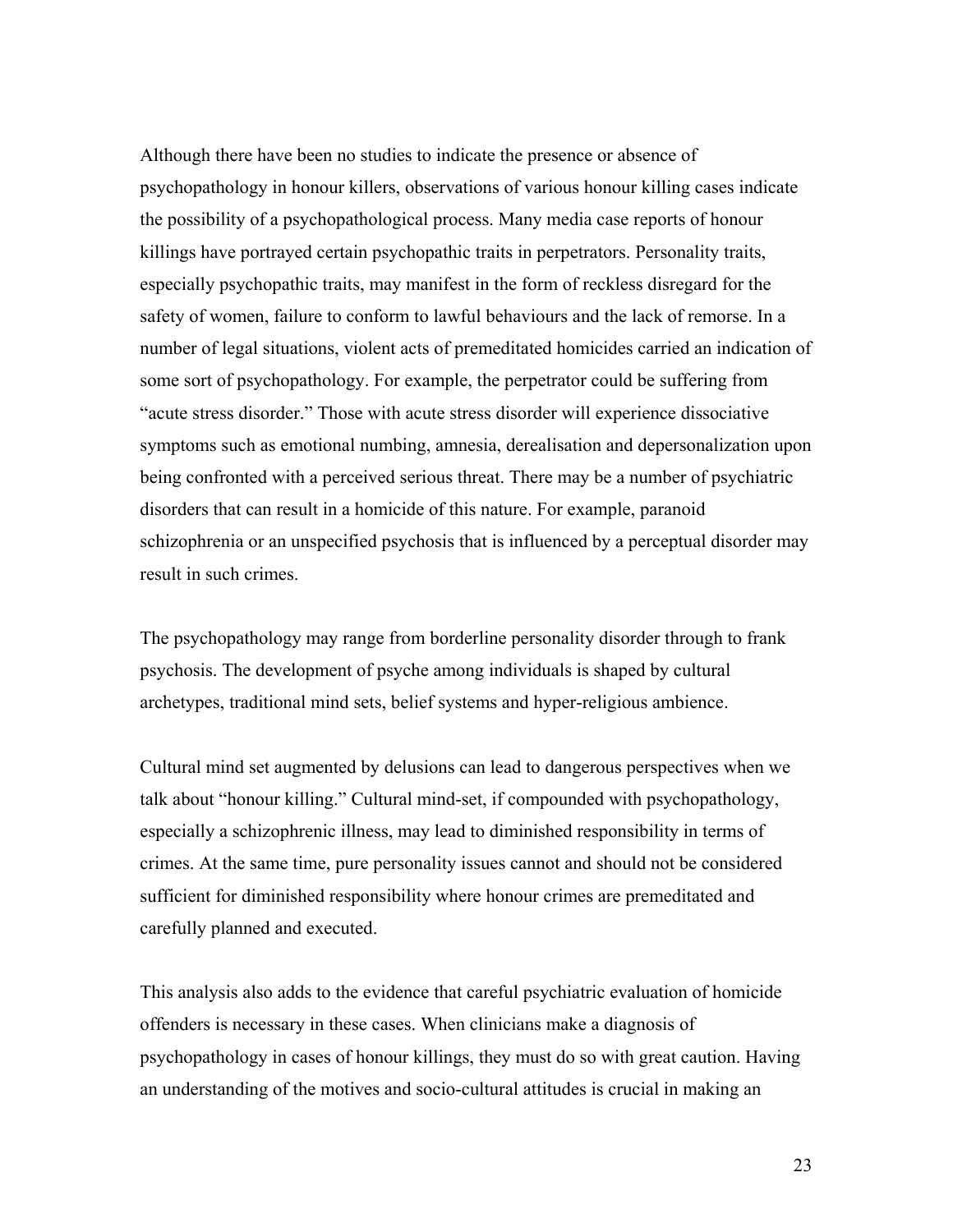Although there have been no studies to indicate the presence or absence of psychopathology in honour killers, observations of various honour killing cases indicate the possibility of a psychopathological process. Many media case reports of honour killings have portrayed certain psychopathic traits in perpetrators. Personality traits, especially psychopathic traits, may manifest in the form of reckless disregard for the safety of women, failure to conform to lawful behaviours and the lack of remorse. In a number of legal situations, violent acts of premeditated homicides carried an indication of some sort of psychopathology. For example, the perpetrator could be suffering from "acute stress disorder." Those with acute stress disorder will experience dissociative symptoms such as emotional numbing, amnesia, derealisation and depersonalization upon being confronted with a perceived serious threat. There may be a number of psychiatric disorders that can result in a homicide of this nature. For example, paranoid schizophrenia or an unspecified psychosis that is influenced by a perceptual disorder may result in such crimes.

The psychopathology may range from borderline personality disorder through to frank psychosis. The development of psyche among individuals is shaped by cultural archetypes, traditional mind sets, belief systems and hyper-religious ambience.

Cultural mind set augmented by delusions can lead to dangerous perspectives when we talk about "honour killing." Cultural mind-set, if compounded with psychopathology, especially a schizophrenic illness, may lead to diminished responsibility in terms of crimes. At the same time, pure personality issues cannot and should not be considered sufficient for diminished responsibility where honour crimes are premeditated and carefully planned and executed.

This analysis also adds to the evidence that careful psychiatric evaluation of homicide offenders is necessary in these cases. When clinicians make a diagnosis of psychopathology in cases of honour killings, they must do so with great caution. Having an understanding of the motives and socio-cultural attitudes is crucial in making an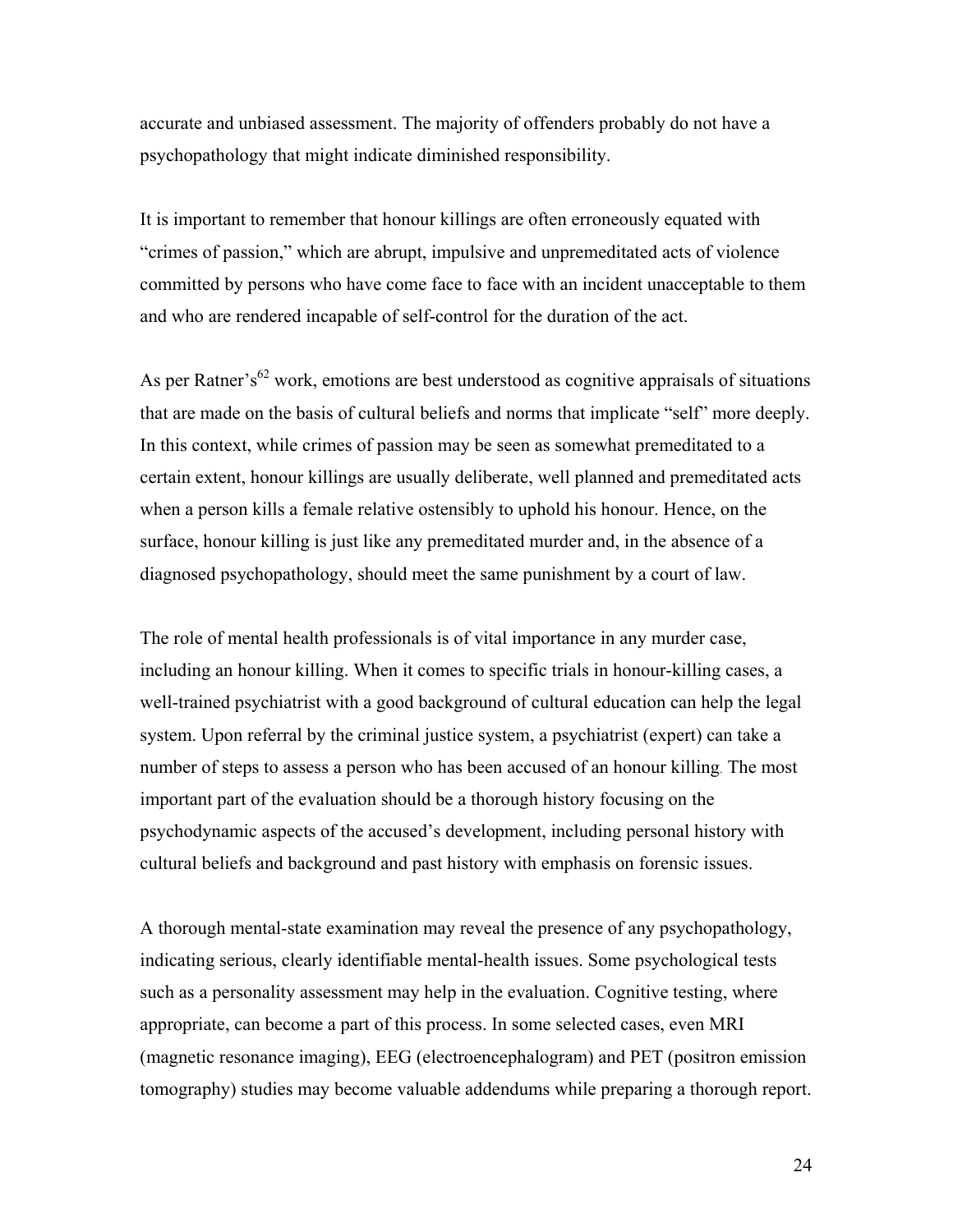accurate and unbiased assessment. The majority of offenders probably do not have a psychopathology that might indicate diminished responsibility.

It is important to remember that honour killings are often erroneously equated with "crimes of passion," which are abrupt, impulsive and unpremeditated acts of violence committed by persons who have come face to face with an incident unacceptable to them and who are rendered incapable of self-control for the duration of the act.

As per Ratner's[62] work, emotions are best understood as cognitive appraisals of situations that are made on the basis of cultural beliefs and norms that implicate "self" more deeply. In this context, while crimes of passion may be seen as somewhat premeditated to a certain extent, honour killings are usually deliberate, well planned and premeditated acts when a person kills a female relative ostensibly to uphold his honour. Hence, on the surface, honour killing is just like any premeditated murder and, in the absence of a diagnosed psychopathology, should meet the same punishment by a court of law.

The role of mental health professionals is of vital importance in any murder case, including an honour killing. When it comes to specific trials in honour-killing cases, a well-trained psychiatrist with a good background of cultural education can help the legal system. Upon referral by the criminal justice system, a psychiatrist (expert) can take a number of steps to assess a person who has been accused of an honour killing. The most important part of the evaluation should be a thorough history focusing on the psychodynamic aspects of the accused's development, including personal history with cultural beliefs and background and past history with emphasis on forensic issues.

A thorough mental-state examination may reveal the presence of any psychopathology, indicating serious, clearly identifiable mental-health issues. Some psychological tests such as a personality assessment may help in the evaluation. Cognitive testing, where appropriate, can become a part of this process. In some selected cases, even MRI (magnetic resonance imaging), EEG (electroencephalogram) and PET (positron emission tomography) studies may become valuable addendums while preparing a thorough report.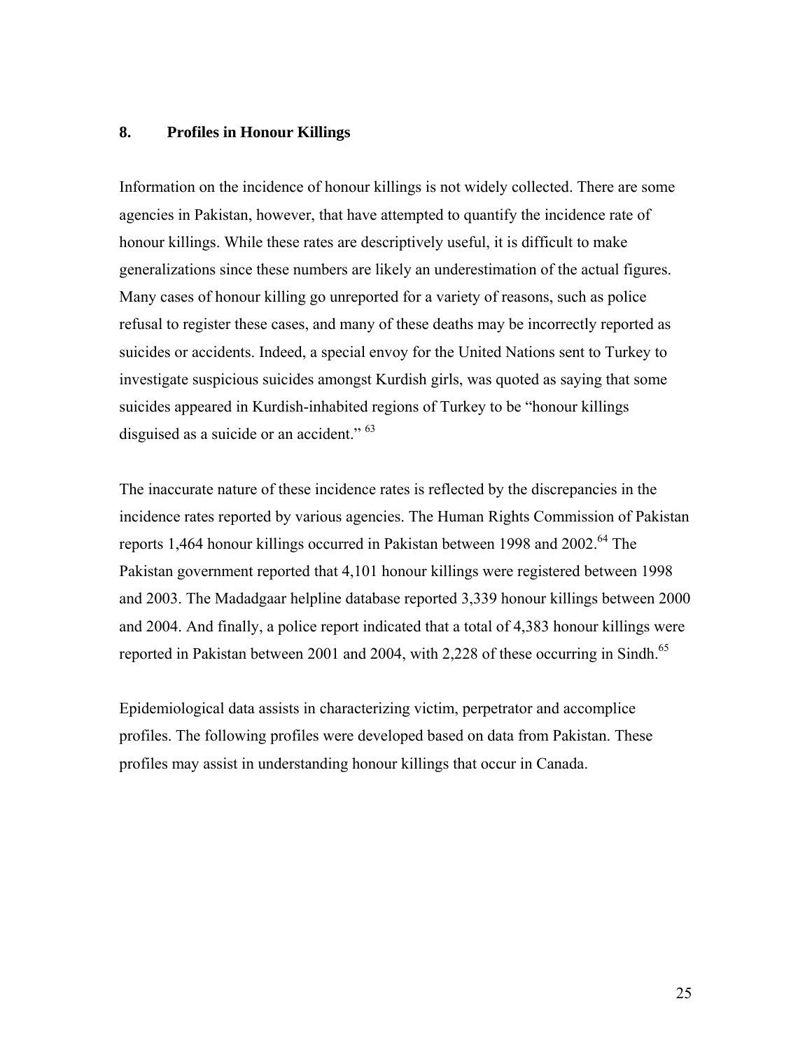## 8. Profiles in Honour Killings

Information on the incidence of honour killings is not widely collected. There are some agencies in Pakistan, however, that have attempted to quantify the incidence rate of honour killings. While these rates are descriptively useful, it is difficult to make generalizations since these numbers are likely an underestimation of the actual figures. Many cases of honour killing go unreported for a variety of reasons, such as police refusal to register these cases, and many of these deaths may be incorrectly reported as suicides or accidents. Indeed, a special envoy for the United Nations sent to Turkey to investigate suspicious suicides amongst Kurdish girls, was quoted as saying that some suicides appeared in Kurdish-inhabited regions of Turkey to be "honour killings disguised as a suicide or an accident." [63]

The inaccurate nature of these incidence rates is reflected by the discrepancies in the incidence rates reported by various agencies. The Human Rights Commission of Pakistan reports 1,464 honour killings occurred in Pakistan between 1998 and 2002.[64] The Pakistan government reported that 4,101 honour killings were registered between 1998 and 2003. The Madadgaar helpline database reported 3,339 honour killings between 2000 and 2004. And finally, a police report indicated that a total of 4,383 honour killings were reported in Pakistan between 2001 and 2004, with 2,228 of these occurring in Sindh.[65]

Epidemiological data assists in characterizing victim, perpetrator and accomplice profiles. The following profiles were developed based on data from Pakistan. These profiles may assist in understanding honour killings that occur in Canada.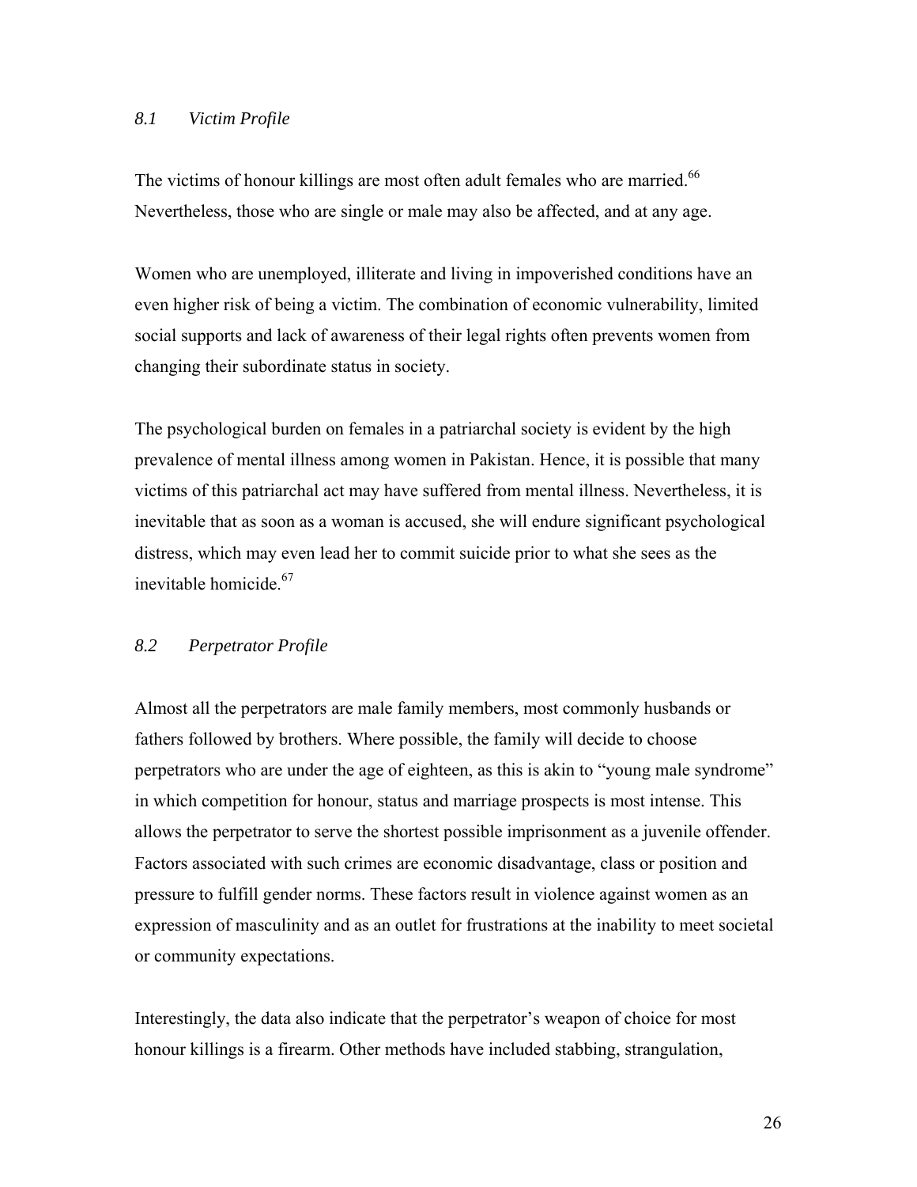### *8.1 Victim Profile*

The victims of honour killings are most often adult females who are married.[66] Nevertheless, those who are single or male may also be affected, and at any age.

Women who are unemployed, illiterate and living in impoverished conditions have an even higher risk of being a victim. The combination of economic vulnerability, limited social supports and lack of awareness of their legal rights often prevents women from changing their subordinate status in society.

The psychological burden on females in a patriarchal society is evident by the high prevalence of mental illness among women in Pakistan. Hence, it is possible that many victims of this patriarchal act may have suffered from mental illness. Nevertheless, it is inevitable that as soon as a woman is accused, she will endure significant psychological distress, which may even lead her to commit suicide prior to what she sees as the inevitable homicide.[67]

### *8.2 Perpetrator Profile*

Almost all the perpetrators are male family members, most commonly husbands or fathers followed by brothers. Where possible, the family will decide to choose perpetrators who are under the age of eighteen, as this is akin to "young male syndrome" in which competition for honour, status and marriage prospects is most intense. This allows the perpetrator to serve the shortest possible imprisonment as a juvenile offender. Factors associated with such crimes are economic disadvantage, class or position and pressure to fulfill gender norms. These factors result in violence against women as an expression of masculinity and as an outlet for frustrations at the inability to meet societal or community expectations.

Interestingly, the data also indicate that the perpetrator's weapon of choice for most honour killings is a firearm. Other methods have included stabbing, strangulation,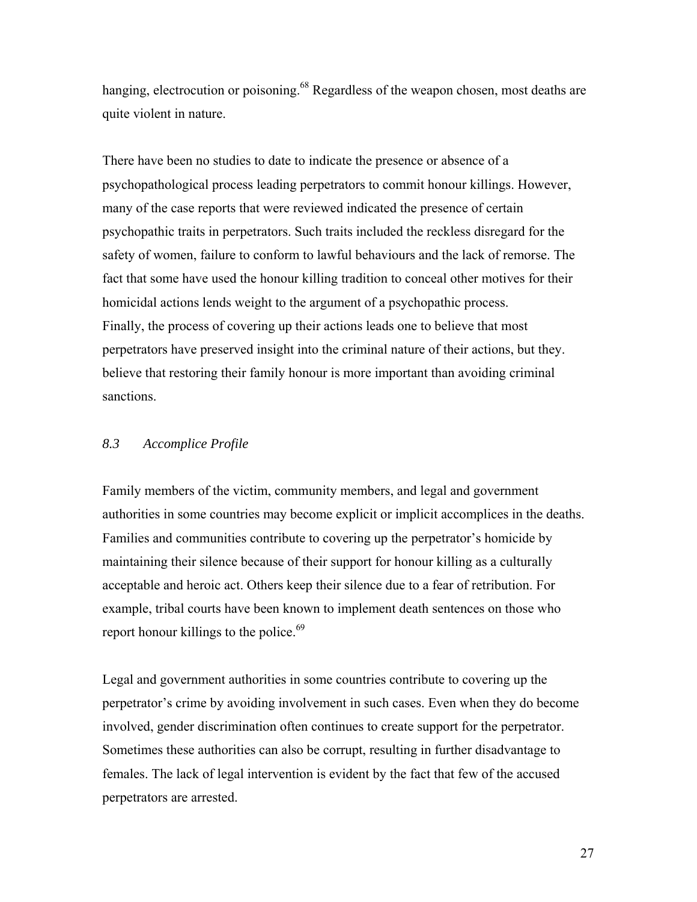hanging, electrocution or poisoning.[68] Regardless of the weapon chosen, most deaths are quite violent in nature.

There have been no studies to date to indicate the presence or absence of a psychopathological process leading perpetrators to commit honour killings. However, many of the case reports that were reviewed indicated the presence of certain psychopathic traits in perpetrators. Such traits included the reckless disregard for the safety of women, failure to conform to lawful behaviours and the lack of remorse. The fact that some have used the honour killing tradition to conceal other motives for their homicidal actions lends weight to the argument of a psychopathic process. Finally, the process of covering up their actions leads one to believe that most perpetrators have preserved insight into the criminal nature of their actions, but they. believe that restoring their family honour is more important than avoiding criminal sanctions.

### *8.3 Accomplice Profile*

Family members of the victim, community members, and legal and government authorities in some countries may become explicit or implicit accomplices in the deaths. Families and communities contribute to covering up the perpetrator's homicide by maintaining their silence because of their support for honour killing as a culturally acceptable and heroic act. Others keep their silence due to a fear of retribution. For example, tribal courts have been known to implement death sentences on those who report honour killings to the police.[69]

Legal and government authorities in some countries contribute to covering up the perpetrator's crime by avoiding involvement in such cases. Even when they do become involved, gender discrimination often continues to create support for the perpetrator. Sometimes these authorities can also be corrupt, resulting in further disadvantage to females. The lack of legal intervention is evident by the fact that few of the accused perpetrators are arrested.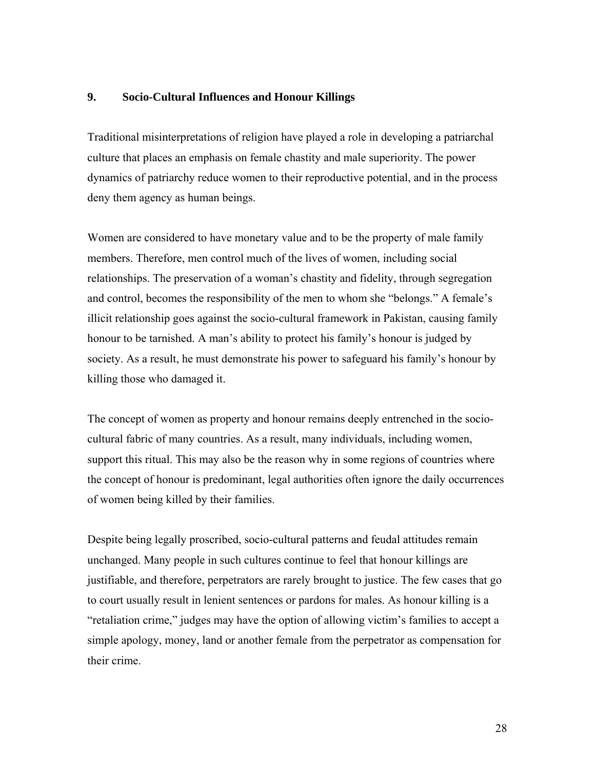## 9. Socio-Cultural Influences and Honour Killings

Traditional misinterpretations of religion have played a role in developing a patriarchal culture that places an emphasis on female chastity and male superiority. The power dynamics of patriarchy reduce women to their reproductive potential, and in the process deny them agency as human beings.

Women are considered to have monetary value and to be the property of male family members. Therefore, men control much of the lives of women, including social relationships. The preservation of a woman's chastity and fidelity, through segregation and control, becomes the responsibility of the men to whom she "belongs." A female's illicit relationship goes against the socio-cultural framework in Pakistan, causing family honour to be tarnished. A man's ability to protect his family's honour is judged by society. As a result, he must demonstrate his power to safeguard his family's honour by killing those who damaged it.

The concept of women as property and honour remains deeply entrenched in the socio-cultural fabric of many countries. As a result, many individuals, including women, support this ritual. This may also be the reason why in some regions of countries where the concept of honour is predominant, legal authorities often ignore the daily occurrences of women being killed by their families.

Despite being legally proscribed, socio-cultural patterns and feudal attitudes remain unchanged. Many people in such cultures continue to feel that honour killings are justifiable, and therefore, perpetrators are rarely brought to justice. The few cases that go to court usually result in lenient sentences or pardons for males. As honour killing is a "retaliation crime," judges may have the option of allowing victim's families to accept a simple apology, money, land or another female from the perpetrator as compensation for their crime.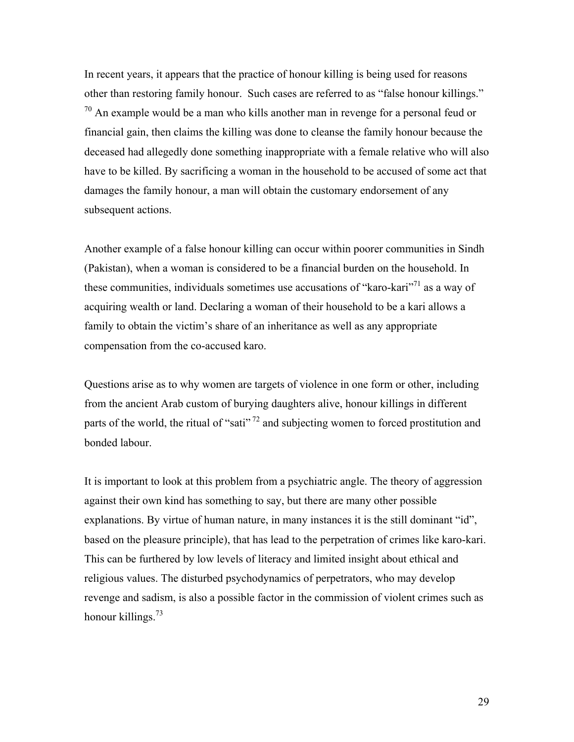In recent years, it appears that the practice of honour killing is being used for reasons other than restoring family honour. Such cases are referred to as "false honour killings."[70] An example would be a man who kills another man in revenge for a personal feud or financial gain, then claims the killing was done to cleanse the family honour because the deceased had allegedly done something inappropriate with a female relative who will also have to be killed. By sacrificing a woman in the household to be accused of some act that damages the family honour, a man will obtain the customary endorsement of any subsequent actions.

Another example of a false honour killing can occur within poorer communities in Sindh (Pakistan), when a woman is considered to be a financial burden on the household. In these communities, individuals sometimes use accusations of "karo-kari"[71] as a way of acquiring wealth or land. Declaring a woman of their household to be a kari allows a family to obtain the victim's share of an inheritance as well as any appropriate compensation from the co-accused karo.

Questions arise as to why women are targets of violence in one form or other, including from the ancient Arab custom of burying daughters alive, honour killings in different parts of the world, the ritual of "sati"[72] and subjecting women to forced prostitution and bonded labour.

It is important to look at this problem from a psychiatric angle. The theory of aggression against their own kind has something to say, but there are many other possible explanations. By virtue of human nature, in many instances it is the still dominant "id", based on the pleasure principle), that has lead to the perpetration of crimes like karo-kari. This can be furthered by low levels of literacy and limited insight about ethical and religious values. The disturbed psychodynamics of perpetrators, who may develop revenge and sadism, is also a possible factor in the commission of violent crimes such as honour killings.[73]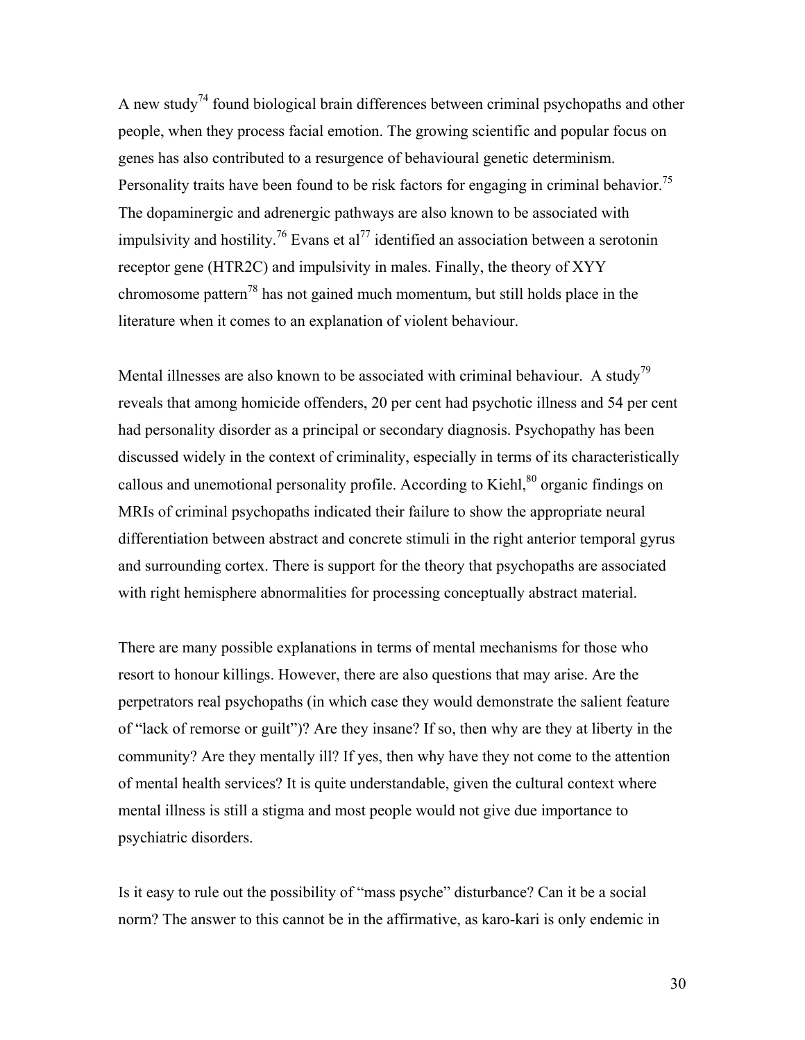A new study[74] found biological brain differences between criminal psychopaths and other people, when they process facial emotion. The growing scientific and popular focus on genes has also contributed to a resurgence of behavioural genetic determinism. Personality traits have been found to be risk factors for engaging in criminal behavior.[75] The dopaminergic and adrenergic pathways are also known to be associated with impulsivity and hostility.[76] Evans et al[77] identified an association between a serotonin receptor gene (HTR2C) and impulsivity in males. Finally, the theory of XYY chromosome pattern[78] has not gained much momentum, but still holds place in the literature when it comes to an explanation of violent behaviour.

Mental illnesses are also known to be associated with criminal behaviour. A study[79] reveals that among homicide offenders, 20 per cent had psychotic illness and 54 per cent had personality disorder as a principal or secondary diagnosis. Psychopathy has been discussed widely in the context of criminality, especially in terms of its characteristically callous and unemotional personality profile. According to Kiehl,[80] organic findings on MRIs of criminal psychopaths indicated their failure to show the appropriate neural differentiation between abstract and concrete stimuli in the right anterior temporal gyrus and surrounding cortex. There is support for the theory that psychopaths are associated with right hemisphere abnormalities for processing conceptually abstract material.

There are many possible explanations in terms of mental mechanisms for those who resort to honour killings. However, there are also questions that may arise. Are the perpetrators real psychopaths (in which case they would demonstrate the salient feature of "lack of remorse or guilt")? Are they insane? If so, then why are they at liberty in the community? Are they mentally ill? If yes, then why have they not come to the attention of mental health services? It is quite understandable, given the cultural context where mental illness is still a stigma and most people would not give due importance to psychiatric disorders.

Is it easy to rule out the possibility of "mass psyche" disturbance? Can it be a social norm? The answer to this cannot be in the affirmative, as karo-kari is only endemic in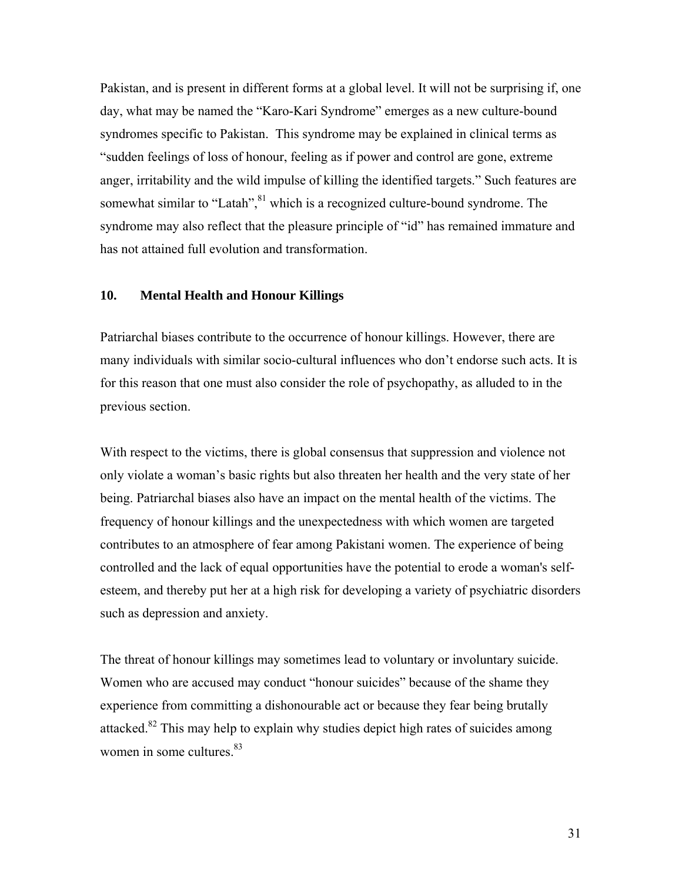Pakistan, and is present in different forms at a global level. It will not be surprising if, one day, what may be named the "Karo-Kari Syndrome" emerges as a new culture-bound syndromes specific to Pakistan. This syndrome may be explained in clinical terms as "sudden feelings of loss of honour, feeling as if power and control are gone, extreme anger, irritability and the wild impulse of killing the identified targets." Such features are somewhat similar to "Latah",[81] which is a recognized culture-bound syndrome. The syndrome may also reflect that the pleasure principle of "id" has remained immature and has not attained full evolution and transformation.

## 10. Mental Health and Honour Killings

Patriarchal biases contribute to the occurrence of honour killings. However, there are many individuals with similar socio-cultural influences who don't endorse such acts. It is for this reason that one must also consider the role of psychopathy, as alluded to in the previous section.

With respect to the victims, there is global consensus that suppression and violence not only violate a woman's basic rights but also threaten her health and the very state of her being. Patriarchal biases also have an impact on the mental health of the victims. The frequency of honour killings and the unexpectedness with which women are targeted contributes to an atmosphere of fear among Pakistani women. The experience of being controlled and the lack of equal opportunities have the potential to erode a woman's self-esteem, and thereby put her at a high risk for developing a variety of psychiatric disorders such as depression and anxiety.

The threat of honour killings may sometimes lead to voluntary or involuntary suicide. Women who are accused may conduct "honour suicides" because of the shame they experience from committing a dishonourable act or because they fear being brutally attacked.[82] This may help to explain why studies depict high rates of suicides among women in some cultures.[83]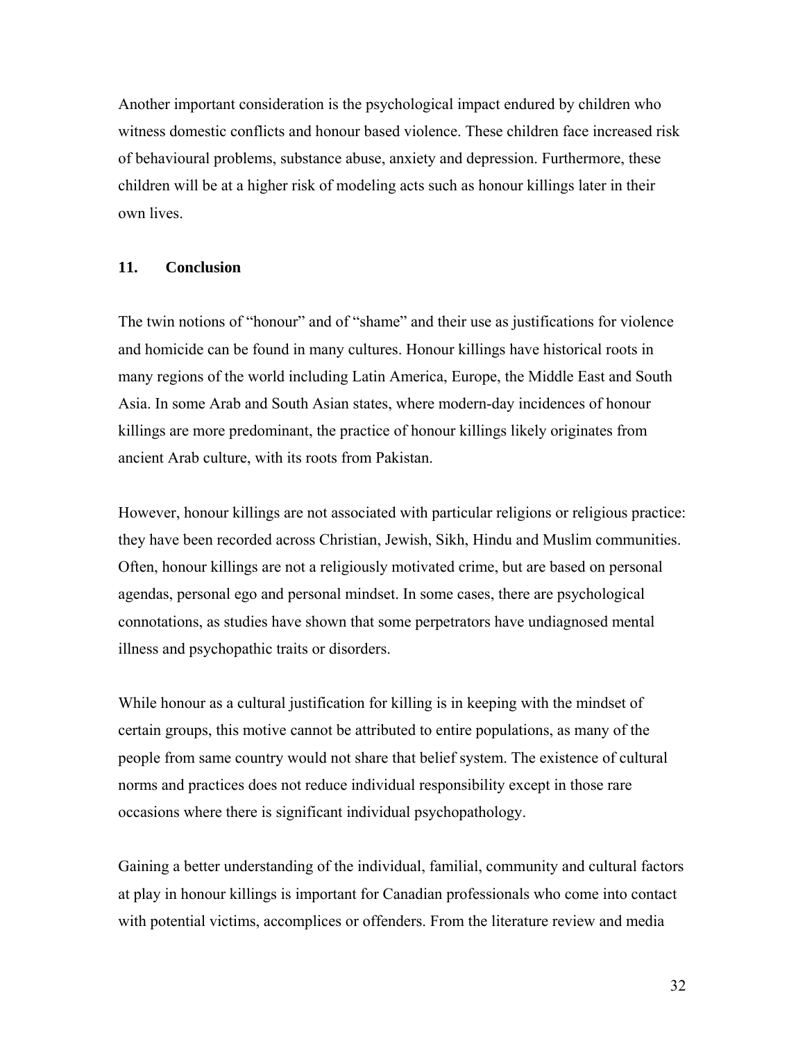Another important consideration is the psychological impact endured by children who witness domestic conflicts and honour based violence. These children face increased risk of behavioural problems, substance abuse, anxiety and depression. Furthermore, these children will be at a higher risk of modeling acts such as honour killings later in their own lives.

## 11. Conclusion

The twin notions of "honour" and of "shame" and their use as justifications for violence and homicide can be found in many cultures. Honour killings have historical roots in many regions of the world including Latin America, Europe, the Middle East and South Asia. In some Arab and South Asian states, where modern-day incidences of honour killings are more predominant, the practice of honour killings likely originates from ancient Arab culture, with its roots from Pakistan.

However, honour killings are not associated with particular religions or religious practice: they have been recorded across Christian, Jewish, Sikh, Hindu and Muslim communities. Often, honour killings are not a religiously motivated crime, but are based on personal agendas, personal ego and personal mindset. In some cases, there are psychological connotations, as studies have shown that some perpetrators have undiagnosed mental illness and psychopathic traits or disorders.

While honour as a cultural justification for killing is in keeping with the mindset of certain groups, this motive cannot be attributed to entire populations, as many of the people from same country would not share that belief system. The existence of cultural norms and practices does not reduce individual responsibility except in those rare occasions where there is significant individual psychopathology.

Gaining a better understanding of the individual, familial, community and cultural factors at play in honour killings is important for Canadian professionals who come into contact with potential victims, accomplices or offenders. From the literature review and media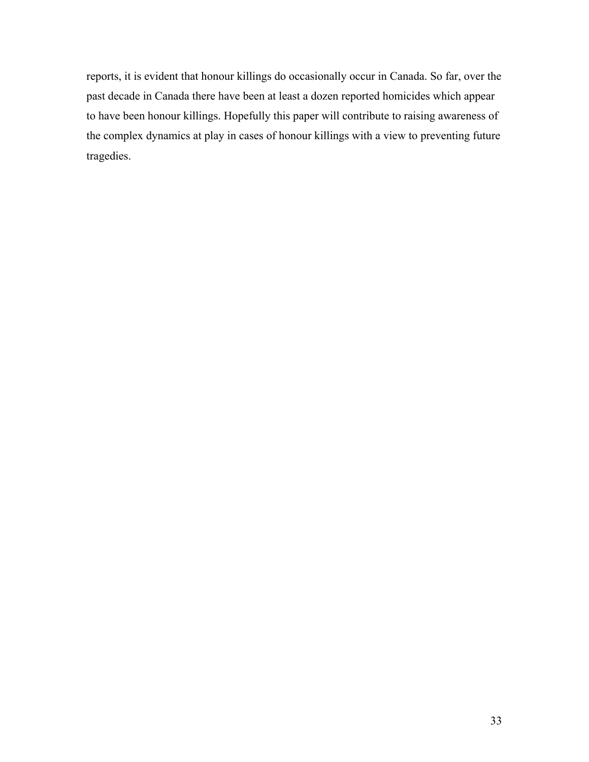reports, it is evident that honour killings do occasionally occur in Canada. So far, over the past decade in Canada there have been at least a dozen reported homicides which appear to have been honour killings. Hopefully this paper will contribute to raising awareness of the complex dynamics at play in cases of honour killings with a view to preventing future tragedies.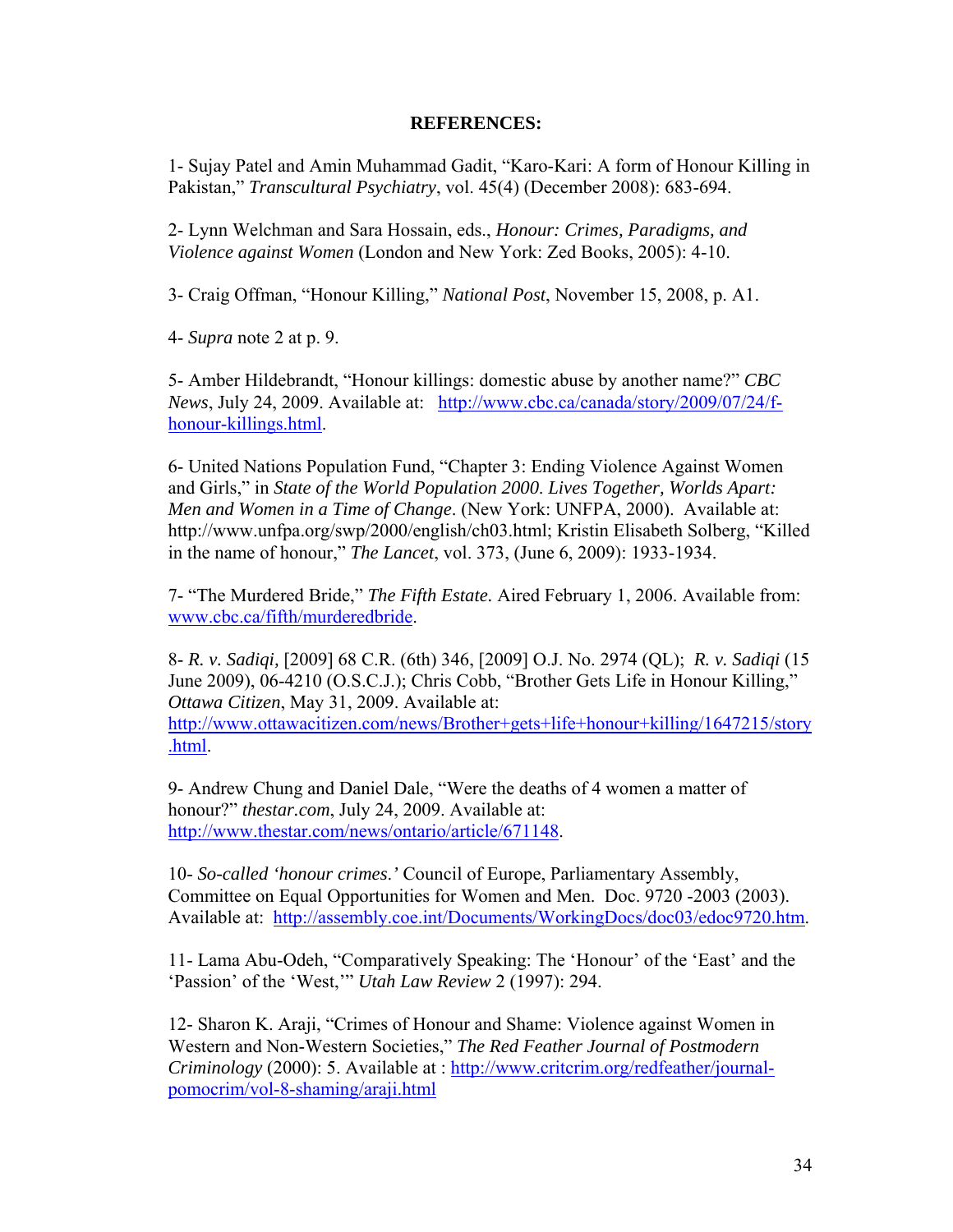**REFERENCES:**

1- Sujay Patel and Amin Muhammad Gadit, "Karo-Kari: A form of Honour Killing in Pakistan," *Transcultural Psychiatry*, vol. 45(4) (December 2008): 683-694.

2- Lynn Welchman and Sara Hossain, eds., *Honour: Crimes, Paradigms, and Violence against Women* (London and New York: Zed Books, 2005): 4-10.

3- Craig Offman, "Honour Killing," *National Post*, November 15, 2008, p. A1.

4- *Supra* note 2 at p. 9.

5- Amber Hildebrandt, "Honour killings: domestic abuse by another name?" *CBC News*, July 24, 2009. Available at: [http://www.cbc.ca/canada/story/2009/07/24/f-honour-killings.html](http://www.cbc.ca/canada/story/2009/07/24/f-honour-killings.html).

6- United Nations Population Fund, "Chapter 3: Ending Violence Against Women and Girls," in *State of the World Population 2000. Lives Together, Worlds Apart: Men and Women in a Time of Change*. (New York: UNFPA, 2000). Available at: http://www.unfpa.org/swp/2000/english/ch03.html; Kristin Elisabeth Solberg, "Killed in the name of honour," *The Lancet*, vol. 373, (June 6, 2009): 1933-1934.

7- "The Murdered Bride," *The Fifth Estate.* Aired February 1, 2006. Available from: [www.cbc.ca/fifth/murderedbride](www.cbc.ca/fifth/murderedbride).

8- *R. v. Sadiqi,* [2009] 68 C.R. (6th) 346, [2009] O.J. No. 2974 (QL); *R. v. Sadiqi* (15 June 2009), 06-4210 (O.S.C.J.); Chris Cobb, "Brother Gets Life in Honour Killing," *Ottawa Citizen*, May 31, 2009. Available at: [http://www.ottawacitizen.com/news/Brother+gets+life+honour+killing/1647215/story.html](http://www.ottawacitizen.com/news/Brother+gets+life+honour+killing/1647215/story.html).

9- Andrew Chung and Daniel Dale, "Were the deaths of 4 women a matter of honour?" *thestar.com*, July 24, 2009. Available at: [http://www.thestar.com/news/ontario/article/671148](http://www.thestar.com/news/ontario/article/671148).

10- *So-called 'honour crimes.'* Council of Europe, Parliamentary Assembly, Committee on Equal Opportunities for Women and Men. Doc. 9720 -2003 (2003). Available at: [http://assembly.coe.int/Documents/WorkingDocs/doc03/edoc9720.htm](http://assembly.coe.int/Documents/WorkingDocs/doc03/edoc9720.htm).

11- Lama Abu-Odeh, "Comparatively Speaking: The 'Honour' of the 'East' and the 'Passion' of the 'West,'" *Utah Law Review* 2 (1997): 294.

12- Sharon K. Araji, "Crimes of Honour and Shame: Violence against Women in Western and Non-Western Societies," *The Red Feather Journal of Postmodern Criminology* (2000): 5. Available at : [http://www.critcrim.org/redfeather/journal-pomocrim/vol-8-shaming/araji.html](http://www.critcrim.org/redfeather/journal-pomocrim/vol-8-shaming/araji.html)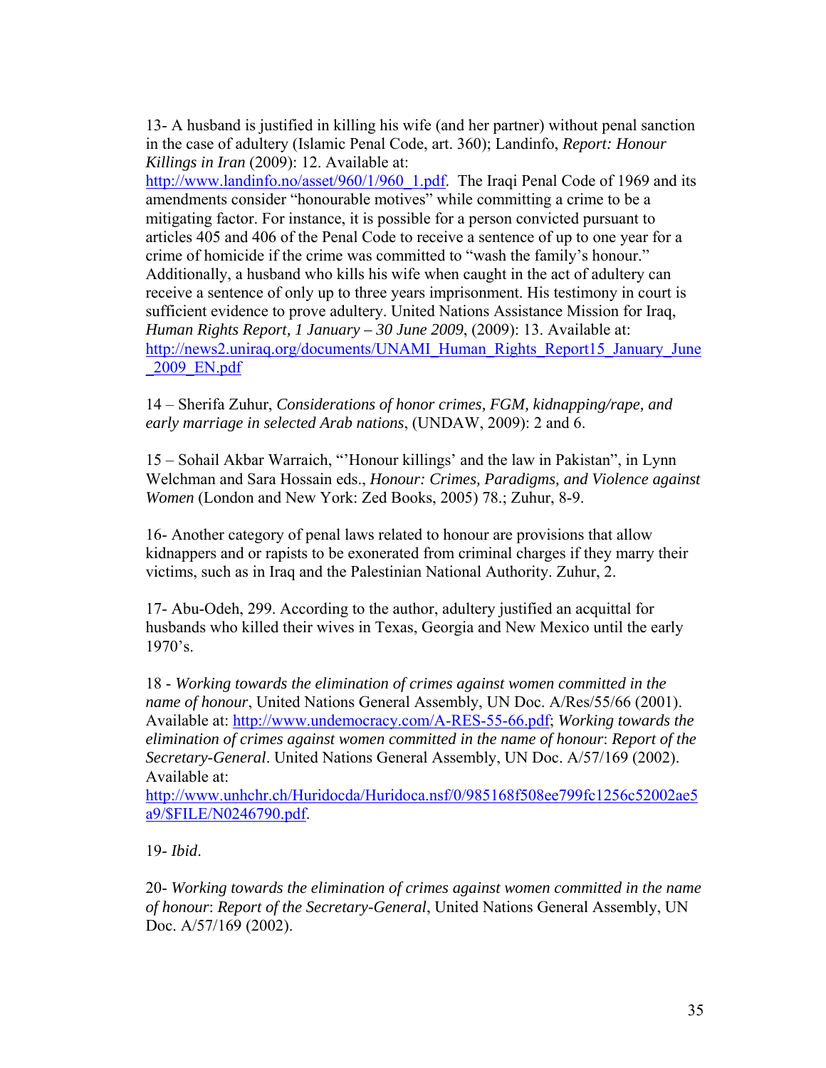13- A husband is justified in killing his wife (and her partner) without penal sanction in the case of adultery (Islamic Penal Code, art. 360); Landinfo, *Report: Honour Killings in Iran* (2009): 12. Available at: http://www.landinfo.no/asset/960/1/960_1.pdf. The Iraqi Penal Code of 1969 and its amendments consider "honourable motives" while committing a crime to be a mitigating factor. For instance, it is possible for a person convicted pursuant to articles 405 and 406 of the Penal Code to receive a sentence of up to one year for a crime of homicide if the crime was committed to "wash the family's honour." Additionally, a husband who kills his wife when caught in the act of adultery can receive a sentence of only up to three years imprisonment. His testimony in court is sufficient evidence to prove adultery. United Nations Assistance Mission for Iraq, *Human Rights Report, 1 January – 30 June 2009*, (2009): 13. Available at: http://news2.uniraq.org/documents/UNAMI_Human_Rights_Report15_January_June_2009_EN.pdf

14 – Sherifa Zuhur, *Considerations of honor crimes, FGM, kidnapping/rape, and early marriage in selected Arab nations*, (UNDAW, 2009): 2 and 6.

15 – Sohail Akbar Warraich, "'Honour killings' and the law in Pakistan", in Lynn Welchman and Sara Hossain eds., *Honour: Crimes, Paradigms, and Violence against Women* (London and New York: Zed Books, 2005) 78.; Zuhur, 8-9.

16- Another category of penal laws related to honour are provisions that allow kidnappers and or rapists to be exonerated from criminal charges if they marry their victims, such as in Iraq and the Palestinian National Authority. Zuhur, 2.

17- Abu-Odeh, 299. According to the author, adultery justified an acquittal for husbands who killed their wives in Texas, Georgia and New Mexico until the early 1970's.

18 - *Working towards the elimination of crimes against women committed in the name of honour*, United Nations General Assembly, UN Doc. A/Res/55/66 (2001). Available at: http://www.undemocracy.com/A-RES-55-66.pdf; *Working towards the elimination of crimes against women committed in the name of honour*: *Report of the Secretary-General*. United Nations General Assembly, UN Doc. A/57/169 (2002). Available at: http://www.unhchr.ch/Huridocda/Huridoca.nsf/0/985168f508ee799fc1256c52002ae5a9/$FILE/N0246790.pdf.

19- *Ibid*.

20- *Working towards the elimination of crimes against women committed in the name of honour*: *Report of the Secretary-General*, United Nations General Assembly, UN Doc. A/57/169 (2002).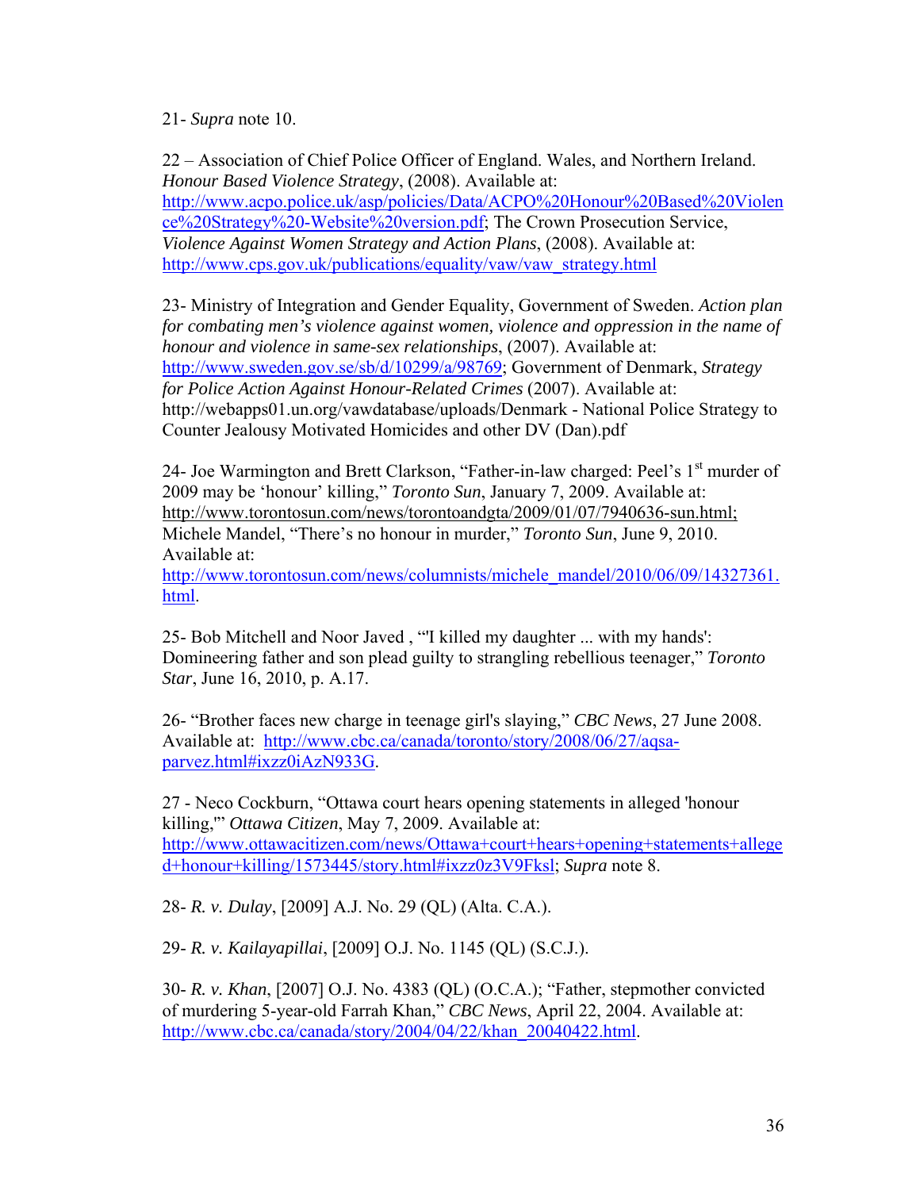21- *Supra* note 10.

22 – Association of Chief Police Officer of England. Wales, and Northern Ireland. *Honour Based Violence Strategy*, (2008). Available at: http://www.acpo.police.uk/asp/policies/Data/ACPO%20Honour%20Based%20Violence%20Strategy%20-Website%20version.pdf; The Crown Prosecution Service, *Violence Against Women Strategy and Action Plans*, (2008). Available at: http://www.cps.gov.uk/publications/equality/vaw/vaw_strategy.html

23- Ministry of Integration and Gender Equality, Government of Sweden. *Action plan for combating men's violence against women, violence and oppression in the name of honour and violence in same-sex relationships*, (2007). Available at: http://www.sweden.gov.se/sb/d/10299/a/98769; Government of Denmark, *Strategy for Police Action Against Honour-Related Crimes* (2007). Available at: http://webapps01.un.org/vawdatabase/uploads/Denmark - National Police Strategy to Counter Jealousy Motivated Homicides and other DV (Dan).pdf

24- Joe Warmington and Brett Clarkson, "Father-in-law charged: Peel's 1st murder of 2009 may be 'honour' killing," *Toronto Sun*, January 7, 2009. Available at: http://www.torontosun.com/news/torontoandgta/2009/01/07/7940636-sun.html; Michele Mandel, "There's no honour in murder," *Toronto Sun*, June 9, 2010. Available at: http://www.torontosun.com/news/columnists/michele_mandel/2010/06/09/14327361.html.

25- Bob Mitchell and Noor Javed , "'I killed my daughter ... with my hands': Domineering father and son plead guilty to strangling rebellious teenager," *Toronto Star*, June 16, 2010, p. A.17.

26- "Brother faces new charge in teenage girl's slaying," *CBC News*, 27 June 2008. Available at: http://www.cbc.ca/canada/toronto/story/2008/06/27/aqsa-parvez.html#ixzz0iAzN933G.

27 - Neco Cockburn, "Ottawa court hears opening statements in alleged 'honour killing,'" *Ottawa Citizen*, May 7, 2009. Available at: http://www.ottawacitizen.com/news/Ottawa+court+hears+opening+statements+alleged+honour+killing/1573445/story.html#ixzz0z3V9Fksl; *Supra* note 8.

28- *R. v. Dulay*, [2009] A.J. No. 29 (QL) (Alta. C.A.).

29- *R. v. Kailayapillai*, [2009] O.J. No. 1145 (QL) (S.C.J.).

30- *R. v. Khan*, [2007] O.J. No. 4383 (QL) (O.C.A.); "Father, stepmother convicted of murdering 5-year-old Farrah Khan," *CBC News*, April 22, 2004. Available at: http://www.cbc.ca/canada/story/2004/04/22/khan_20040422.html.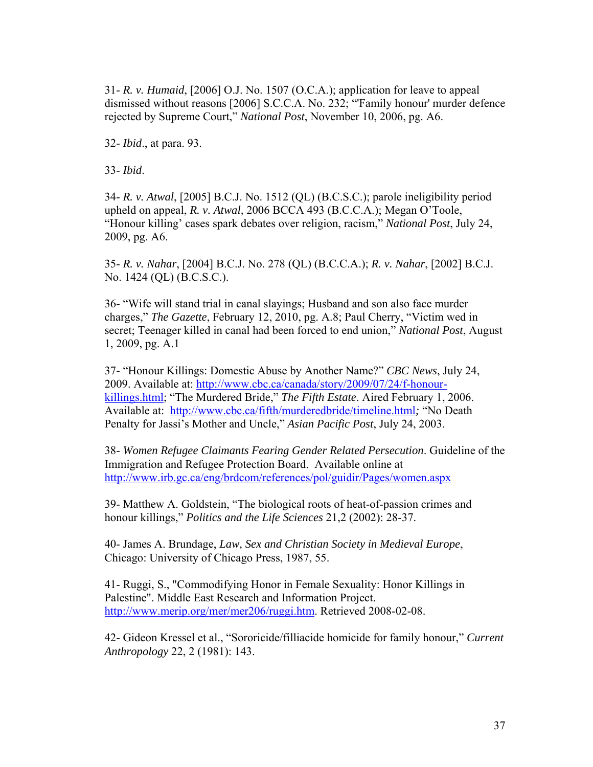31- *R. v. Humaid*, [2006] O.J. No. 1507 (O.C.A.); application for leave to appeal dismissed without reasons [2006] S.C.C.A. No. 232; "'Family honour' murder defence rejected by Supreme Court," *National Post*, November 10, 2006, pg. A6.

32- *Ibid*., at para. 93.

33- *Ibid*.

34- *R. v. Atwal*, [2005] B.C.J. No. 1512 (QL) (B.C.S.C.); parole ineligibility period upheld on appeal, *R. v. Atwal,* 2006 BCCA 493 (B.C.C.A.); Megan O'Toole, "Honour killing' cases spark debates over religion, racism," *National Post*, July 24, 2009, pg. A6.

35- *R. v. Nahar*, [2004] B.C.J. No. 278 (QL) (B.C.C.A.); *R. v. Nahar*, [2002] B.C.J. No. 1424 (QL) (B.C.S.C.).

36- "Wife will stand trial in canal slayings; Husband and son also face murder charges," *The Gazette*, February 12, 2010, pg. A.8; Paul Cherry, "Victim wed in secret; Teenager killed in canal had been forced to end union," *National Post*, August 1, 2009, pg. A.1

37- "Honour Killings: Domestic Abuse by Another Name?" *CBC News*, July 24, 2009. Available at: http://www.cbc.ca/canada/story/2009/07/24/f-honour-killings.html; "The Murdered Bride," *The Fifth Estate*. Aired February 1, 2006. Available at: http://www.cbc.ca/fifth/murderedbride/timeline.html*;* "No Death Penalty for Jassi's Mother and Uncle," *Asian Pacific Post*, July 24, 2003.

38- *Women Refugee Claimants Fearing Gender Related Persecution*. Guideline of the Immigration and Refugee Protection Board. Available online at http://www.irb.gc.ca/eng/brdcom/references/pol/guidir/Pages/women.aspx

39- Matthew A. Goldstein, "The biological roots of heat-of-passion crimes and honour killings," *Politics and the Life Sciences* 21,2 (2002): 28-37.

40- James A. Brundage, *Law, Sex and Christian Society in Medieval Europe*, Chicago: University of Chicago Press, 1987, 55.

41- Ruggi, S., "Commodifying Honor in Female Sexuality: Honor Killings in Palestine". Middle East Research and Information Project. http://www.merip.org/mer/mer206/ruggi.htm. Retrieved 2008-02-08.

42- Gideon Kressel et al., "Sororicide/filliacide homicide for family honour," *Current Anthropology* 22, 2 (1981): 143.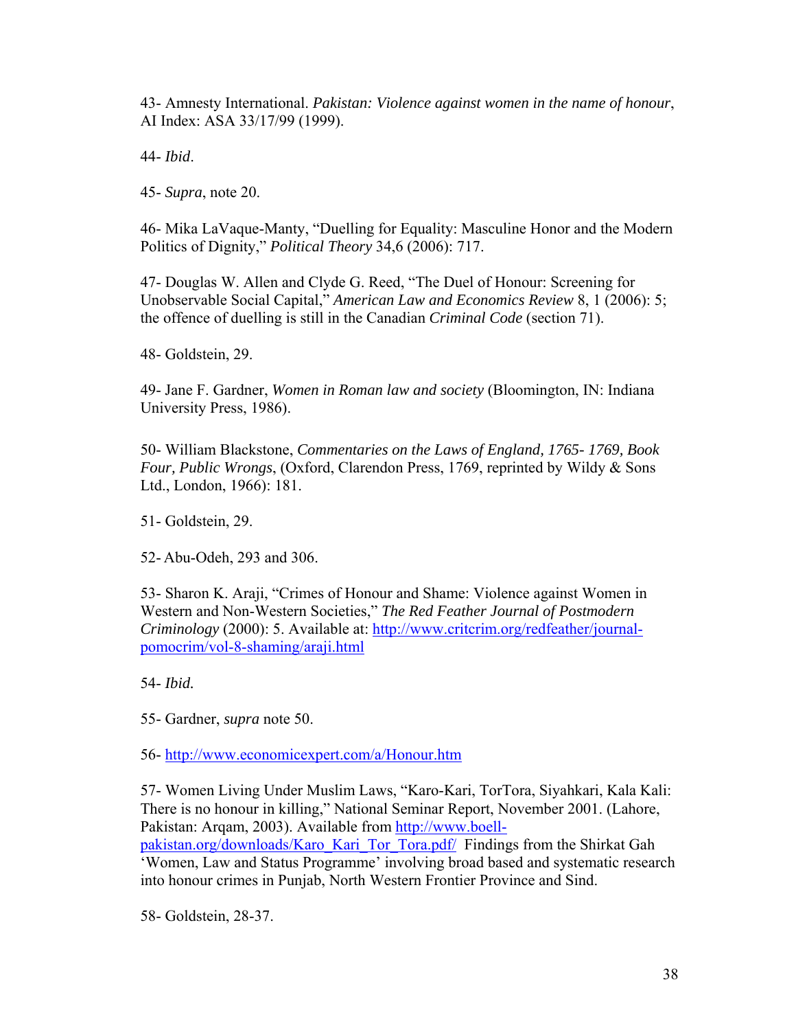43- Amnesty International. *Pakistan: Violence against women in the name of honour*, AI Index: ASA 33/17/99 (1999).

44- *Ibid*.

45- *Supra*, note 20.

46- Mika LaVaque-Manty, "Duelling for Equality: Masculine Honor and the Modern Politics of Dignity," *Political Theory* 34,6 (2006): 717.

47- Douglas W. Allen and Clyde G. Reed, "The Duel of Honour: Screening for Unobservable Social Capital," *American Law and Economics Review* 8, 1 (2006): 5; the offence of duelling is still in the Canadian *Criminal Code* (section 71).

48- Goldstein, 29.

49- Jane F. Gardner, *Women in Roman law and society* (Bloomington, IN: Indiana University Press, 1986).

50- William Blackstone, *Commentaries on the Laws of England, 1765- 1769, Book Four, Public Wrongs*, (Oxford, Clarendon Press, 1769, reprinted by Wildy & Sons Ltd., London, 1966): 181.

51- Goldstein, 29.

52- Abu-Odeh, 293 and 306.

53- Sharon K. Araji, "Crimes of Honour and Shame: Violence against Women in Western and Non-Western Societies," *The Red Feather Journal of Postmodern Criminology* (2000): 5. Available at: http://www.critcrim.org/redfeather/journal-pomocrim/vol-8-shaming/araji.html

54- *Ibid.*

55- Gardner, *supra* note 50.

56- http://www.economicexpert.com/a/Honour.htm

57- Women Living Under Muslim Laws, "Karo-Kari, TorTora, Siyahkari, Kala Kali: There is no honour in killing," National Seminar Report, November 2001. (Lahore, Pakistan: Arqam, 2003). Available from http://www.boell-pakistan.org/downloads/Karo_Kari_Tor_Tora.pdf/ Findings from the Shirkat Gah 'Women, Law and Status Programme' involving broad based and systematic research into honour crimes in Punjab, North Western Frontier Province and Sind.

58- Goldstein, 28-37.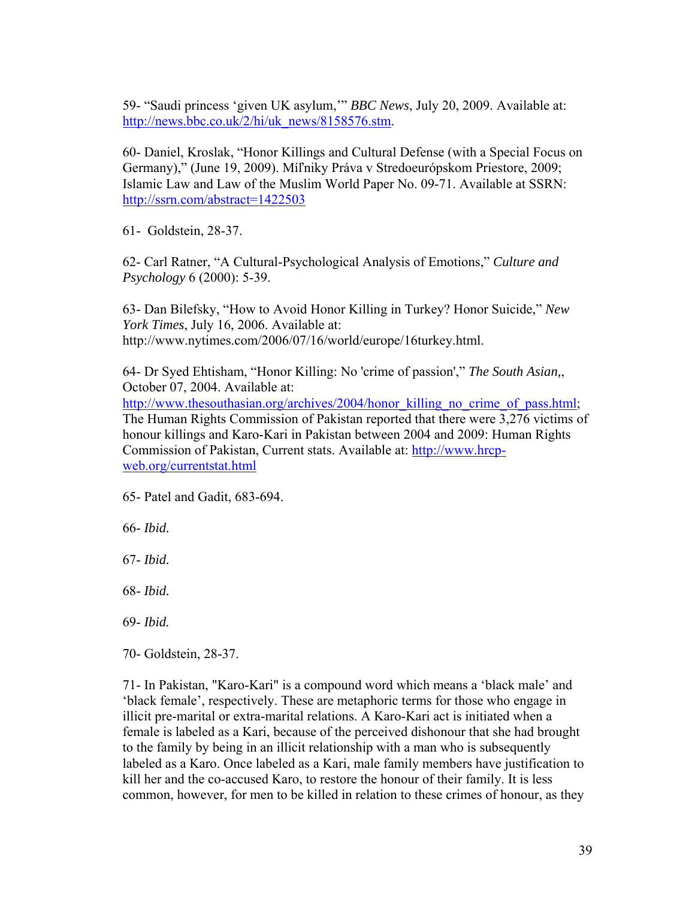59- "Saudi princess 'given UK asylum,'" *BBC News*, July 20, 2009. Available at: http://news.bbc.co.uk/2/hi/uk_news/8158576.stm.

60- Daniel, Kroslak, "Honor Killings and Cultural Defense (with a Special Focus on Germany)," (June 19, 2009). Míľniky Práva v Stredoeurópskom Priestore, 2009; Islamic Law and Law of the Muslim World Paper No. 09-71. Available at SSRN: http://ssrn.com/abstract=1422503

61- Goldstein, 28-37.

62- Carl Ratner, "A Cultural-Psychological Analysis of Emotions," *Culture and Psychology* 6 (2000): 5-39.

63- Dan Bilefsky, "How to Avoid Honor Killing in Turkey? Honor Suicide," *New York Times*, July 16, 2006. Available at: http://www.nytimes.com/2006/07/16/world/europe/16turkey.html.

64- Dr Syed Ehtisham, "Honor Killing: No 'crime of passion'," *The South Asian,*, October 07, 2004. Available at: http://www.thesouthasian.org/archives/2004/honor_killing_no_crime_of_pass.html; The Human Rights Commission of Pakistan reported that there were 3,276 victims of honour killings and Karo-Kari in Pakistan between 2004 and 2009: Human Rights Commission of Pakistan, Current stats. Available at: http://www.hrcp-web.org/currentstat.html

65- Patel and Gadit, 683-694.

66- *Ibid.*

67- *Ibid.*

68- *Ibid.*

69- *Ibid.*

70- Goldstein, 28-37.

71- In Pakistan, "Karo-Kari" is a compound word which means a 'black male' and 'black female', respectively. These are metaphoric terms for those who engage in illicit pre-marital or extra-marital relations. A Karo-Kari act is initiated when a female is labeled as a Kari, because of the perceived dishonour that she had brought to the family by being in an illicit relationship with a man who is subsequently labeled as a Karo. Once labeled as a Kari, male family members have justification to kill her and the co-accused Karo, to restore the honour of their family. It is less common, however, for men to be killed in relation to these crimes of honour, as they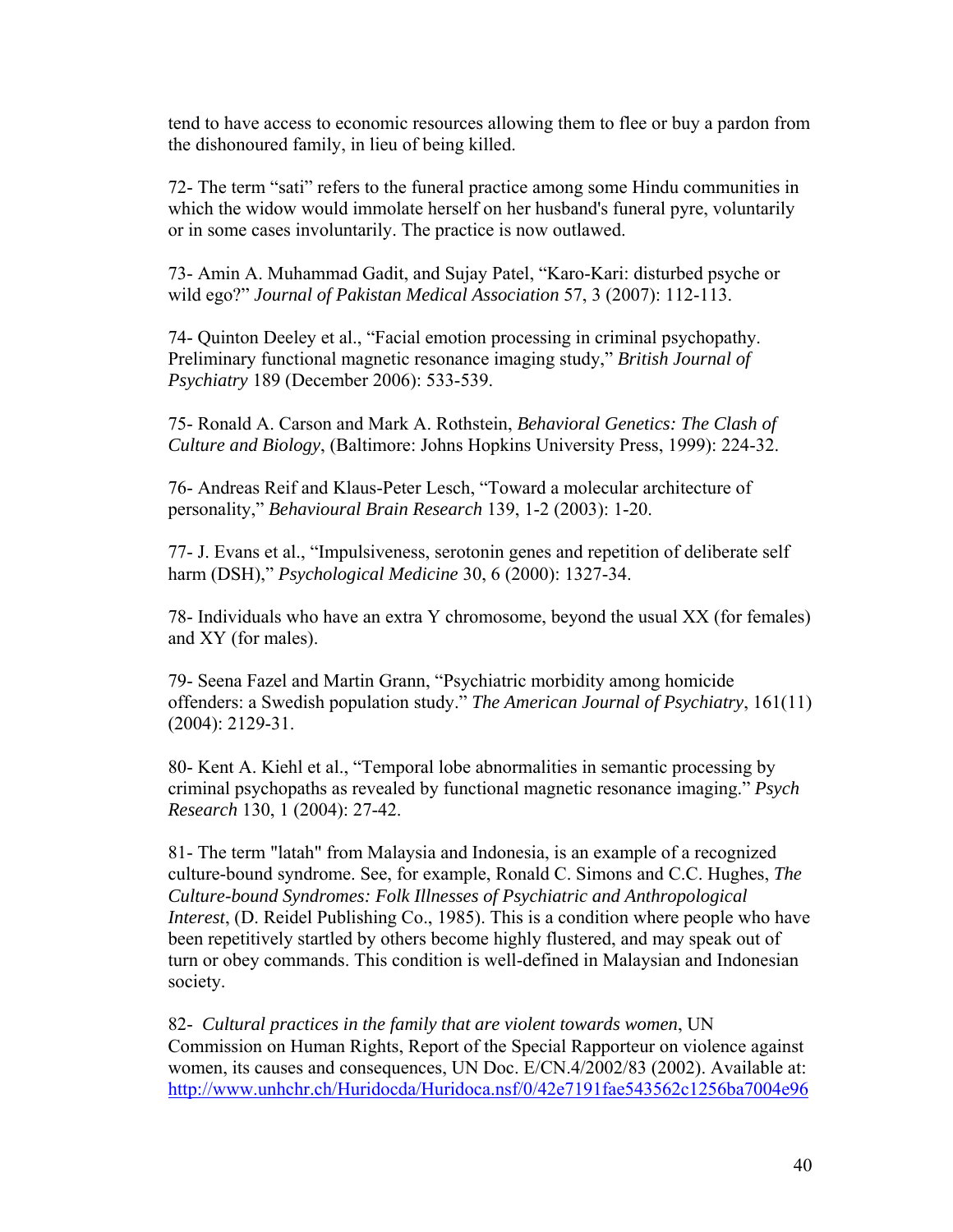tend to have access to economic resources allowing them to flee or buy a pardon from the dishonoured family, in lieu of being killed.

72- The term "sati" refers to the funeral practice among some Hindu communities in which the widow would immolate herself on her husband's funeral pyre, voluntarily or in some cases involuntarily. The practice is now outlawed.

73- Amin A. Muhammad Gadit, and Sujay Patel, "Karo-Kari: disturbed psyche or wild ego?" *Journal of Pakistan Medical Association* 57, 3 (2007): 112-113.

74- Quinton Deeley et al., "Facial emotion processing in criminal psychopathy. Preliminary functional magnetic resonance imaging study," *British Journal of Psychiatry* 189 (December 2006): 533-539.

75- Ronald A. Carson and Mark A. Rothstein, *Behavioral Genetics: The Clash of Culture and Biology*, (Baltimore: Johns Hopkins University Press, 1999): 224-32.

76- Andreas Reif and Klaus-Peter Lesch, "Toward a molecular architecture of personality," *Behavioural Brain Research* 139, 1-2 (2003): 1-20.

77- J. Evans et al., "Impulsiveness, serotonin genes and repetition of deliberate self harm (DSH)," *Psychological Medicine* 30, 6 (2000): 1327-34.

78- Individuals who have an extra Y chromosome, beyond the usual XX (for females) and XY (for males).

79- Seena Fazel and Martin Grann, "Psychiatric morbidity among homicide offenders: a Swedish population study." *The American Journal of Psychiatry*, 161(11) (2004): 2129-31.

80- Kent A. Kiehl et al., "Temporal lobe abnormalities in semantic processing by criminal psychopaths as revealed by functional magnetic resonance imaging." *Psych Research* 130, 1 (2004): 27-42.

81- The term "latah" from Malaysia and Indonesia, is an example of a recognized culture-bound syndrome. See, for example, Ronald C. Simons and C.C. Hughes, *The Culture-bound Syndromes: Folk Illnesses of Psychiatric and Anthropological Interest*, (D. Reidel Publishing Co., 1985). This is a condition where people who have been repetitively startled by others become highly flustered, and may speak out of turn or obey commands. This condition is well-defined in Malaysian and Indonesian society.

82- *Cultural practices in the family that are violent towards women*, UN Commission on Human Rights, Report of the Special Rapporteur on violence against women, its causes and consequences, UN Doc. E/CN.4/2002/83 (2002). Available at: http://www.unhchr.ch/Huridocda/Huridoca.nsf/0/42e7191fae543562c1256ba7004e96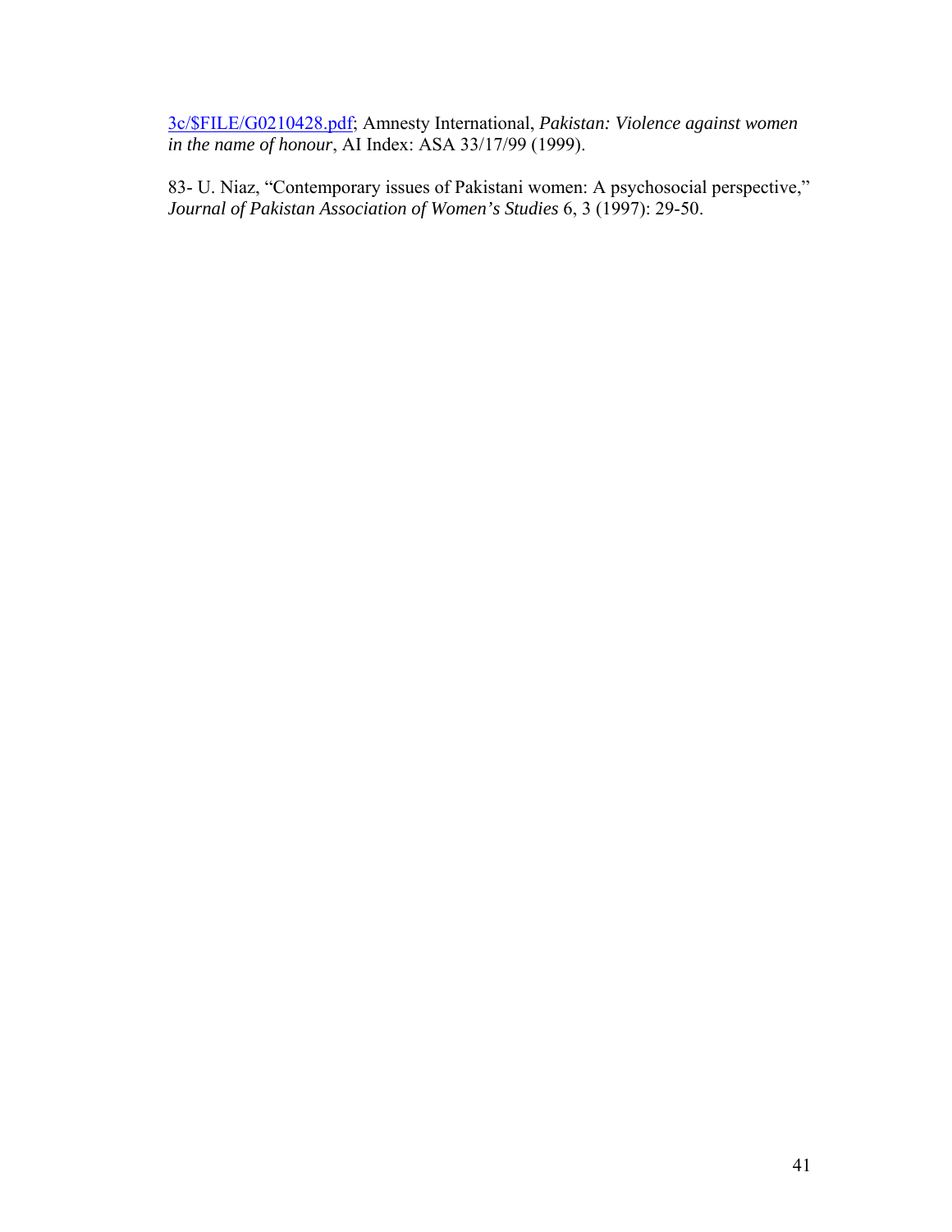3c/$FILE/G0210428.pdf; Amnesty International, *Pakistan: Violence against women in the name of honour*, AI Index: ASA 33/17/99 (1999).

83- U. Niaz, "Contemporary issues of Pakistani women: A psychosocial perspective," *Journal of Pakistan Association of Women's Studies* 6, 3 (1997): 29-50.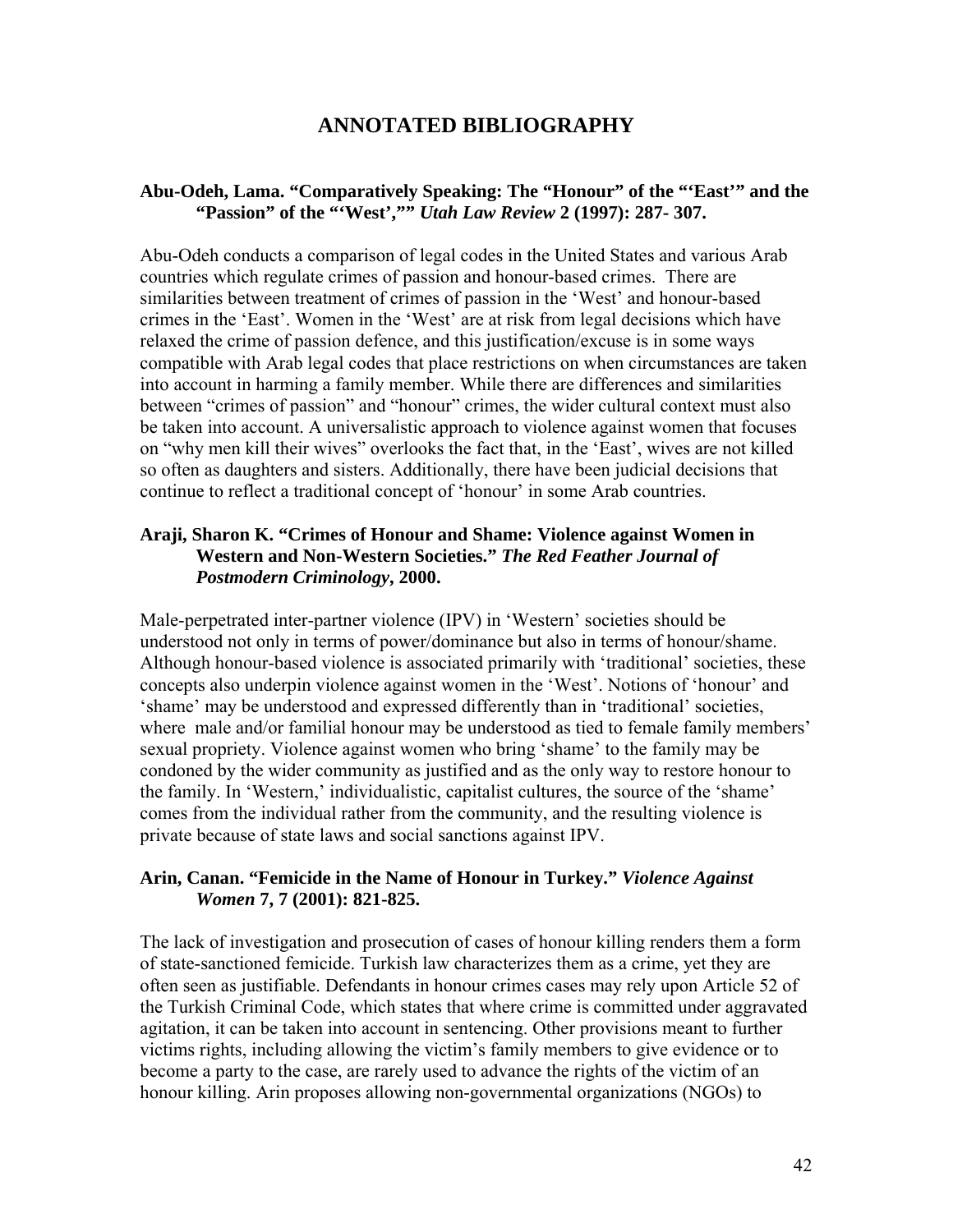# ANNOTATED BIBLIOGRAPHY

**Abu-Odeh, Lama. "Comparatively Speaking: The "Honour" of the "'East'" and the "Passion" of the "'West',"" *Utah Law Review* 2 (1997): 287- 307.**

Abu-Odeh conducts a comparison of legal codes in the United States and various Arab countries which regulate crimes of passion and honour-based crimes. There are similarities between treatment of crimes of passion in the 'West' and honour-based crimes in the 'East'. Women in the 'West' are at risk from legal decisions which have relaxed the crime of passion defence, and this justification/excuse is in some ways compatible with Arab legal codes that place restrictions on when circumstances are taken into account in harming a family member. While there are differences and similarities between "crimes of passion" and "honour" crimes, the wider cultural context must also be taken into account. A universalistic approach to violence against women that focuses on "why men kill their wives" overlooks the fact that, in the 'East', wives are not killed so often as daughters and sisters. Additionally, there have been judicial decisions that continue to reflect a traditional concept of 'honour' in some Arab countries.

**Araji, Sharon K. "Crimes of Honour and Shame: Violence against Women in Western and Non-Western Societies." *The Red Feather Journal of Postmodern Criminology*, 2000.**

Male-perpetrated inter-partner violence (IPV) in 'Western' societies should be understood not only in terms of power/dominance but also in terms of honour/shame. Although honour-based violence is associated primarily with 'traditional' societies, these concepts also underpin violence against women in the 'West'. Notions of 'honour' and 'shame' may be understood and expressed differently than in 'traditional' societies, where male and/or familial honour may be understood as tied to female family members' sexual propriety. Violence against women who bring 'shame' to the family may be condoned by the wider community as justified and as the only way to restore honour to the family. In 'Western,' individualistic, capitalist cultures, the source of the 'shame' comes from the individual rather from the community, and the resulting violence is private because of state laws and social sanctions against IPV.

**Arin, Canan. "Femicide in the Name of Honour in Turkey." *Violence Against Women* 7, 7 (2001): 821-825.**

The lack of investigation and prosecution of cases of honour killing renders them a form of state-sanctioned femicide. Turkish law characterizes them as a crime, yet they are often seen as justifiable. Defendants in honour crimes cases may rely upon Article 52 of the Turkish Criminal Code, which states that where crime is committed under aggravated agitation, it can be taken into account in sentencing. Other provisions meant to further victims rights, including allowing the victim's family members to give evidence or to become a party to the case, are rarely used to advance the rights of the victim of an honour killing. Arin proposes allowing non-governmental organizations (NGOs) to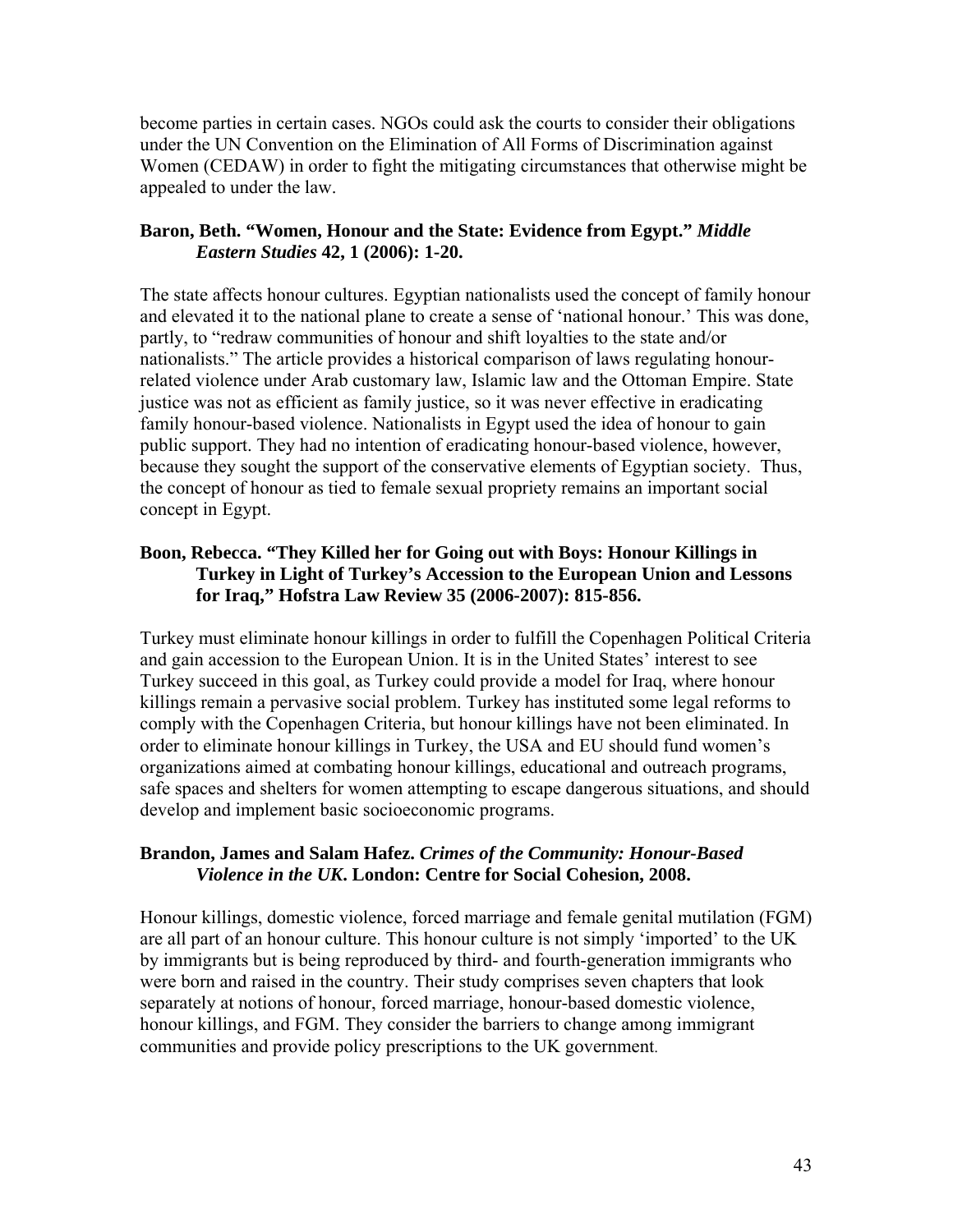become parties in certain cases. NGOs could ask the courts to consider their obligations under the UN Convention on the Elimination of All Forms of Discrimination against Women (CEDAW) in order to fight the mitigating circumstances that otherwise might be appealed to under the law.

**Baron, Beth. "Women, Honour and the State: Evidence from Egypt."** ***Middle Eastern Studies*** **42, 1 (2006): 1-20.**

The state affects honour cultures. Egyptian nationalists used the concept of family honour and elevated it to the national plane to create a sense of 'national honour.' This was done, partly, to "redraw communities of honour and shift loyalties to the state and/or nationalists." The article provides a historical comparison of laws regulating honour-related violence under Arab customary law, Islamic law and the Ottoman Empire. State justice was not as efficient as family justice, so it was never effective in eradicating family honour-based violence. Nationalists in Egypt used the idea of honour to gain public support. They had no intention of eradicating honour-based violence, however, because they sought the support of the conservative elements of Egyptian society. Thus, the concept of honour as tied to female sexual propriety remains an important social concept in Egypt.

**Boon, Rebecca. "They Killed her for Going out with Boys: Honour Killings in Turkey in Light of Turkey's Accession to the European Union and Lessons for Iraq," Hofstra Law Review 35 (2006-2007): 815-856.**

Turkey must eliminate honour killings in order to fulfill the Copenhagen Political Criteria and gain accession to the European Union. It is in the United States' interest to see Turkey succeed in this goal, as Turkey could provide a model for Iraq, where honour killings remain a pervasive social problem. Turkey has instituted some legal reforms to comply with the Copenhagen Criteria, but honour killings have not been eliminated. In order to eliminate honour killings in Turkey, the USA and EU should fund women's organizations aimed at combating honour killings, educational and outreach programs, safe spaces and shelters for women attempting to escape dangerous situations, and should develop and implement basic socioeconomic programs.

**Brandon, James and Salam Hafez.** ***Crimes of the Community: Honour-Based Violence in the UK.*** **London: Centre for Social Cohesion, 2008.**

Honour killings, domestic violence, forced marriage and female genital mutilation (FGM) are all part of an honour culture. This honour culture is not simply 'imported' to the UK by immigrants but is being reproduced by third- and fourth-generation immigrants who were born and raised in the country. Their study comprises seven chapters that look separately at notions of honour, forced marriage, honour-based domestic violence, honour killings, and FGM. They consider the barriers to change among immigrant communities and provide policy prescriptions to the UK government.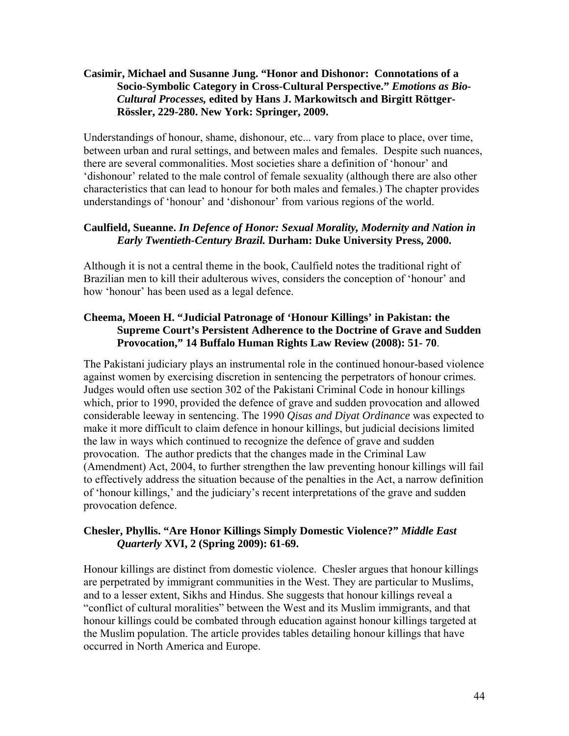**Casimir, Michael and Susanne Jung. "Honor and Dishonor: Connotations of a Socio-Symbolic Category in Cross-Cultural Perspective."** ***Emotions as Bio-Cultural Processes,*** **edited by Hans J. Markowitsch and Birgitt Röttger-Rössler, 229-280. New York: Springer, 2009.**

Understandings of honour, shame, dishonour, etc... vary from place to place, over time, between urban and rural settings, and between males and females. Despite such nuances, there are several commonalities. Most societies share a definition of 'honour' and 'dishonour' related to the male control of female sexuality (although there are also other characteristics that can lead to honour for both males and females.) The chapter provides understandings of 'honour' and 'dishonour' from various regions of the world.

**Caulfield, Sueanne.** ***In Defence of Honor: Sexual Morality, Modernity and Nation in Early Twentieth-Century Brazil.*** **Durham: Duke University Press, 2000.**

Although it is not a central theme in the book, Caulfield notes the traditional right of Brazilian men to kill their adulterous wives, considers the conception of 'honour' and how 'honour' has been used as a legal defence.

**Cheema, Moeen H. "Judicial Patronage of 'Honour Killings' in Pakistan: the Supreme Court's Persistent Adherence to the Doctrine of Grave and Sudden Provocation," 14 Buffalo Human Rights Law Review (2008): 51- 70**.

The Pakistani judiciary plays an instrumental role in the continued honour-based violence against women by exercising discretion in sentencing the perpetrators of honour crimes. Judges would often use section 302 of the Pakistani Criminal Code in honour killings which, prior to 1990, provided the defence of grave and sudden provocation and allowed considerable leeway in sentencing. The 1990 *Qisas and Diyat Ordinance* was expected to make it more difficult to claim defence in honour killings, but judicial decisions limited the law in ways which continued to recognize the defence of grave and sudden provocation. The author predicts that the changes made in the Criminal Law (Amendment) Act, 2004, to further strengthen the law preventing honour killings will fail to effectively address the situation because of the penalties in the Act, a narrow definition of 'honour killings,' and the judiciary's recent interpretations of the grave and sudden provocation defence.

**Chesler, Phyllis. "Are Honor Killings Simply Domestic Violence?"** ***Middle East Quarterly*** **XVI, 2 (Spring 2009): 61-69.**

Honour killings are distinct from domestic violence. Chesler argues that honour killings are perpetrated by immigrant communities in the West. They are particular to Muslims, and to a lesser extent, Sikhs and Hindus. She suggests that honour killings reveal a "conflict of cultural moralities" between the West and its Muslim immigrants, and that honour killings could be combated through education against honour killings targeted at the Muslim population. The article provides tables detailing honour killings that have occurred in North America and Europe.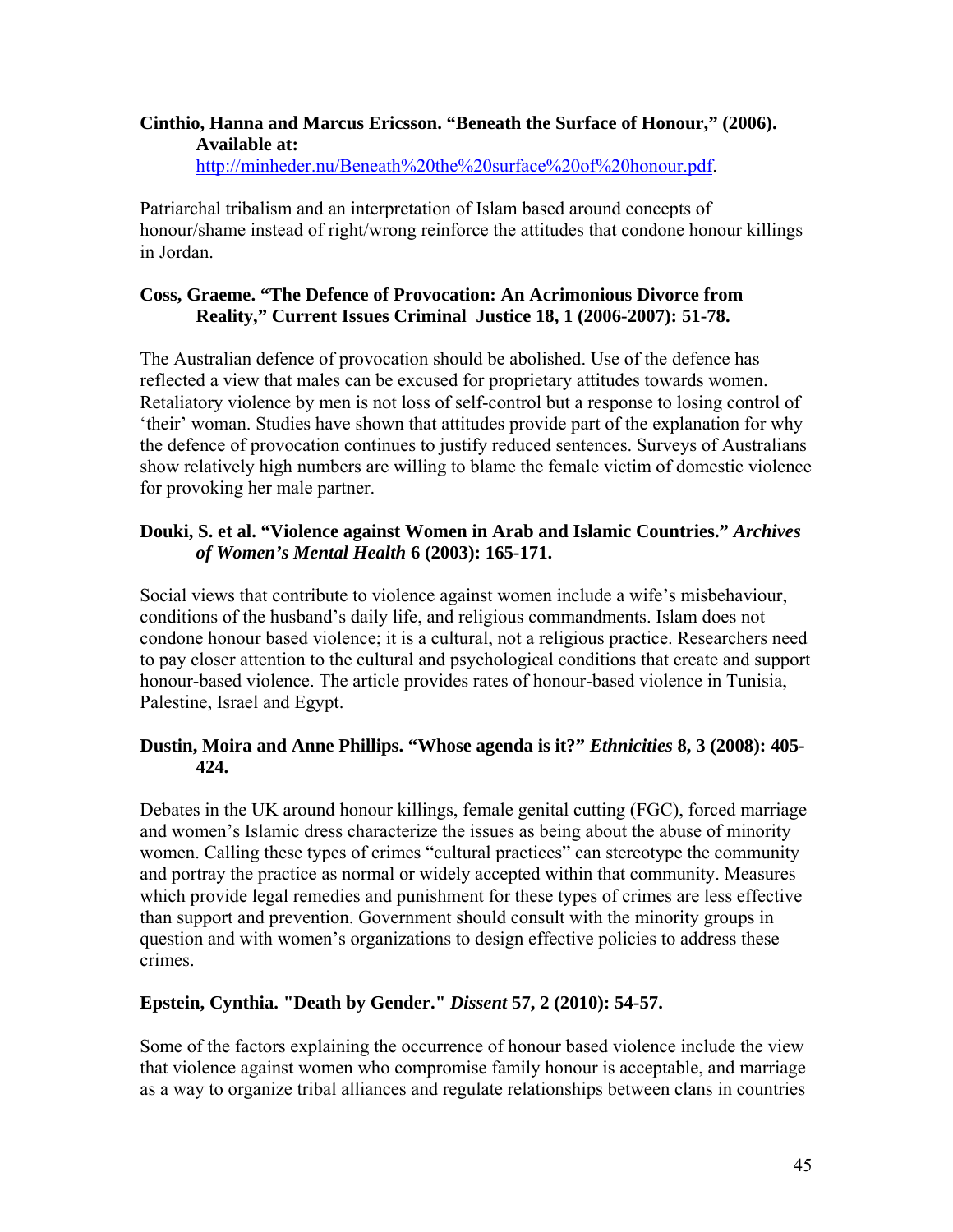**Cinthio, Hanna and Marcus Ericsson. "Beneath the Surface of Honour," (2006). Available at:** http://minheder.nu/Beneath%20the%20surface%20of%20honour.pdf.

Patriarchal tribalism and an interpretation of Islam based around concepts of honour/shame instead of right/wrong reinforce the attitudes that condone honour killings in Jordan.

**Coss, Graeme. "The Defence of Provocation: An Acrimonious Divorce from Reality," Current Issues Criminal Justice 18, 1 (2006-2007): 51-78.**

The Australian defence of provocation should be abolished. Use of the defence has reflected a view that males can be excused for proprietary attitudes towards women. Retaliatory violence by men is not loss of self-control but a response to losing control of 'their' woman. Studies have shown that attitudes provide part of the explanation for why the defence of provocation continues to justify reduced sentences. Surveys of Australians show relatively high numbers are willing to blame the female victim of domestic violence for provoking her male partner.

**Douki, S. et al. "Violence against Women in Arab and Islamic Countries."** ***Archives of Women's Mental Health*** **6 (2003): 165-171.**

Social views that contribute to violence against women include a wife's misbehaviour, conditions of the husband's daily life, and religious commandments. Islam does not condone honour based violence; it is a cultural, not a religious practice. Researchers need to pay closer attention to the cultural and psychological conditions that create and support honour-based violence. The article provides rates of honour-based violence in Tunisia, Palestine, Israel and Egypt.

**Dustin, Moira and Anne Phillips. "Whose agenda is it?"** ***Ethnicities*** **8, 3 (2008): 405-424.**

Debates in the UK around honour killings, female genital cutting (FGC), forced marriage and women's Islamic dress characterize the issues as being about the abuse of minority women. Calling these types of crimes "cultural practices" can stereotype the community and portray the practice as normal or widely accepted within that community. Measures which provide legal remedies and punishment for these types of crimes are less effective than support and prevention. Government should consult with the minority groups in question and with women's organizations to design effective policies to address these crimes.

**Epstein, Cynthia. "Death by Gender."** ***Dissent*** **57, 2 (2010): 54-57.**

Some of the factors explaining the occurrence of honour based violence include the view that violence against women who compromise family honour is acceptable, and marriage as a way to organize tribal alliances and regulate relationships between clans in countries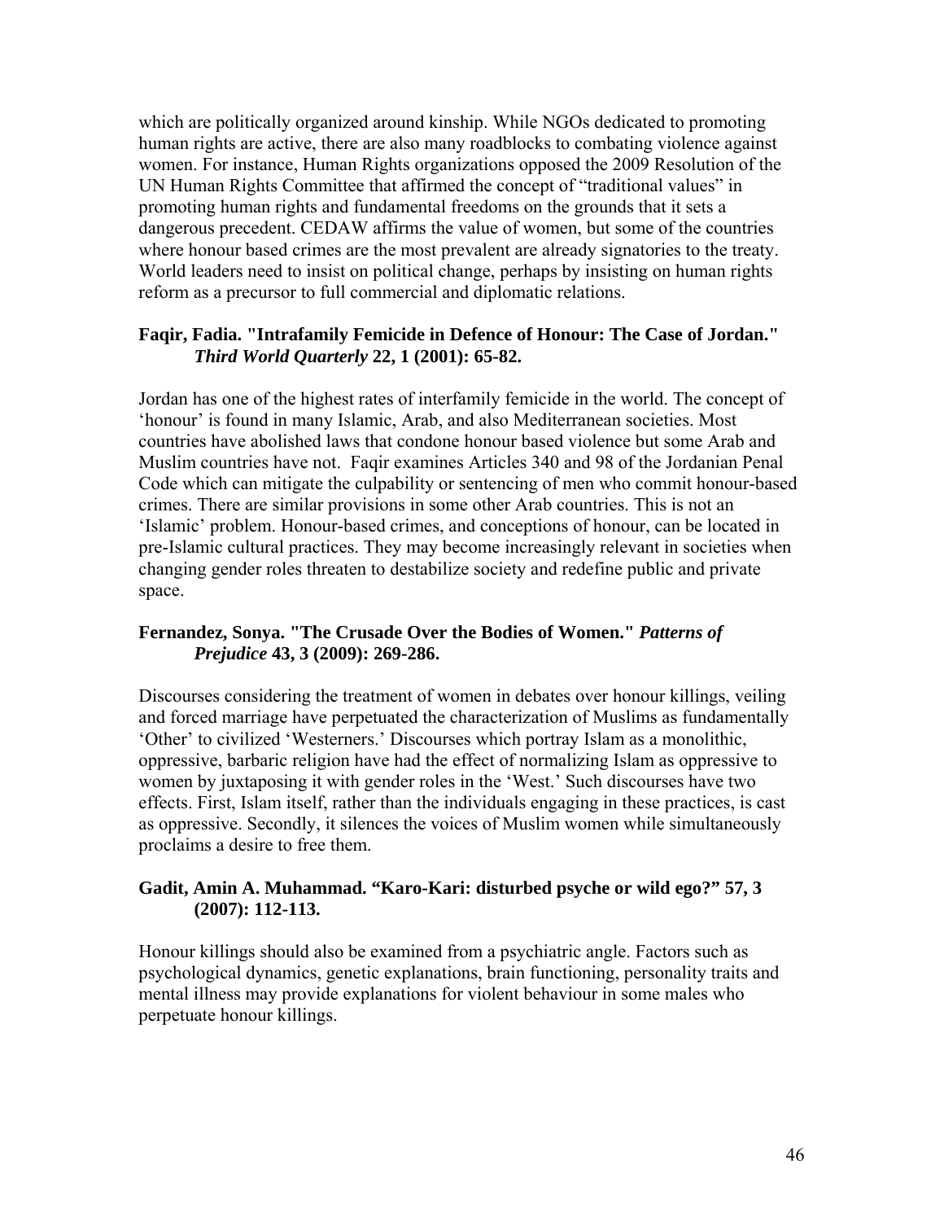which are politically organized around kinship. While NGOs dedicated to promoting human rights are active, there are also many roadblocks to combating violence against women. For instance, Human Rights organizations opposed the 2009 Resolution of the UN Human Rights Committee that affirmed the concept of "traditional values" in promoting human rights and fundamental freedoms on the grounds that it sets a dangerous precedent. CEDAW affirms the value of women, but some of the countries where honour based crimes are the most prevalent are already signatories to the treaty. World leaders need to insist on political change, perhaps by insisting on human rights reform as a precursor to full commercial and diplomatic relations.

**Faqir, Fadia. "Intrafamily Femicide in Defence of Honour: The Case of Jordan."** ***Third World Quarterly*** **22, 1 (2001): 65-82.**

Jordan has one of the highest rates of interfamily femicide in the world. The concept of 'honour' is found in many Islamic, Arab, and also Mediterranean societies. Most countries have abolished laws that condone honour based violence but some Arab and Muslim countries have not. Faqir examines Articles 340 and 98 of the Jordanian Penal Code which can mitigate the culpability or sentencing of men who commit honour-based crimes. There are similar provisions in some other Arab countries. This is not an 'Islamic' problem. Honour-based crimes, and conceptions of honour, can be located in pre-Islamic cultural practices. They may become increasingly relevant in societies when changing gender roles threaten to destabilize society and redefine public and private space.

**Fernandez, Sonya. "The Crusade Over the Bodies of Women."** ***Patterns of Prejudice*** **43, 3 (2009): 269-286.**

Discourses considering the treatment of women in debates over honour killings, veiling and forced marriage have perpetuated the characterization of Muslims as fundamentally 'Other' to civilized 'Westerners.' Discourses which portray Islam as a monolithic, oppressive, barbaric religion have had the effect of normalizing Islam as oppressive to women by juxtaposing it with gender roles in the 'West.' Such discourses have two effects. First, Islam itself, rather than the individuals engaging in these practices, is cast as oppressive. Secondly, it silences the voices of Muslim women while simultaneously proclaims a desire to free them.

**Gadit, Amin A. Muhammad. "Karo-Kari: disturbed psyche or wild ego?" 57, 3 (2007): 112-113.**

Honour killings should also be examined from a psychiatric angle. Factors such as psychological dynamics, genetic explanations, brain functioning, personality traits and mental illness may provide explanations for violent behaviour in some males who perpetuate honour killings.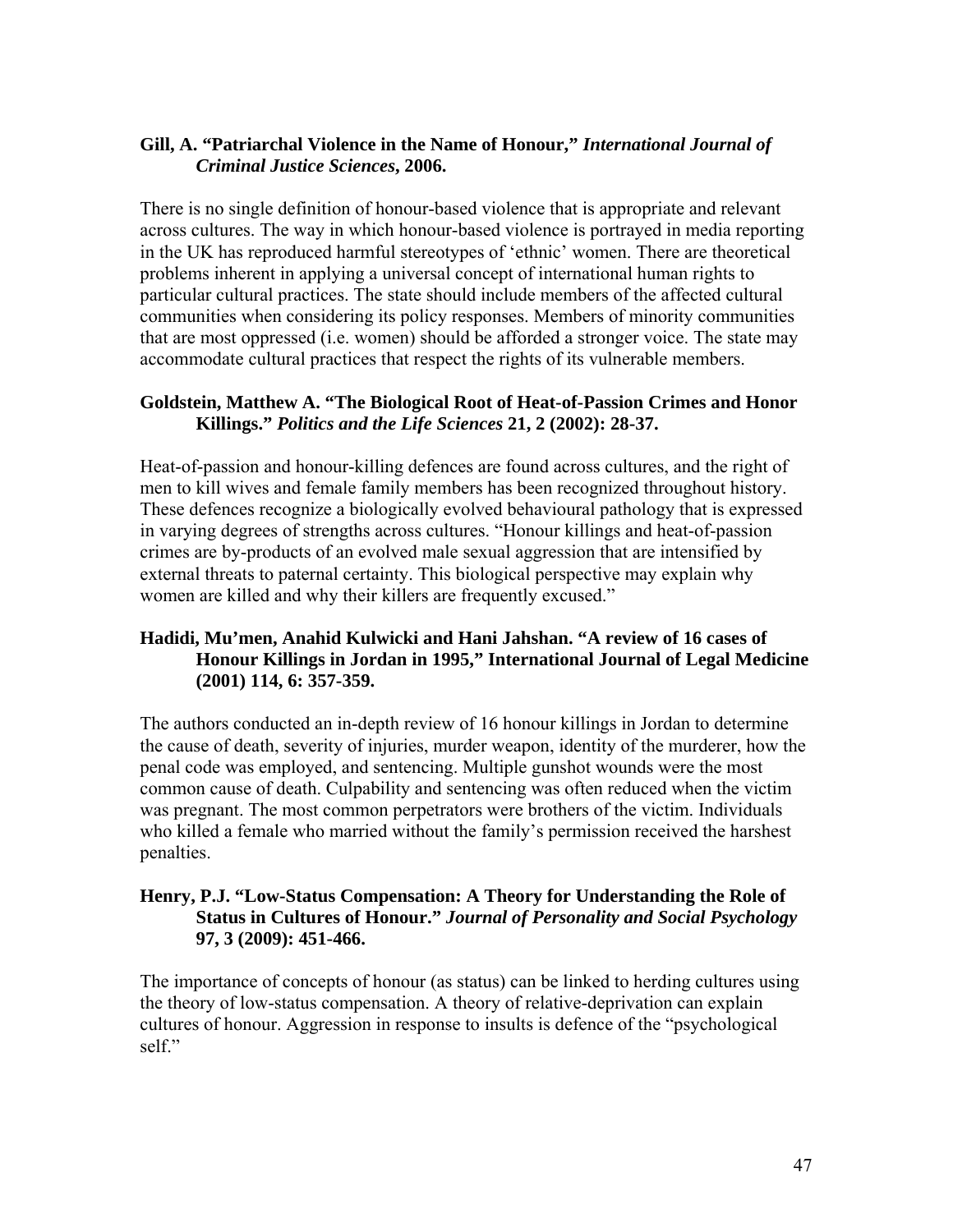**Gill, A. "Patriarchal Violence in the Name of Honour,"** ***International Journal of Criminal Justice Sciences*****, 2006.**

There is no single definition of honour-based violence that is appropriate and relevant across cultures. The way in which honour-based violence is portrayed in media reporting in the UK has reproduced harmful stereotypes of 'ethnic' women. There are theoretical problems inherent in applying a universal concept of international human rights to particular cultural practices. The state should include members of the affected cultural communities when considering its policy responses. Members of minority communities that are most oppressed (i.e. women) should be afforded a stronger voice. The state may accommodate cultural practices that respect the rights of its vulnerable members.

**Goldstein, Matthew A. "The Biological Root of Heat-of-Passion Crimes and Honor Killings."** ***Politics and the Life Sciences*** **21, 2 (2002): 28-37.**

Heat-of-passion and honour-killing defences are found across cultures, and the right of men to kill wives and female family members has been recognized throughout history. These defences recognize a biologically evolved behavioural pathology that is expressed in varying degrees of strengths across cultures. "Honour killings and heat-of-passion crimes are by-products of an evolved male sexual aggression that are intensified by external threats to paternal certainty. This biological perspective may explain why women are killed and why their killers are frequently excused."

**Hadidi, Mu'men, Anahid Kulwicki and Hani Jahshan. "A review of 16 cases of Honour Killings in Jordan in 1995," International Journal of Legal Medicine (2001) 114, 6: 357-359.**

The authors conducted an in-depth review of 16 honour killings in Jordan to determine the cause of death, severity of injuries, murder weapon, identity of the murderer, how the penal code was employed, and sentencing. Multiple gunshot wounds were the most common cause of death. Culpability and sentencing was often reduced when the victim was pregnant. The most common perpetrators were brothers of the victim. Individuals who killed a female who married without the family's permission received the harshest penalties.

**Henry, P.J. "Low-Status Compensation: A Theory for Understanding the Role of Status in Cultures of Honour."** ***Journal of Personality and Social Psychology*** **97, 3 (2009): 451-466.**

The importance of concepts of honour (as status) can be linked to herding cultures using the theory of low-status compensation. A theory of relative-deprivation can explain cultures of honour. Aggression in response to insults is defence of the "psychological self."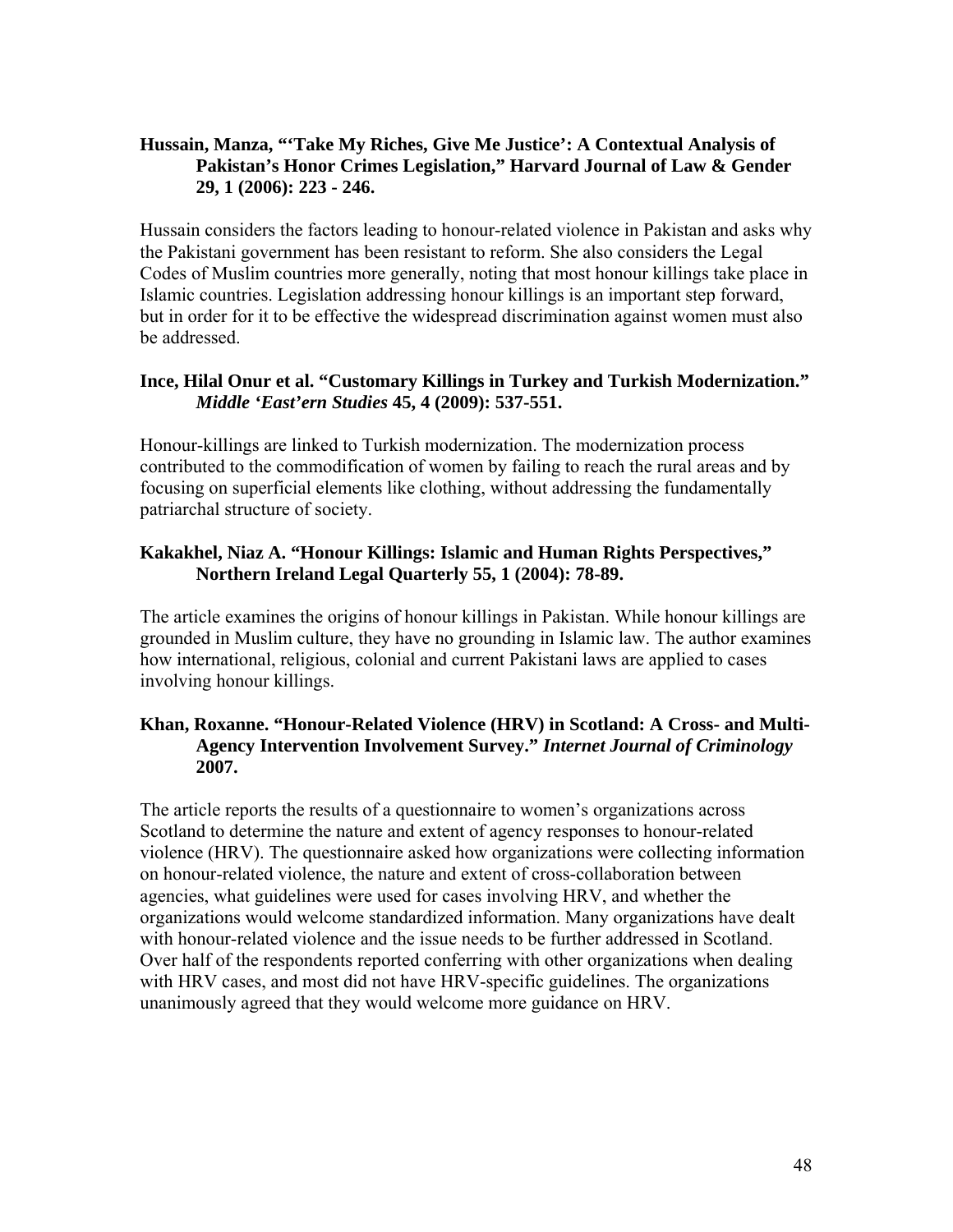**Hussain, Manza, "'Take My Riches, Give Me Justice': A Contextual Analysis of Pakistan's Honor Crimes Legislation," Harvard Journal of Law & Gender 29, 1 (2006): 223 - 246.**

Hussain considers the factors leading to honour-related violence in Pakistan and asks why the Pakistani government has been resistant to reform. She also considers the Legal Codes of Muslim countries more generally, noting that most honour killings take place in Islamic countries. Legislation addressing honour killings is an important step forward, but in order for it to be effective the widespread discrimination against women must also be addressed.

**Ince, Hilal Onur et al. "Customary Killings in Turkey and Turkish Modernization."** ***Middle 'East'ern Studies*** **45, 4 (2009): 537-551.**

Honour-killings are linked to Turkish modernization. The modernization process contributed to the commodification of women by failing to reach the rural areas and by focusing on superficial elements like clothing, without addressing the fundamentally patriarchal structure of society.

**Kakakhel, Niaz A. "Honour Killings: Islamic and Human Rights Perspectives," Northern Ireland Legal Quarterly 55, 1 (2004): 78-89.**

The article examines the origins of honour killings in Pakistan. While honour killings are grounded in Muslim culture, they have no grounding in Islamic law. The author examines how international, religious, colonial and current Pakistani laws are applied to cases involving honour killings.

**Khan, Roxanne. "Honour-Related Violence (HRV) in Scotland: A Cross- and Multi-Agency Intervention Involvement Survey."** ***Internet Journal of Criminology*** **2007.**

The article reports the results of a questionnaire to women's organizations across Scotland to determine the nature and extent of agency responses to honour-related violence (HRV). The questionnaire asked how organizations were collecting information on honour-related violence, the nature and extent of cross-collaboration between agencies, what guidelines were used for cases involving HRV, and whether the organizations would welcome standardized information. Many organizations have dealt with honour-related violence and the issue needs to be further addressed in Scotland. Over half of the respondents reported conferring with other organizations when dealing with HRV cases, and most did not have HRV-specific guidelines. The organizations unanimously agreed that they would welcome more guidance on HRV.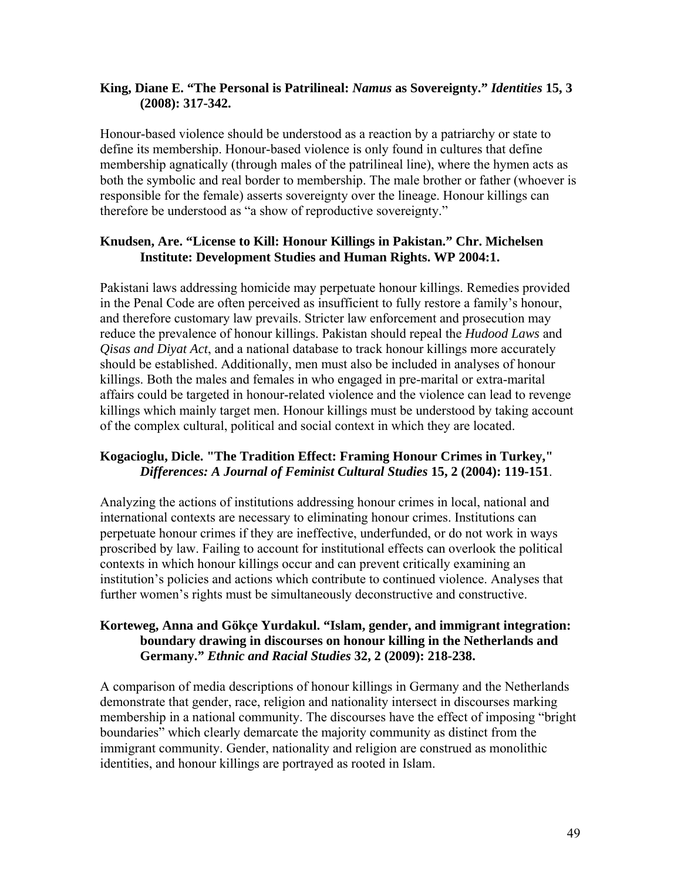**King, Diane E. "The Personal is Patrilineal: *Namus* as Sovereignty." *Identities* 15, 3 (2008): 317-342.**

Honour-based violence should be understood as a reaction by a patriarchy or state to define its membership. Honour-based violence is only found in cultures that define membership agnatically (through males of the patrilineal line), where the hymen acts as both the symbolic and real border to membership. The male brother or father (whoever is responsible for the female) asserts sovereignty over the lineage. Honour killings can therefore be understood as "a show of reproductive sovereignty."

**Knudsen, Are. "License to Kill: Honour Killings in Pakistan." Chr. Michelsen Institute: Development Studies and Human Rights. WP 2004:1.**

Pakistani laws addressing homicide may perpetuate honour killings. Remedies provided in the Penal Code are often perceived as insufficient to fully restore a family's honour, and therefore customary law prevails. Stricter law enforcement and prosecution may reduce the prevalence of honour killings. Pakistan should repeal the *Hudood Laws* and *Qisas and Diyat Act*, and a national database to track honour killings more accurately should be established. Additionally, men must also be included in analyses of honour killings. Both the males and females in who engaged in pre-marital or extra-marital affairs could be targeted in honour-related violence and the violence can lead to revenge killings which mainly target men. Honour killings must be understood by taking account of the complex cultural, political and social context in which they are located.

**Kogacioglu, Dicle. "The Tradition Effect: Framing Honour Crimes in Turkey," *Differences: A Journal of Feminist Cultural Studies* 15, 2 (2004): 119-151.**

Analyzing the actions of institutions addressing honour crimes in local, national and international contexts are necessary to eliminating honour crimes. Institutions can perpetuate honour crimes if they are ineffective, underfunded, or do not work in ways proscribed by law. Failing to account for institutional effects can overlook the political contexts in which honour killings occur and can prevent critically examining an institution's policies and actions which contribute to continued violence. Analyses that further women's rights must be simultaneously deconstructive and constructive.

**Korteweg, Anna and Gökçe Yurdakul. "Islam, gender, and immigrant integration: boundary drawing in discourses on honour killing in the Netherlands and Germany." *Ethnic and Racial Studies* 32, 2 (2009): 218-238.**

A comparison of media descriptions of honour killings in Germany and the Netherlands demonstrate that gender, race, religion and nationality intersect in discourses marking membership in a national community. The discourses have the effect of imposing "bright boundaries" which clearly demarcate the majority community as distinct from the immigrant community. Gender, nationality and religion are construed as monolithic identities, and honour killings are portrayed as rooted in Islam.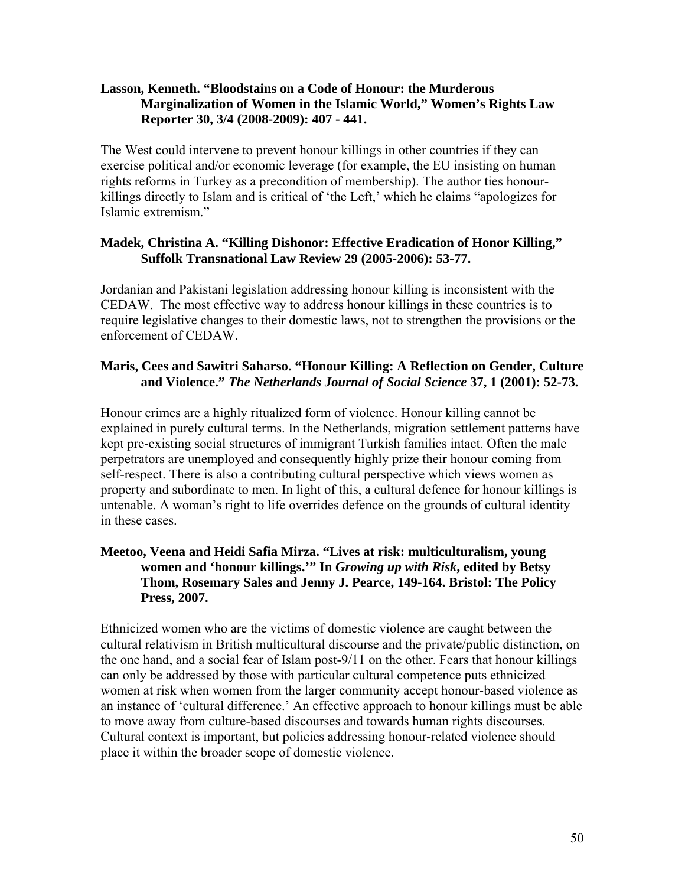**Lasson, Kenneth. "Bloodstains on a Code of Honour: the Murderous Marginalization of Women in the Islamic World," Women's Rights Law Reporter 30, 3/4 (2008-2009): 407 - 441.**

The West could intervene to prevent honour killings in other countries if they can exercise political and/or economic leverage (for example, the EU insisting on human rights reforms in Turkey as a precondition of membership). The author ties honour-killings directly to Islam and is critical of 'the Left,' which he claims "apologizes for Islamic extremism."

**Madek, Christina A. "Killing Dishonor: Effective Eradication of Honor Killing," Suffolk Transnational Law Review 29 (2005-2006): 53-77.**

Jordanian and Pakistani legislation addressing honour killing is inconsistent with the CEDAW. The most effective way to address honour killings in these countries is to require legislative changes to their domestic laws, not to strengthen the provisions or the enforcement of CEDAW.

**Maris, Cees and Sawitri Saharso. "Honour Killing: A Reflection on Gender, Culture and Violence."** ***The Netherlands Journal of Social Science*** **37, 1 (2001): 52-73.**

Honour crimes are a highly ritualized form of violence. Honour killing cannot be explained in purely cultural terms. In the Netherlands, migration settlement patterns have kept pre-existing social structures of immigrant Turkish families intact. Often the male perpetrators are unemployed and consequently highly prize their honour coming from self-respect. There is also a contributing cultural perspective which views women as property and subordinate to men. In light of this, a cultural defence for honour killings is untenable. A woman's right to life overrides defence on the grounds of cultural identity in these cases.

**Meetoo, Veena and Heidi Safia Mirza. "Lives at risk: multiculturalism, young women and 'honour killings.'" In** ***Growing up with Risk*****, edited by Betsy Thom, Rosemary Sales and Jenny J. Pearce, 149-164. Bristol: The Policy Press, 2007.**

Ethnicized women who are the victims of domestic violence are caught between the cultural relativism in British multicultural discourse and the private/public distinction, on the one hand, and a social fear of Islam post-9/11 on the other. Fears that honour killings can only be addressed by those with particular cultural competence puts ethnicized women at risk when women from the larger community accept honour-based violence as an instance of 'cultural difference.' An effective approach to honour killings must be able to move away from culture-based discourses and towards human rights discourses. Cultural context is important, but policies addressing honour-related violence should place it within the broader scope of domestic violence.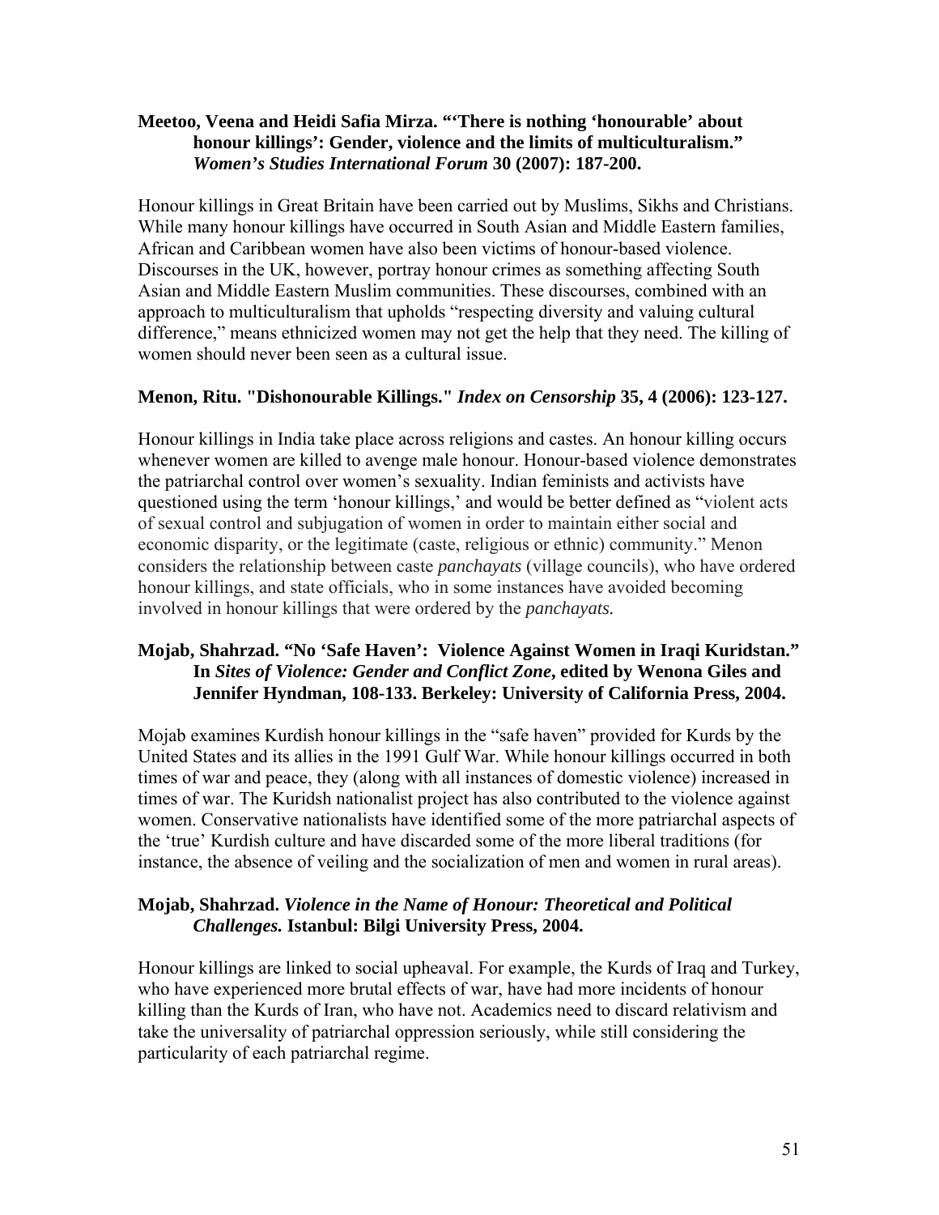**Meetoo, Veena and Heidi Safia Mirza. "'There is nothing 'honourable' about honour killings': Gender, violence and the limits of multiculturalism." *Women's Studies International Forum* 30 (2007): 187-200.**

Honour killings in Great Britain have been carried out by Muslims, Sikhs and Christians. While many honour killings have occurred in South Asian and Middle Eastern families, African and Caribbean women have also been victims of honour-based violence. Discourses in the UK, however, portray honour crimes as something affecting South Asian and Middle Eastern Muslim communities. These discourses, combined with an approach to multiculturalism that upholds "respecting diversity and valuing cultural difference," means ethnicized women may not get the help that they need. The killing of women should never been seen as a cultural issue.

**Menon, Ritu. "Dishonourable Killings." *Index on Censorship* 35, 4 (2006): 123-127.**

Honour killings in India take place across religions and castes. An honour killing occurs whenever women are killed to avenge male honour. Honour-based violence demonstrates the patriarchal control over women's sexuality. Indian feminists and activists have questioned using the term 'honour killings,' and would be better defined as "violent acts of sexual control and subjugation of women in order to maintain either social and economic disparity, or the legitimate (caste, religious or ethnic) community." Menon considers the relationship between caste *panchayats* (village councils), who have ordered honour killings, and state officials, who in some instances have avoided becoming involved in honour killings that were ordered by the *panchayats.*

**Mojab, Shahrzad. "No 'Safe Haven': Violence Against Women in Iraqi Kuridstan." In *Sites of Violence: Gender and Conflict Zone*, edited by Wenona Giles and Jennifer Hyndman, 108-133. Berkeley: University of California Press, 2004.**

Mojab examines Kurdish honour killings in the "safe haven" provided for Kurds by the United States and its allies in the 1991 Gulf War. While honour killings occurred in both times of war and peace, they (along with all instances of domestic violence) increased in times of war. The Kuridsh nationalist project has also contributed to the violence against women. Conservative nationalists have identified some of the more patriarchal aspects of the 'true' Kurdish culture and have discarded some of the more liberal traditions (for instance, the absence of veiling and the socialization of men and women in rural areas).

**Mojab, Shahrzad. *Violence in the Name of Honour: Theoretical and Political Challenges.* Istanbul: Bilgi University Press, 2004.**

Honour killings are linked to social upheaval. For example, the Kurds of Iraq and Turkey, who have experienced more brutal effects of war, have had more incidents of honour killing than the Kurds of Iran, who have not. Academics need to discard relativism and take the universality of patriarchal oppression seriously, while still considering the particularity of each patriarchal regime.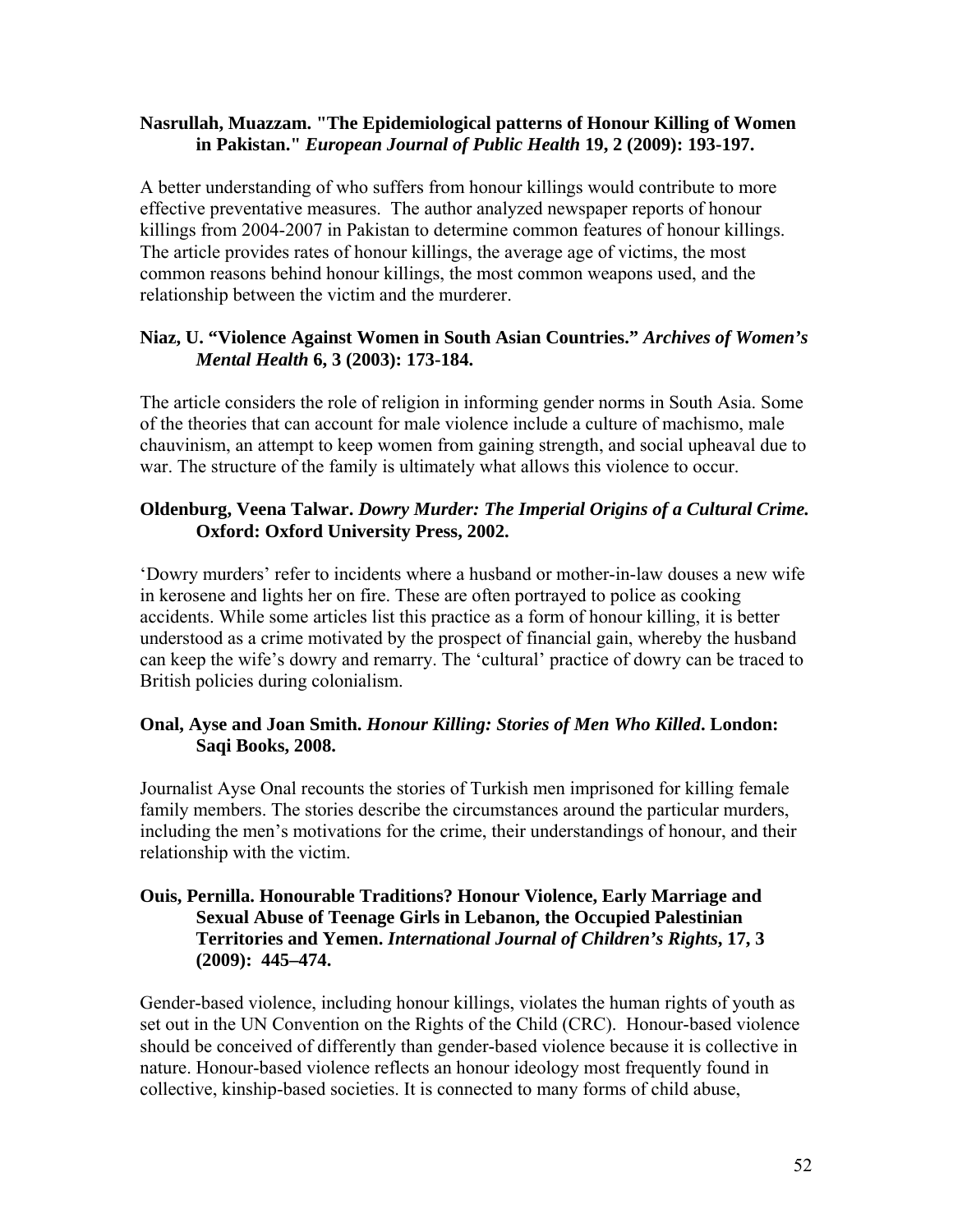**Nasrullah, Muazzam. "The Epidemiological patterns of Honour Killing of Women in Pakistan."** ***European Journal of Public Health*** **19, 2 (2009): 193-197.**

A better understanding of who suffers from honour killings would contribute to more effective preventative measures. The author analyzed newspaper reports of honour killings from 2004-2007 in Pakistan to determine common features of honour killings. The article provides rates of honour killings, the average age of victims, the most common reasons behind honour killings, the most common weapons used, and the relationship between the victim and the murderer.

**Niaz, U. "Violence Against Women in South Asian Countries."** ***Archives of Women's Mental Health*** **6, 3 (2003): 173-184.**

The article considers the role of religion in informing gender norms in South Asia. Some of the theories that can account for male violence include a culture of machismo, male chauvinism, an attempt to keep women from gaining strength, and social upheaval due to war. The structure of the family is ultimately what allows this violence to occur.

**Oldenburg, Veena Talwar.** ***Dowry Murder: The Imperial Origins of a Cultural Crime.*** **Oxford: Oxford University Press, 2002.**

'Dowry murders' refer to incidents where a husband or mother-in-law douses a new wife in kerosene and lights her on fire. These are often portrayed to police as cooking accidents. While some articles list this practice as a form of honour killing, it is better understood as a crime motivated by the prospect of financial gain, whereby the husband can keep the wife's dowry and remarry. The 'cultural' practice of dowry can be traced to British policies during colonialism.

**Onal, Ayse and Joan Smith.** ***Honour Killing: Stories of Men Who Killed*****. London: Saqi Books, 2008.**

Journalist Ayse Onal recounts the stories of Turkish men imprisoned for killing female family members. The stories describe the circumstances around the particular murders, including the men's motivations for the crime, their understandings of honour, and their relationship with the victim.

**Ouis, Pernilla. Honourable Traditions? Honour Violence, Early Marriage and Sexual Abuse of Teenage Girls in Lebanon, the Occupied Palestinian Territories and Yemen.** ***International Journal of Children's Rights*****, 17, 3 (2009): 445–474.**

Gender-based violence, including honour killings, violates the human rights of youth as set out in the UN Convention on the Rights of the Child (CRC). Honour-based violence should be conceived of differently than gender-based violence because it is collective in nature. Honour-based violence reflects an honour ideology most frequently found in collective, kinship-based societies. It is connected to many forms of child abuse,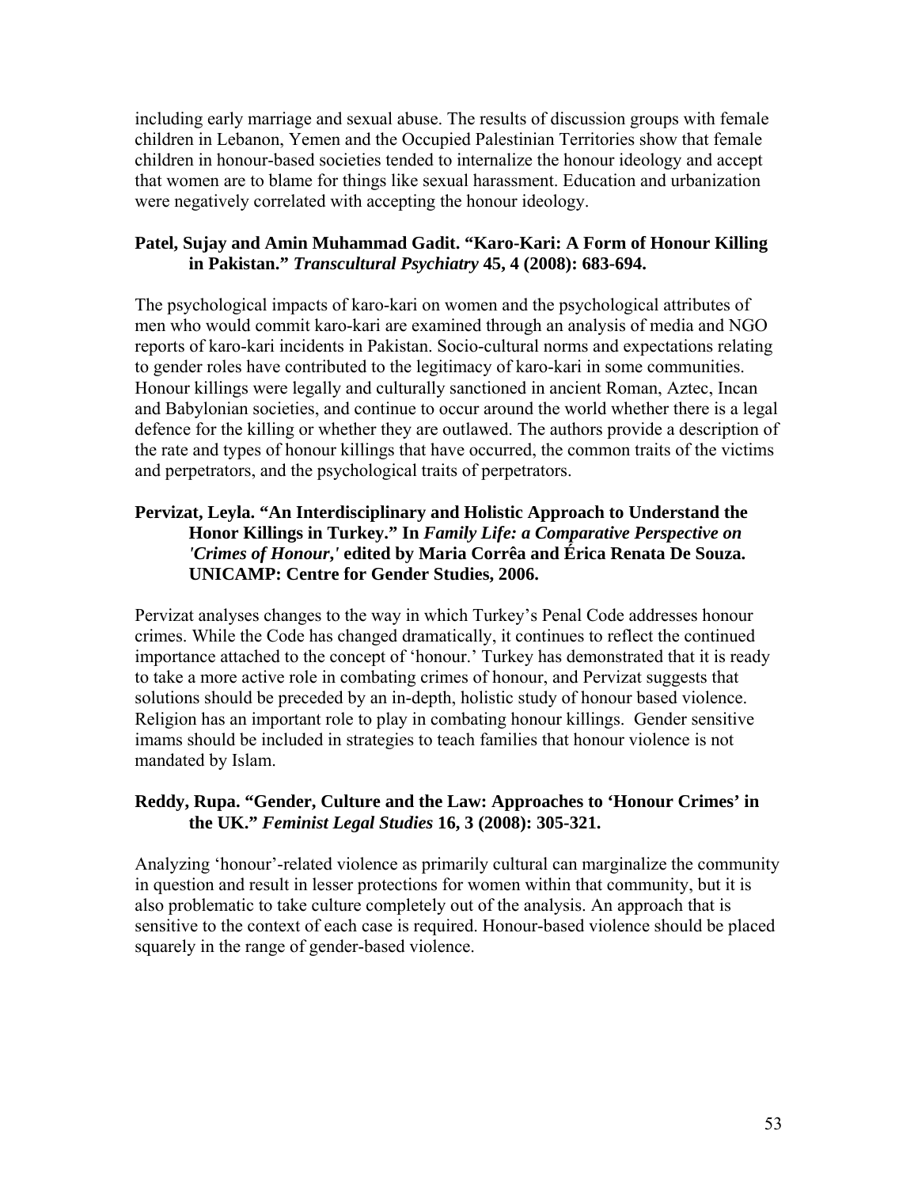including early marriage and sexual abuse. The results of discussion groups with female children in Lebanon, Yemen and the Occupied Palestinian Territories show that female children in honour-based societies tended to internalize the honour ideology and accept that women are to blame for things like sexual harassment. Education and urbanization were negatively correlated with accepting the honour ideology.

**Patel, Sujay and Amin Muhammad Gadit. "Karo-Kari: A Form of Honour Killing in Pakistan."** ***Transcultural Psychiatry*** **45, 4 (2008): 683-694.**

The psychological impacts of karo-kari on women and the psychological attributes of men who would commit karo-kari are examined through an analysis of media and NGO reports of karo-kari incidents in Pakistan. Socio-cultural norms and expectations relating to gender roles have contributed to the legitimacy of karo-kari in some communities. Honour killings were legally and culturally sanctioned in ancient Roman, Aztec, Incan and Babylonian societies, and continue to occur around the world whether there is a legal defence for the killing or whether they are outlawed. The authors provide a description of the rate and types of honour killings that have occurred, the common traits of the victims and perpetrators, and the psychological traits of perpetrators.

**Pervizat, Leyla. "An Interdisciplinary and Holistic Approach to Understand the Honor Killings in Turkey." In** ***Family Life: a Comparative Perspective on 'Crimes of Honour,'*** **edited by Maria Corrêa and Érica Renata De Souza. UNICAMP: Centre for Gender Studies, 2006.**

Pervizat analyses changes to the way in which Turkey's Penal Code addresses honour crimes. While the Code has changed dramatically, it continues to reflect the continued importance attached to the concept of 'honour.' Turkey has demonstrated that it is ready to take a more active role in combating crimes of honour, and Pervizat suggests that solutions should be preceded by an in-depth, holistic study of honour based violence. Religion has an important role to play in combating honour killings. Gender sensitive imams should be included in strategies to teach families that honour violence is not mandated by Islam.

**Reddy, Rupa. "Gender, Culture and the Law: Approaches to 'Honour Crimes' in the UK."** ***Feminist Legal Studies*** **16, 3 (2008): 305-321.**

Analyzing 'honour'-related violence as primarily cultural can marginalize the community in question and result in lesser protections for women within that community, but it is also problematic to take culture completely out of the analysis. An approach that is sensitive to the context of each case is required. Honour-based violence should be placed squarely in the range of gender-based violence.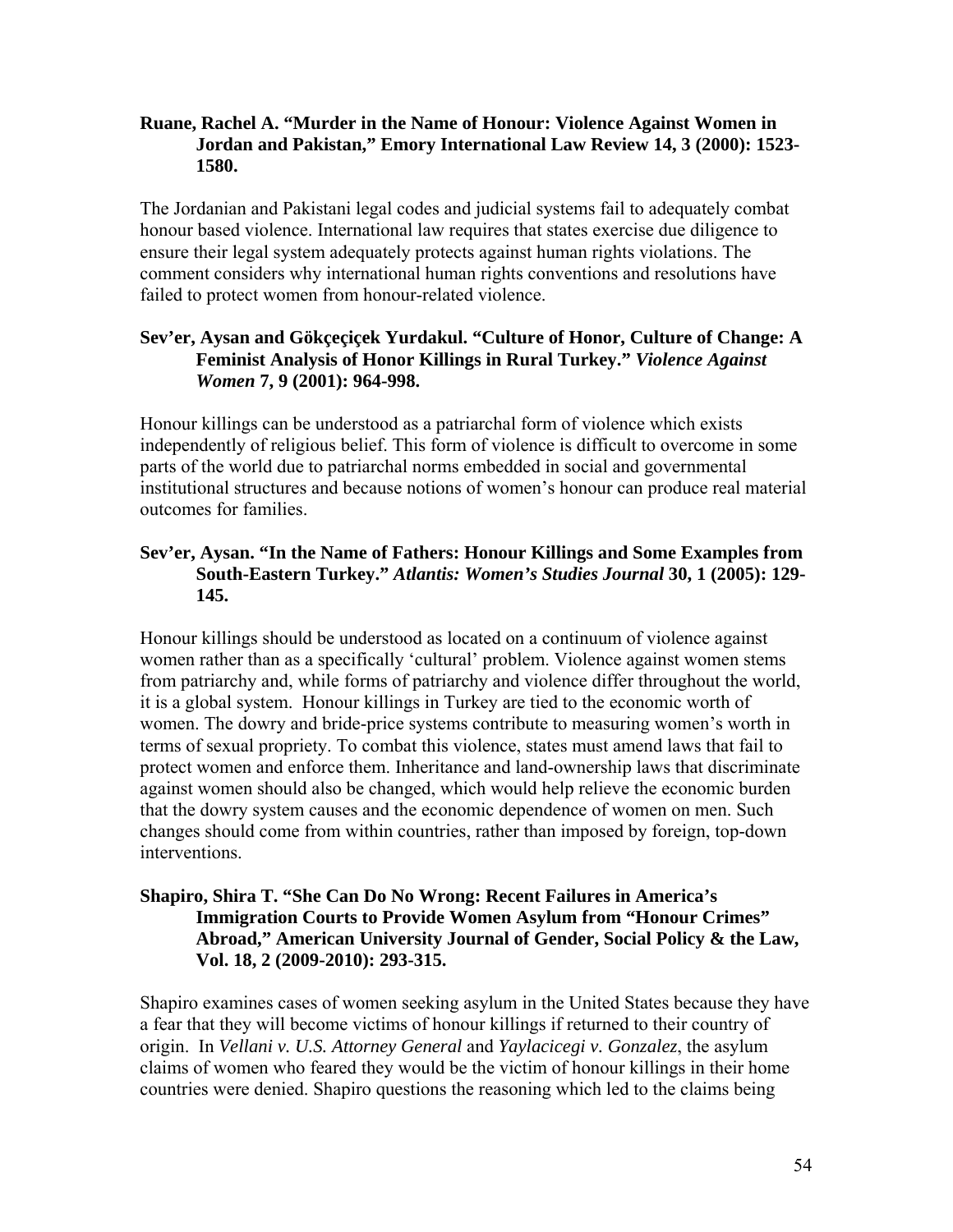**Ruane, Rachel A. "Murder in the Name of Honour: Violence Against Women in Jordan and Pakistan," Emory International Law Review 14, 3 (2000): 1523-1580.**

The Jordanian and Pakistani legal codes and judicial systems fail to adequately combat honour based violence. International law requires that states exercise due diligence to ensure their legal system adequately protects against human rights violations. The comment considers why international human rights conventions and resolutions have failed to protect women from honour-related violence.

**Sev'er, Aysan and Gökçeçiçek Yurdakul. "Culture of Honor, Culture of Change: A Feminist Analysis of Honor Killings in Rural Turkey."** ***Violence Against Women*** **7, 9 (2001): 964-998.**

Honour killings can be understood as a patriarchal form of violence which exists independently of religious belief. This form of violence is difficult to overcome in some parts of the world due to patriarchal norms embedded in social and governmental institutional structures and because notions of women's honour can produce real material outcomes for families.

**Sev'er, Aysan. "In the Name of Fathers: Honour Killings and Some Examples from South-Eastern Turkey."** ***Atlantis: Women's Studies Journal*** **30, 1 (2005): 129-145.**

Honour killings should be understood as located on a continuum of violence against women rather than as a specifically 'cultural' problem. Violence against women stems from patriarchy and, while forms of patriarchy and violence differ throughout the world, it is a global system. Honour killings in Turkey are tied to the economic worth of women. The dowry and bride-price systems contribute to measuring women's worth in terms of sexual propriety. To combat this violence, states must amend laws that fail to protect women and enforce them. Inheritance and land-ownership laws that discriminate against women should also be changed, which would help relieve the economic burden that the dowry system causes and the economic dependence of women on men. Such changes should come from within countries, rather than imposed by foreign, top-down interventions.

**Shapiro, Shira T. "She Can Do No Wrong: Recent Failures in America's Immigration Courts to Provide Women Asylum from "Honour Crimes" Abroad," American University Journal of Gender, Social Policy & the Law, Vol. 18, 2 (2009-2010): 293-315.**

Shapiro examines cases of women seeking asylum in the United States because they have a fear that they will become victims of honour killings if returned to their country of origin. In *Vellani v. U.S. Attorney General* and *Yaylacicegi v. Gonzalez*, the asylum claims of women who feared they would be the victim of honour killings in their home countries were denied. Shapiro questions the reasoning which led to the claims being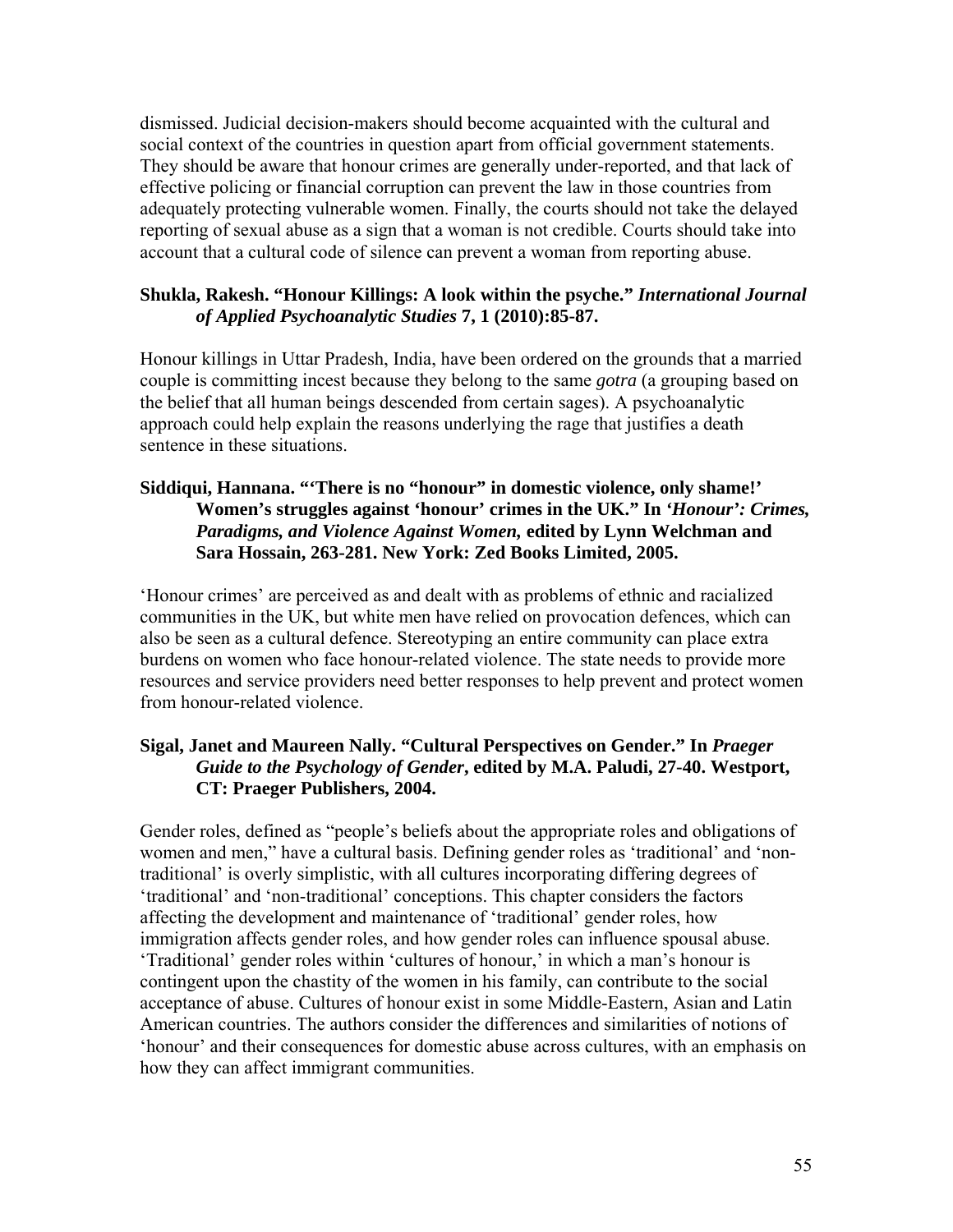dismissed. Judicial decision-makers should become acquainted with the cultural and social context of the countries in question apart from official government statements. They should be aware that honour crimes are generally under-reported, and that lack of effective policing or financial corruption can prevent the law in those countries from adequately protecting vulnerable women. Finally, the courts should not take the delayed reporting of sexual abuse as a sign that a woman is not credible. Courts should take into account that a cultural code of silence can prevent a woman from reporting abuse.

**Shukla, Rakesh. "Honour Killings: A look within the psyche." *International Journal of Applied Psychoanalytic Studies* 7, 1 (2010):85-87.**

Honour killings in Uttar Pradesh, India, have been ordered on the grounds that a married couple is committing incest because they belong to the same *gotra* (a grouping based on the belief that all human beings descended from certain sages). A psychoanalytic approach could help explain the reasons underlying the rage that justifies a death sentence in these situations.

**Siddiqui, Hannana. "'There is no "honour" in domestic violence, only shame!' Women's struggles against 'honour' crimes in the UK." In *'Honour': Crimes, Paradigms, and Violence Against Women,* edited by Lynn Welchman and Sara Hossain, 263-281. New York: Zed Books Limited, 2005.**

'Honour crimes' are perceived as and dealt with as problems of ethnic and racialized communities in the UK, but white men have relied on provocation defences, which can also be seen as a cultural defence. Stereotyping an entire community can place extra burdens on women who face honour-related violence. The state needs to provide more resources and service providers need better responses to help prevent and protect women from honour-related violence.

**Sigal, Janet and Maureen Nally. "Cultural Perspectives on Gender." In *Praeger Guide to the Psychology of Gender*, edited by M.A. Paludi, 27-40. Westport, CT: Praeger Publishers, 2004.**

Gender roles, defined as "people's beliefs about the appropriate roles and obligations of women and men," have a cultural basis. Defining gender roles as 'traditional' and 'non-traditional' is overly simplistic, with all cultures incorporating differing degrees of 'traditional' and 'non-traditional' conceptions. This chapter considers the factors affecting the development and maintenance of 'traditional' gender roles, how immigration affects gender roles, and how gender roles can influence spousal abuse. 'Traditional' gender roles within 'cultures of honour,' in which a man's honour is contingent upon the chastity of the women in his family, can contribute to the social acceptance of abuse. Cultures of honour exist in some Middle-Eastern, Asian and Latin American countries. The authors consider the differences and similarities of notions of 'honour' and their consequences for domestic abuse across cultures, with an emphasis on how they can affect immigrant communities.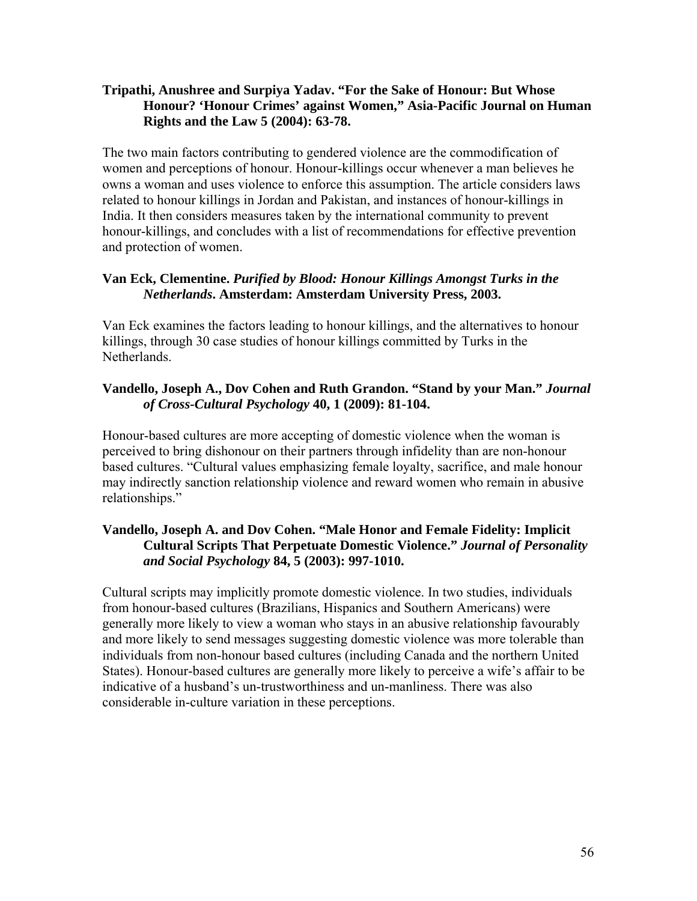**Tripathi, Anushree and Surpiya Yadav. "For the Sake of Honour: But Whose Honour? 'Honour Crimes' against Women," Asia-Pacific Journal on Human Rights and the Law 5 (2004): 63-78.**

The two main factors contributing to gendered violence are the commodification of women and perceptions of honour. Honour-killings occur whenever a man believes he owns a woman and uses violence to enforce this assumption. The article considers laws related to honour killings in Jordan and Pakistan, and instances of honour-killings in India. It then considers measures taken by the international community to prevent honour-killings, and concludes with a list of recommendations for effective prevention and protection of women.

**Van Eck, Clementine. *Purified by Blood: Honour Killings Amongst Turks in the Netherlands*. Amsterdam: Amsterdam University Press, 2003.**

Van Eck examines the factors leading to honour killings, and the alternatives to honour killings, through 30 case studies of honour killings committed by Turks in the Netherlands.

**Vandello, Joseph A., Dov Cohen and Ruth Grandon. "Stand by your Man." *Journal of Cross-Cultural Psychology* 40, 1 (2009): 81-104.**

Honour-based cultures are more accepting of domestic violence when the woman is perceived to bring dishonour on their partners through infidelity than are non-honour based cultures. "Cultural values emphasizing female loyalty, sacrifice, and male honour may indirectly sanction relationship violence and reward women who remain in abusive relationships."

**Vandello, Joseph A. and Dov Cohen. "Male Honor and Female Fidelity: Implicit Cultural Scripts That Perpetuate Domestic Violence." *Journal of Personality and Social Psychology* 84, 5 (2003): 997-1010.**

Cultural scripts may implicitly promote domestic violence. In two studies, individuals from honour-based cultures (Brazilians, Hispanics and Southern Americans) were generally more likely to view a woman who stays in an abusive relationship favourably and more likely to send messages suggesting domestic violence was more tolerable than individuals from non-honour based cultures (including Canada and the northern United States). Honour-based cultures are generally more likely to perceive a wife's affair to be indicative of a husband's un-trustworthiness and un-manliness. There was also considerable in-culture variation in these perceptions.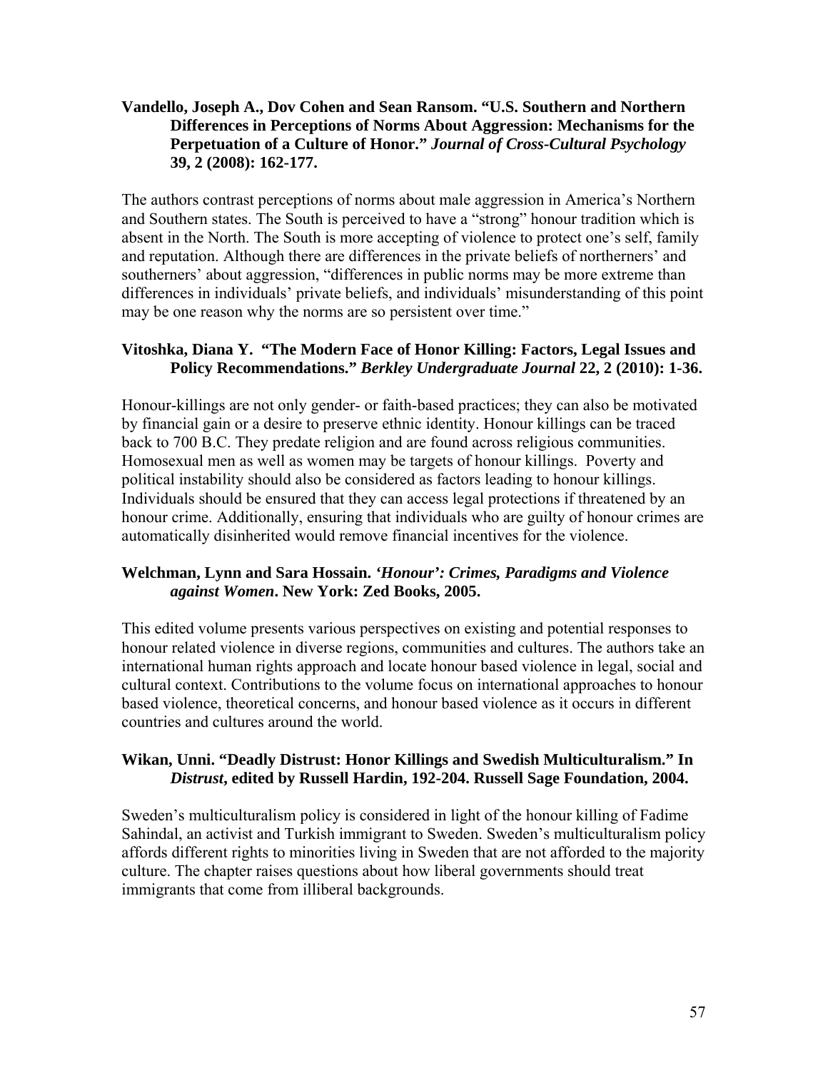**Vandello, Joseph A., Dov Cohen and Sean Ransom. "U.S. Southern and Northern Differences in Perceptions of Norms About Aggression: Mechanisms for the Perpetuation of a Culture of Honor."** ***Journal of Cross-Cultural Psychology*** **39, 2 (2008): 162-177.**

The authors contrast perceptions of norms about male aggression in America's Northern and Southern states. The South is perceived to have a "strong" honour tradition which is absent in the North. The South is more accepting of violence to protect one's self, family and reputation. Although there are differences in the private beliefs of northerners' and southerners' about aggression, "differences in public norms may be more extreme than differences in individuals' private beliefs, and individuals' misunderstanding of this point may be one reason why the norms are so persistent over time."

**Vitoshka, Diana Y. "The Modern Face of Honor Killing: Factors, Legal Issues and Policy Recommendations."** ***Berkley Undergraduate Journal*** **22, 2 (2010): 1-36.**

Honour-killings are not only gender- or faith-based practices; they can also be motivated by financial gain or a desire to preserve ethnic identity. Honour killings can be traced back to 700 B.C. They predate religion and are found across religious communities. Homosexual men as well as women may be targets of honour killings. Poverty and political instability should also be considered as factors leading to honour killings. Individuals should be ensured that they can access legal protections if threatened by an honour crime. Additionally, ensuring that individuals who are guilty of honour crimes are automatically disinherited would remove financial incentives for the violence.

**Welchman, Lynn and Sara Hossain.** ***'Honour': Crimes, Paradigms and Violence against Women*****. New York: Zed Books, 2005.**

This edited volume presents various perspectives on existing and potential responses to honour related violence in diverse regions, communities and cultures. The authors take an international human rights approach and locate honour based violence in legal, social and cultural context. Contributions to the volume focus on international approaches to honour based violence, theoretical concerns, and honour based violence as it occurs in different countries and cultures around the world.

**Wikan, Unni. "Deadly Distrust: Honor Killings and Swedish Multiculturalism." In** ***Distrust*****, edited by Russell Hardin, 192-204. Russell Sage Foundation, 2004.**

Sweden's multiculturalism policy is considered in light of the honour killing of Fadime Sahindal, an activist and Turkish immigrant to Sweden. Sweden's multiculturalism policy affords different rights to minorities living in Sweden that are not afforded to the majority culture. The chapter raises questions about how liberal governments should treat immigrants that come from illiberal backgrounds.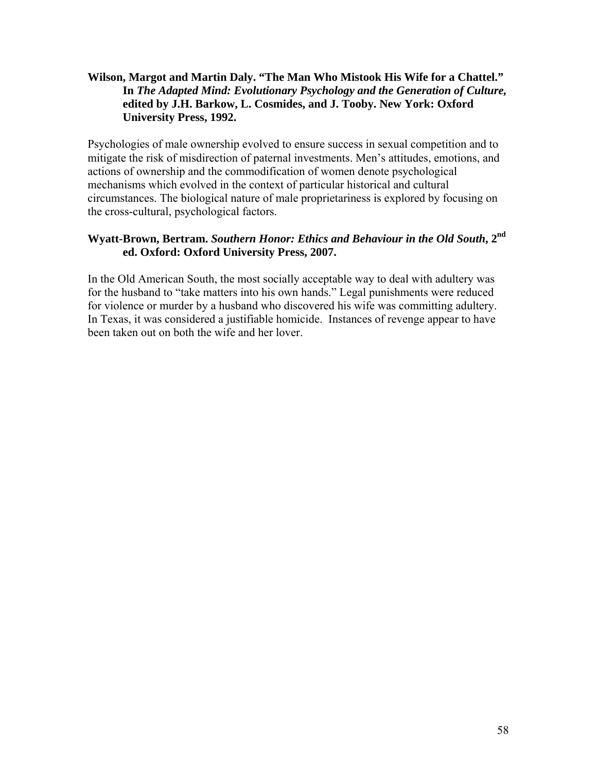**Wilson, Margot and Martin Daly. "The Man Who Mistook His Wife for a Chattel." In *The Adapted Mind: Evolutionary Psychology and the Generation of Culture,* edited by J.H. Barkow, L. Cosmides, and J. Tooby. New York: Oxford University Press, 1992.**

Psychologies of male ownership evolved to ensure success in sexual competition and to mitigate the risk of misdirection of paternal investments. Men's attitudes, emotions, and actions of ownership and the commodification of women denote psychological mechanisms which evolved in the context of particular historical and cultural circumstances. The biological nature of male proprietariness is explored by focusing on the cross-cultural, psychological factors.

**Wyatt-Brown, Bertram. *Southern Honor: Ethics and Behaviour in the Old South*, 2nd ed. Oxford: Oxford University Press, 2007.**

In the Old American South, the most socially acceptable way to deal with adultery was for the husband to "take matters into his own hands." Legal punishments were reduced for violence or murder by a husband who discovered his wife was committing adultery. In Texas, it was considered a justifiable homicide. Instances of revenge appear to have been taken out on both the wife and her lover.